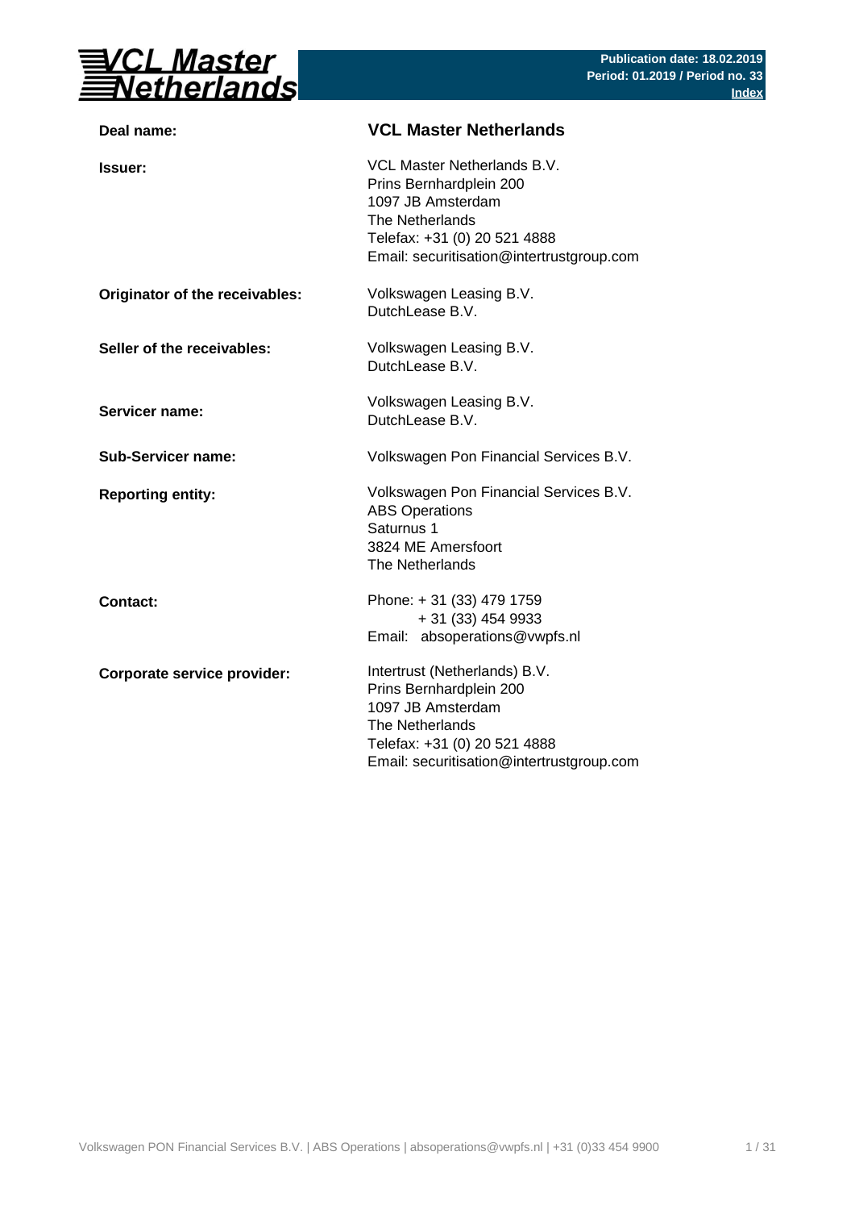VCL Master Netherlands

**Publication date: 18.02.2019**
**Period: 01.2019 / Period no. 33**
**Index**

| | |
|---|---|
| **Deal name:** | **VCL Master Netherlands** |
| **Issuer:** | VCL Master Netherlands B.V.<br>Prins Bernhardplein 200<br>1097 JB Amsterdam<br>The Netherlands<br>Telefax: +31 (0) 20 521 4888<br>Email: securitisation@intertrustgroup.com |
| **Originator of the receivables:** | Volkswagen Leasing B.V.<br>DutchLease B.V. |
| **Seller of the receivables:** | Volkswagen Leasing B.V.<br>DutchLease B.V. |
| **Servicer name:** | Volkswagen Leasing B.V.<br>DutchLease B.V. |
| **Sub-Servicer name:** | Volkswagen Pon Financial Services B.V. |
| **Reporting entity:** | Volkswagen Pon Financial Services B.V.<br>ABS Operations<br>Saturnus 1<br>3824 ME Amersfoort<br>The Netherlands |
| **Contact:** | Phone: + 31 (33) 479 1759<br>+ 31 (33) 454 9933<br>Email: absoperations@vwpfs.nl |
| **Corporate service provider:** | Intertrust (Netherlands) B.V.<br>Prins Bernhardplein 200<br>1097 JB Amsterdam<br>The Netherlands<br>Telefax: +31 (0) 20 521 4888<br>Email: securitisation@intertrustgroup.com |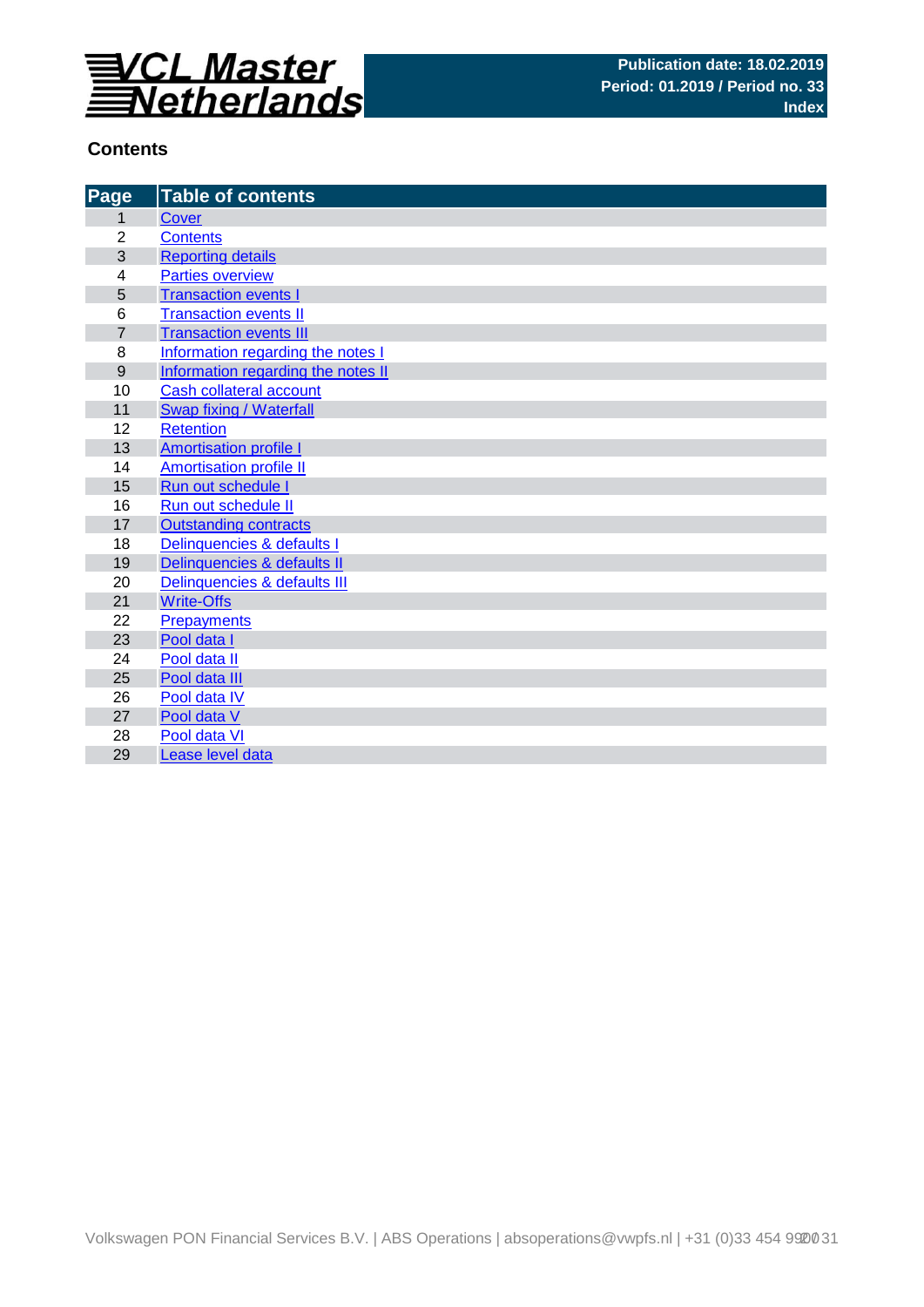**VCL Master Netherlands**

**Publication date: 18.02.2019**
**Period: 01.2019 / Period no. 33**
**Index**

## Contents

| Page | Table of contents |
|---|---|
| 1 | Cover |
| 2 | Contents |
| 3 | Reporting details |
| 4 | Parties overview |
| 5 | Transaction events I |
| 6 | Transaction events II |
| 7 | Transaction events III |
| 8 | Information regarding the notes I |
| 9 | Information regarding the notes II |
| 10 | Cash collateral account |
| 11 | Swap fixing / Waterfall |
| 12 | Retention |
| 13 | Amortisation profile I |
| 14 | Amortisation profile II |
| 15 | Run out schedule I |
| 16 | Run out schedule II |
| 17 | Outstanding contracts |
| 18 | Delinquencies & defaults I |
| 19 | Delinquencies & defaults II |
| 20 | Delinquencies & defaults III |
| 21 | Write-Offs |
| 22 | Prepayments |
| 23 | Pool data I |
| 24 | Pool data II |
| 25 | Pool data III |
| 26 | Pool data IV |
| 27 | Pool data V |
| 28 | Pool data VI |
| 29 | Lease level data |

Volkswagen PON Financial Services B.V. | ABS Operations | absoperations@vwpfs.nl | +31 (0)33 454 9900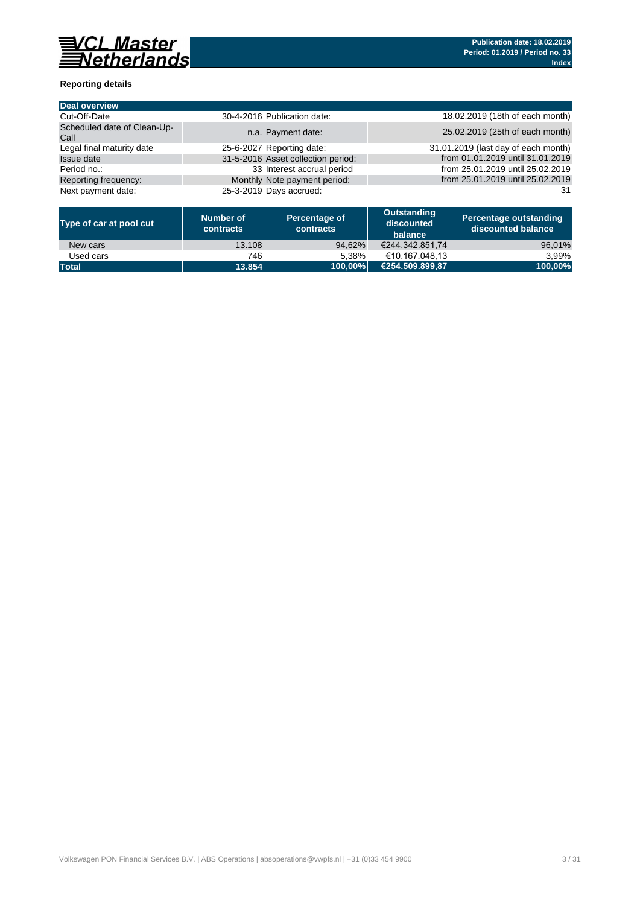# VCL Master Netherlands

**Publication date: 18.02.2019**
**Period: 01.2019 / Period no. 33**
**Index**

### Reporting details

| Deal overview | | | |
|---|---|---|---|
| Cut-Off-Date | 30-4-2016 | Publication date: | 18.02.2019 (18th of each month) |
| Scheduled date of Clean-Up-Call | n.a. | Payment date: | 25.02.2019 (25th of each month) |
| Legal final maturity date | 25-6-2027 | Reporting date: | 31.01.2019 (last day of each month) |
| Issue date | 31-5-2016 | Asset collection period: | from 01.01.2019 until 31.01.2019 |
| Period no.: | 33 | Interest accrual period | from 25.01.2019 until 25.02.2019 |
| Reporting frequency: | Monthly | Note payment period: | from 25.01.2019 until 25.02.2019 |
| Next payment date: | 25-3-2019 | Days accrued: | 31 |

| Type of car at pool cut | Number of contracts | Percentage of contracts | Outstanding discounted balance | Percentage outstanding discounted balance |
|---|---|---|---|---|
| New cars | 13.108 | 94,62% | €244.342.851,74 | 96,01% |
| Used cars | 746 | 5,38% | €10.167.048,13 | 3,99% |
| **Total** | **13.854** | **100,00%** | **€254.509.899,87** | **100,00%** |

Volkswagen PON Financial Services B.V. | ABS Operations | absoperations@vwpfs.nl | +31 (0)33 454 9900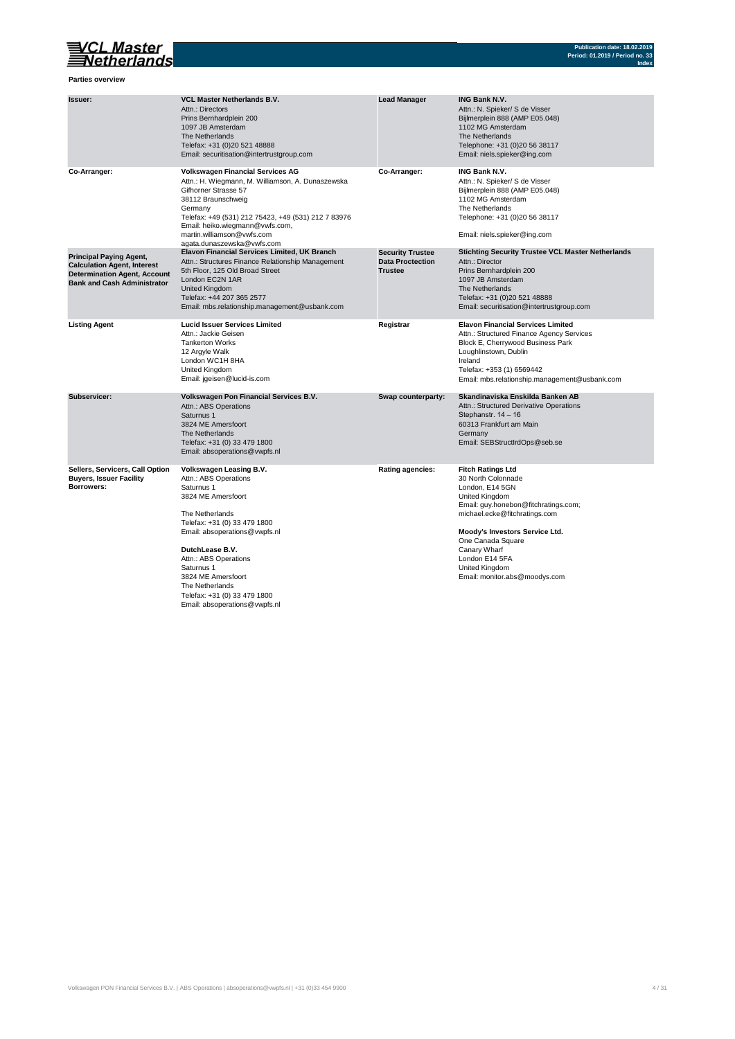## Parties overview

| | | | |
|---|---|---|---|
| **Issuer:** | **VCL Master Netherlands B.V.**<br>Attn.: Directors<br>Prins Bernhardplein 200<br>1097 JB Amsterdam<br>The Netherlands<br>Telefax: +31 (0)20 521 48888<br>Email: securitisation@intertrustgroup.com | **Lead Manager** | **ING Bank N.V.**<br>Attn.: N. Spieker/ S de Visser<br>Bijlmerplein 888 (AMP E05.048)<br>1102 MG Amsterdam<br>The Netherlands<br>Telephone: +31 (0)20 56 38117<br>Email: niels.spieker@ing.com |
| **Co-Arranger:** | **Volkswagen Financial Services AG**<br>Attn.: H. Wiegmann, M. Williamson, A. Dunaszewska<br>Gifhorner Strasse 57<br>38112 Braunschweig<br>Germany<br>Telefax: +49 (531) 212 75423, +49 (531) 212 7 83976<br>Email: heiko.wiegmann@vwfs.com,<br>martin.williamson@vwfs.com<br>agata.dunaszewska@vwfs.com | **Co-Arranger:** | **ING Bank N.V.**<br>Attn.: N. Spieker/ S de Visser<br>Bijlmerplein 888 (AMP E05.048)<br>1102 MG Amsterdam<br>The Netherlands<br>Telephone: +31 (0)20 56 38117<br><br>Email: niels.spieker@ing.com |
| **Principal Paying Agent, Calculation Agent, Interest Determination Agent, Account Bank and Cash Administrator** | **Elavon Financial Services Limited, UK Branch**<br>Attn.: Structures Finance Relationship Management<br>5th Floor, 125 Old Broad Street<br>London EC2N 1AR<br>United Kingdom<br>Telefax: +44 207 365 2577<br>Email: mbs.relationship.management@usbank.com | **Security Trustee Data Proctection Trustee** | **Stichting Security Trustee VCL Master Netherlands**<br>Attn.: Director<br>Prins Bernhardplein 200<br>1097 JB Amsterdam<br>The Netherlands<br>Telefax: +31 (0)20 521 48888<br>Email: securitisation@intertrustgroup.com |
| **Listing Agent** | **Lucid Issuer Services Limited**<br>Attn.: Jackie Geisen<br>Tankerton Works<br>12 Argyle Walk<br>London WC1H 8HA<br>United Kingdom<br>Email: jgeisen@lucid-is.com | **Registrar** | **Elavon Financial Services Limited**<br>Attn.: Structured Finance Agency Services<br>Block E, Cherrywood Business Park<br>Loughlinstown, Dublin<br>Ireland<br>Telefax: +353 (1) 6569442<br>Email: mbs.relationship.management@usbank.com |
| **Subservicer:** | **Volkswagen Pon Financial Services B.V.**<br>Attn.: ABS Operations<br>Saturnus 1<br>3824 ME Amersfoort<br>The Netherlands<br>Telefax: +31 (0) 33 479 1800<br>Email: absoperations@vwpfs.nl | **Swap counterparty:** | **Skandinaviska Enskilda Banken AB**<br>Attn.: Structured Derivative Operations<br>Stephanstr. 14 – 16<br>60313 Frankfurt am Main<br>Germany<br>Email: SEBStructIrdOps@seb.se |
| **Sellers, Servicers, Call Option Buyers, Issuer Facility Borrowers:** | **Volkswagen Leasing B.V.**<br>Attn.: ABS Operations<br>Saturnus 1<br>3824 ME Amersfoort<br><br>The Netherlands<br>Telefax: +31 (0) 33 479 1800<br>Email: absoperations@vwpfs.nl<br><br>**DutchLease B.V.**<br>Attn.: ABS Operations<br>Saturnus 1<br>3824 ME Amersfoort<br>The Netherlands<br>Telefax: +31 (0) 33 479 1800<br>Email: absoperations@vwpfs.nl | **Rating agencies:** | **Fitch Ratings Ltd**<br>30 North Colonnade<br>London, E14 5GN<br>United Kingdom<br>Email: guy.honebon@fitchratings.com;<br>michael.ecke@fitchratings.com<br><br>**Moody's Investors Service Ltd.**<br>One Canada Square<br>Canary Wharf<br>London E14 5FA<br>United Kingdom<br>Email: monitor.abs@moodys.com |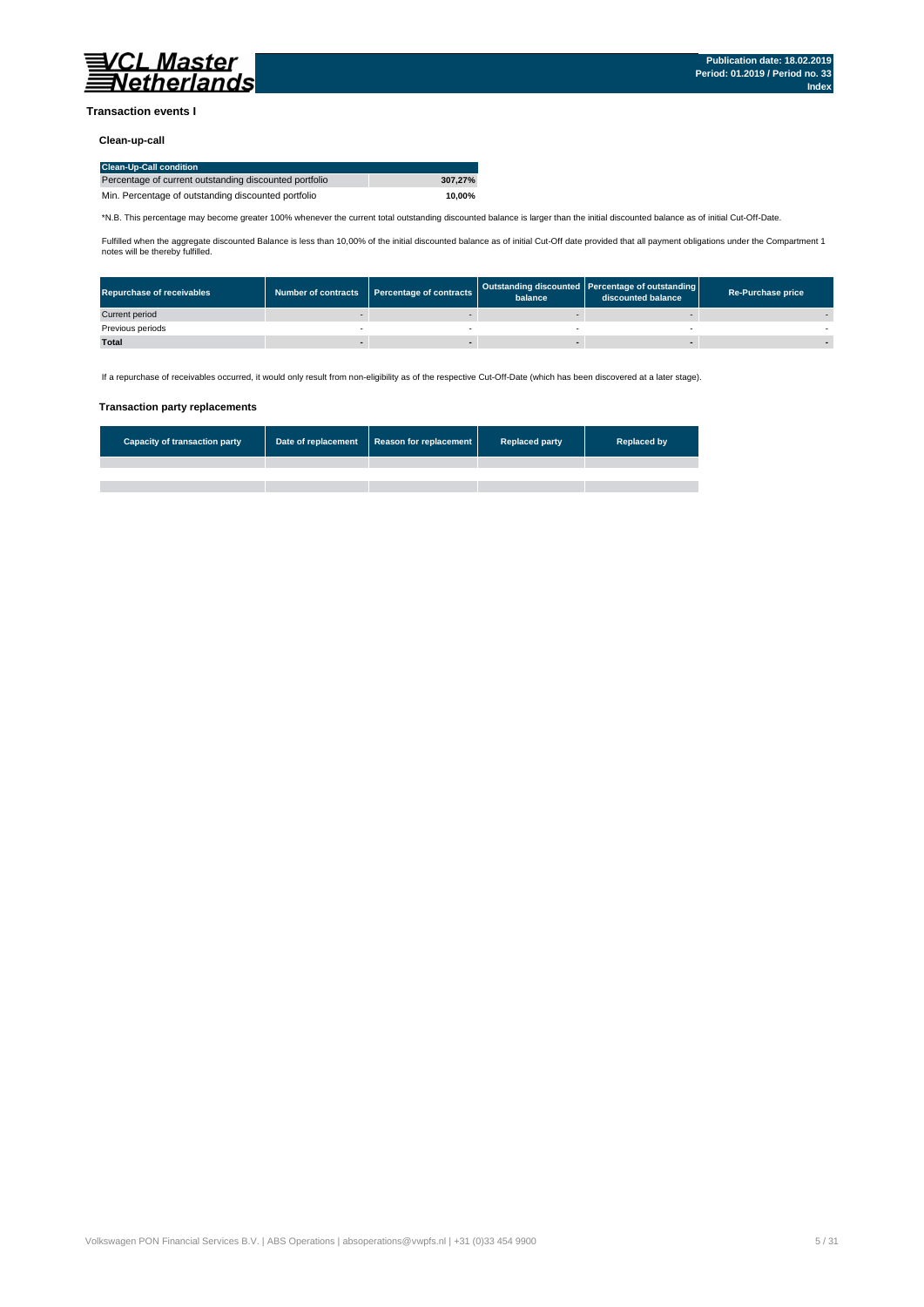## Transaction events I

### Clean-up-call

| Clean-Up-Call condition | |
|---|---|
| Percentage of current outstanding discounted portfolio | **307,27%** |
| Min. Percentage of outstanding discounted portfolio | **10,00%** |

*N.B. This percentage may become greater 100% whenever the current total outstanding discounted balance is larger than the initial discounted balance as of initial Cut-Off-Date.

Fulfilled when the aggregate discounted Balance is less than 10,00% of the initial discounted balance as of initial Cut-Off date provided that all payment obligations under the Compartment 1 notes will be thereby fulfilled.

| Repurchase of receivables | Number of contracts | Percentage of contracts | Outstanding discounted balance | Percentage of outstanding discounted balance | Re-Purchase price |
|---|---|---|---|---|---|
| Current period | - | - | - | - | - |
| Previous periods | - | - | - | - | - |
| **Total** | **-** | **-** | **-** | **-** | **-** |

If a repurchase of receivables occurred, it would only result from non-eligibility as of the respective Cut-Off-Date (which has been discovered at a later stage).

### Transaction party replacements

| Capacity of transaction party | Date of replacement | Reason for replacement | Replaced party | Replaced by |
|---|---|---|---|---|
| | | | | |
| | | | | |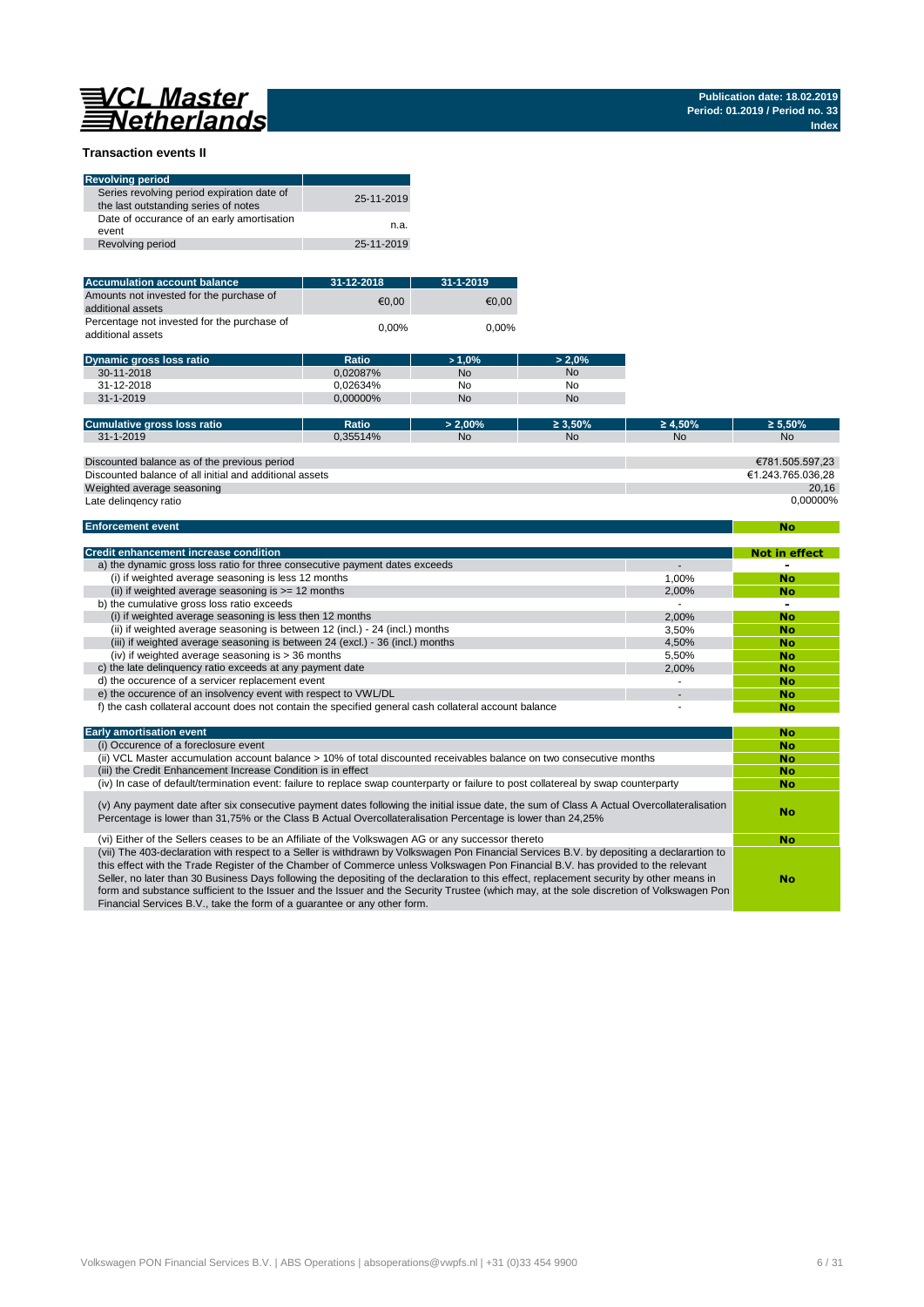**Publication date: 18.02.2019**
**Period: 01.2019 / Period no. 33**
**Index**

## Transaction events II

| Revolving period | |
|---|---|
| Series revolving period expiration date of the last outstanding series of notes | 25-11-2019 |
| Date of occurance of an early amortisation event | n.a. |
| Revolving period | 25-11-2019 |

| Accumulation account balance | 31-12-2018 | 31-1-2019 |
|---|---|---|
| Amounts not invested for the purchase of additional assets | €0,00 | €0,00 |
| Percentage not invested for the purchase of additional assets | 0,00% | 0,00% |

| Dynamic gross loss ratio | Ratio | > 1,0% | > 2,0% |
|---|---|---|---|
| 30-11-2018 | 0,02087% | No | No |
| 31-12-2018 | 0,02634% | No | No |
| 31-1-2019 | 0,00000% | No | No |

| Cumulative gross loss ratio | Ratio | > 2,00% | ≥ 3,50% | ≥ 4,50% | ≥ 5,50% |
|---|---|---|---|---|---|
| 31-1-2019 | 0,35514% | No | No | No | No |

| | |
|---|---|
| Discounted balance as of the previous period | €781.505.597,23 |
| Discounted balance of all initial and additional assets | €1.243.765.036,28 |
| Weighted average seasoning | 20,16 |
| Late delinqency ratio | 0,00000% |

| Enforcement event | No |
|---|---|

| Credit enhancement increase condition | | Not in effect |
|---|---|---|
| a) the dynamic gross loss ratio for three consecutive payment dates exceeds | - | - |
| (i) if weighted average seasoning is less 12 months | 1,00% | No |
| (ii) if weighted average seasoning is >= 12 months | 2,00% | No |
| b) the cumulative gross loss ratio exceeds | - | - |
| (i) if weighted average seasoning is less then 12 months | 2,00% | No |
| (ii) if weighted average seasoning is between 12 (incl.) - 24 (incl.) months | 3,50% | No |
| (iii) if weighted average seasoning is between 24 (excl.) - 36 (incl.) months | 4,50% | No |
| (iv) if weighted average seasoning is > 36 months | 5,50% | No |
| c) the late delinquency ratio exceeds at any payment date | 2,00% | No |
| d) the occurence of a servicer replacement event | - | No |
| e) the occurence of an insolvency event with respect to VWL/DL | - | No |
| f) the cash collateral account does not contain the specified general cash collateral account balance | - | No |

| Early amortisation event | No |
|---|---|
| (i) Occurence of a foreclosure event | No |
| (ii) VCL Master accumulation account balance > 10% of total discounted receivables balance on two consecutive months | No |
| (iii) the Credit Enhancement Increase Condition is in effect | No |
| (iv) In case of default/termination event: failure to replace swap counterparty or failure to post collatereal by swap counterparty | No |
| (v) Any payment date after six consecutive payment dates following the initial issue date, the sum of Class A Actual Overcollateralisation Percentage is lower than 31,75% or the Class B Actual Overcollateralisation Percentage is lower than 24,25% | No |
| (vi) Either of the Sellers ceases to be an Affiliate of the Volkswagen AG or any successor thereto | No |
| (vii) The 403-declaration with respect to a Seller is withdrawn by Volkswagen Pon Financial Services B.V. by depositing a declarartion to this effect with the Trade Register of the Chamber of Commerce unless Volkswagen Pon Financial B.V. has provided to the relevant Seller, no later than 30 Business Days following the depositing of the declaration to this effect, replacement security by other means in form and substance sufficient to the Issuer and the Issuer and the Security Trustee (which may, at the sole discretion of Volkswagen Pon Financial Services B.V., take the form of a guarantee or any other form. | No |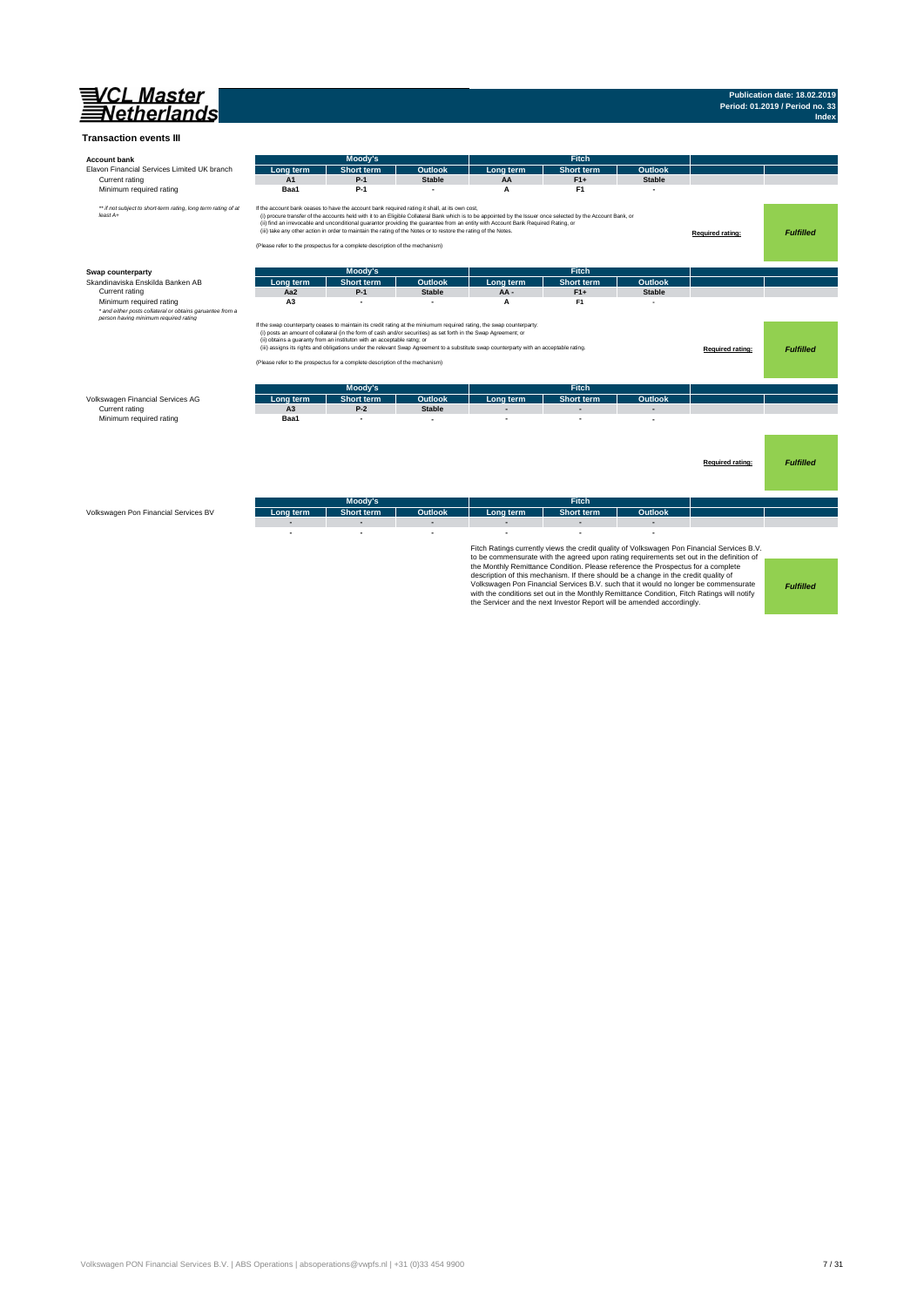## Transaction events III

**Account bank**

Elavon Financial Services Limited UK branch

| | Moody's | | | Fitch | | | | |
|---|---|---|---|---|---|---|---|---|
| | Long term | Short term | Outlook | Long term | Short term | Outlook | | |
| Current rating | A1 | P-1 | Stable | AA | F1+ | Stable | | |
| Minimum required rating | Baa1 | P-1 | - | A | F1 | - | | |

*\*\* if not subject to short-term rating, long term rating of at least A+*

If the account bank ceases to have the account bank required rating it shall, at its own cost,
(i) procure transfer of the accounts held with it to an Eligible Collateral Bank which is to be appointed by the Issuer once selected by the Account Bank, or
(ii) find an irrevocable and unconditional guarantor providing the guarantee from an entity with Account Bank Required Rating, or
(iii) take any other action in order to maintain the rating of the Notes or to restore the rating of the Notes.

(Please refer to the prospectus for a complete description of the mechanism)

**Required rating:** *Fulfilled*

**Swap counterparty**

Skandinaviska Enskilda Banken AB

| | Moody's | | | Fitch | | | | |
|---|---|---|---|---|---|---|---|---|
| | Long term | Short term | Outlook | Long term | Short term | Outlook | | |
| Current rating | Aa2 | P-1 | Stable | AA - | F1+ | Stable | | |
| Minimum required rating | A3 | - | - | A | F1 | - | | |

*\* and either posts collateral or obtains garuantee from a person having minimum required rating*

If the swap counterparty ceases to maintain its credit rating at the miniumum required rating, the swap counterparty:
(i) posts an amount of collateral (in the form of cash and/or securities) as set forth in the Swap Agreement; or
(ii) obtains a guaranty from an instituton with an acceptable ratng; or
(iii) assigns its rights and obligations under the relevant Swap Agreement to a substitute swap counterparty with an acceptable rating.

(Please refer to the prospectus for a complete description of the mechanism)

**Required rating:** *Fulfilled*

Volkswagen Financial Services AG

| | Moody's | | | Fitch | | | | |
|---|---|---|---|---|---|---|---|---|
| | Long term | Short term | Outlook | Long term | Short term | Outlook | | |
| Current rating | A3 | P-2 | Stable | - | - | - | | |
| Minimum required rating | Baa1 | - | - | - | - | - | | |

**Required rating:** *Fulfilled*

Volkswagen Pon Financial Services BV

| Moody's | | | Fitch | | | | |
|---|---|---|---|---|---|---|---|
| Long term | Short term | Outlook | Long term | Short term | Outlook | | |
| - | - | - | - | - | - | | |
| - | - | - | - | - | - | | |

Fitch Ratings currently views the credit quality of Volkswagen Pon Financial Services B.V. to be commensurate with the agreed upon rating requirements set out in the definition of the Monthly Remittance Condition. Please reference the Prospectus for a complete description of this mechanism. If there should be a change in the credit quality of Volkswagen Pon Financial Services B.V. such that it would no longer be commensurate with the conditions set out in the Monthly Remittance Condition, Fitch Ratings will notify the Servicer and the next Investor Report will be amended accordingly.

*Fulfilled*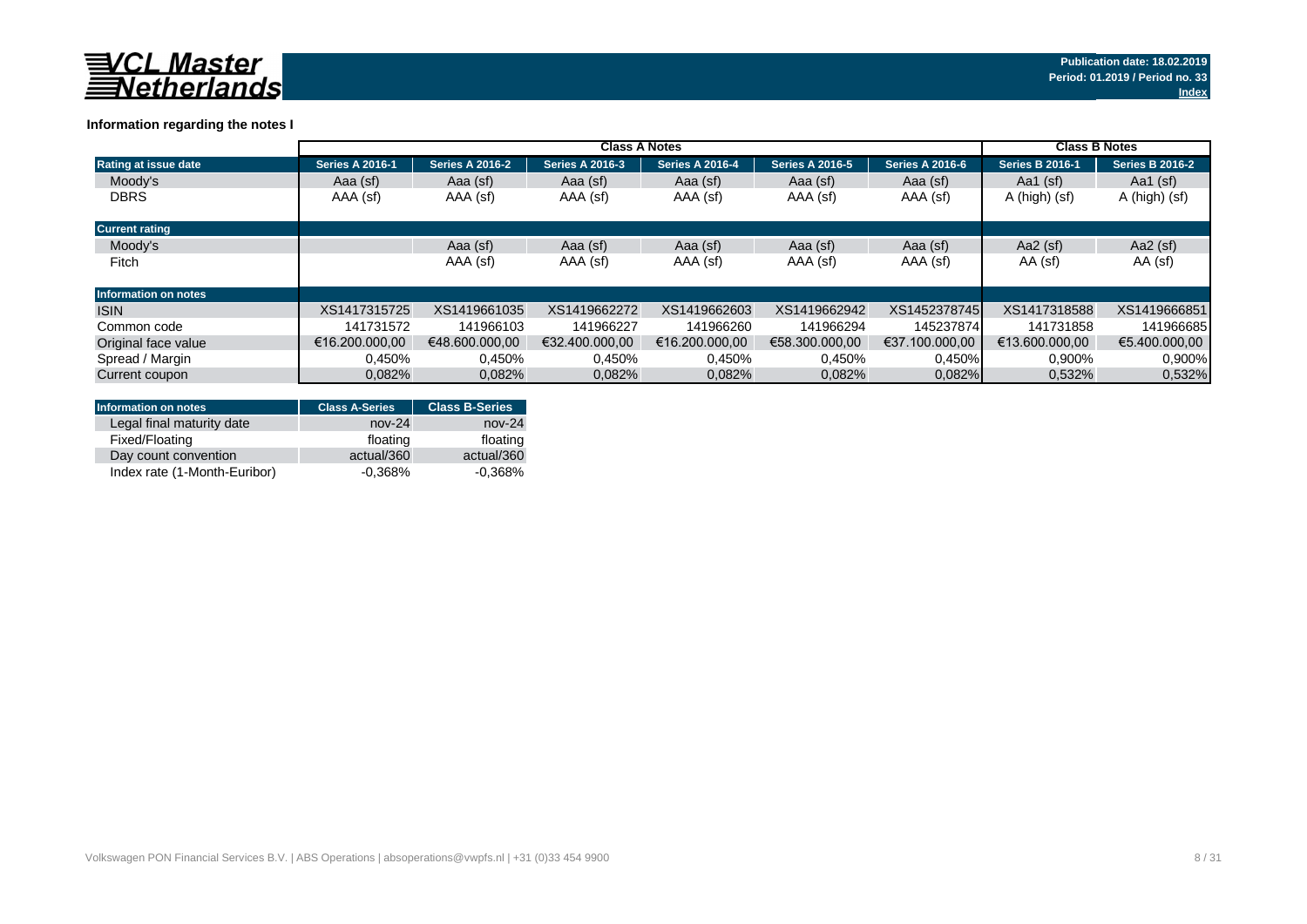**Publication date: 18.02.2019**
**Period: 01.2019 / Period no. 33**
**Index**

### Information regarding the notes I

| | Class A Notes | | | | | | Class B Notes | |
|---|---|---|---|---|---|---|---|---|
| **Rating at issue date** | **Series A 2016-1** | **Series A 2016-2** | **Series A 2016-3** | **Series A 2016-4** | **Series A 2016-5** | **Series A 2016-6** | **Series B 2016-1** | **Series B 2016-2** |
| Moody's | Aaa (sf) | Aaa (sf) | Aaa (sf) | Aaa (sf) | Aaa (sf) | Aaa (sf) | Aa1 (sf) | Aa1 (sf) |
| DBRS | AAA (sf) | AAA (sf) | AAA (sf) | AAA (sf) | AAA (sf) | AAA (sf) | A (high) (sf) | A (high) (sf) |
| **Current rating** | | | | | | | | |
| Moody's | | Aaa (sf) | Aaa (sf) | Aaa (sf) | Aaa (sf) | Aaa (sf) | Aa2 (sf) | Aa2 (sf) |
| Fitch | | AAA (sf) | AAA (sf) | AAA (sf) | AAA (sf) | AAA (sf) | AA (sf) | AA (sf) |
| **Information on notes** | | | | | | | | |
| ISIN | XS1417315725 | XS1419661035 | XS1419662272 | XS1419662603 | XS1419662942 | XS1452378745 | XS1417318588 | XS1419666851 |
| Common code | 141731572 | 141966103 | 141966227 | 141966260 | 141966294 | 145237874 | 141731858 | 141966685 |
| Original face value | €16.200.000,00 | €48.600.000,00 | €32.400.000,00 | €16.200.000,00 | €58.300.000,00 | €37.100.000,00 | €13.600.000,00 | €5.400.000,00 |
| Spread / Margin | 0,450% | 0,450% | 0,450% | 0,450% | 0,450% | 0,450% | 0,900% | 0,900% |
| Current coupon | 0,082% | 0,082% | 0,082% | 0,082% | 0,082% | 0,082% | 0,532% | 0,532% |

| Information on notes | Class A-Series | Class B-Series |
|---|---|---|
| Legal final maturity date | nov-24 | nov-24 |
| Fixed/Floating | floating | floating |
| Day count convention | actual/360 | actual/360 |
| Index rate (1-Month-Euribor) | -0,368% | -0,368% |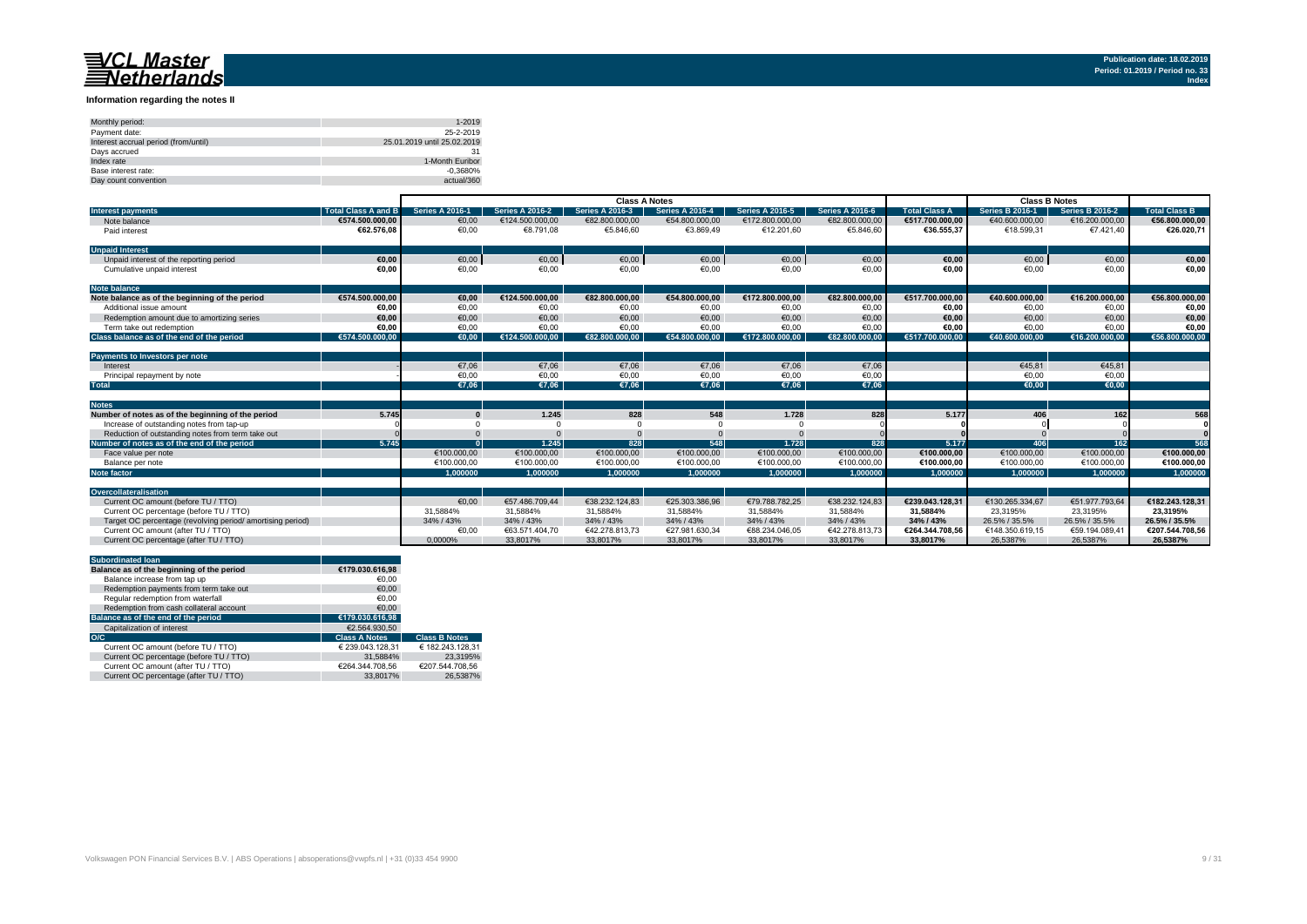# VCL Master Netherlands

Publication date: 18.02.2019
Period: 01.2019 / Period no. 33
Index

## Information regarding the notes II

| | |
|---|---|
| Monthly period: | 1-2019 |
| Payment date: | 25-2-2019 |
| Interest accrual period (from/until) | 25.01.2019 until 25.02.2019 |
| Days accrued | 31 |
| Index rate | 1-Month Euribor |
| Base interest rate: | -0,3680% |
| Day count convention | actual/360 |

| | | Class A Notes | | | | | | | Class B Notes | | |
|---|---|---|---|---|---|---|---|---|---|---|---|
| **Interest payments** | **Total Class A and B** | **Series A 2016-1** | **Series A 2016-2** | **Series A 2016-3** | **Series A 2016-4** | **Series A 2016-5** | **Series A 2016-6** | **Total Class A** | **Series B 2016-1** | **Series B 2016-2** | **Total Class B** |
| Note balance | €574.500.000,00 | €0,00 | €124.500.000,00 | €82.800.000,00 | €54.800.000,00 | €172.800.000,00 | €82.800.000,00 | €517.700.000,00 | €40.600.000,00 | €16.200.000,00 | €56.800.000,00 |
| Paid interest | €62.576,08 | €0,00 | €8.791,08 | €5.846,60 | €3.869,49 | €12.201,60 | €5.846,60 | €36.555,37 | €18.599,31 | €7.421,40 | €26.020,71 |
| **Unpaid Interest** | | | | | | | | | | | |
| Unpaid interest of the reporting period | €0,00 | €0,00 | €0,00 | €0,00 | €0,00 | €0,00 | €0,00 | €0,00 | €0,00 | €0,00 | €0,00 |
| Cumulative unpaid interest | €0,00 | €0,00 | €0,00 | €0,00 | €0,00 | €0,00 | €0,00 | €0,00 | €0,00 | €0,00 | €0,00 |
| **Note balance** | | | | | | | | | | | |
| **Note balance as of the beginning of the period** | €574.500.000,00 | €0,00 | €124.500.000,00 | €82.800.000,00 | €54.800.000,00 | €172.800.000,00 | €82.800.000,00 | €517.700.000,00 | €40.600.000,00 | €16.200.000,00 | €56.800.000,00 |
| Additional issue amount | €0,00 | €0,00 | €0,00 | €0,00 | €0,00 | €0,00 | €0,00 | €0,00 | €0,00 | €0,00 | €0,00 |
| Redemption amount due to amortizing series | €0,00 | €0,00 | €0,00 | €0,00 | €0,00 | €0,00 | €0,00 | €0,00 | €0,00 | €0,00 | €0,00 |
| Term take out redemption | €0,00 | €0,00 | €0,00 | €0,00 | €0,00 | €0,00 | €0,00 | €0,00 | €0,00 | €0,00 | €0,00 |
| **Class balance as of the end of the period** | €574.500.000,00 | €0,00 | €124.500.000,00 | €82.800.000,00 | €54.800.000,00 | €172.800.000,00 | €82.800.000,00 | €517.700.000,00 | €40.600.000,00 | €16.200.000,00 | €56.800.000,00 |
| **Payments to Investors per note** | | | | | | | | | | | |
| Interest | - | €7,06 | €7,06 | €7,06 | €7,06 | €7,06 | €7,06 | | €45,81 | €45,81 | |
| Principal repayment by note | - | €0,00 | €0,00 | €0,00 | €0,00 | €0,00 | €0,00 | | €0,00 | €0,00 | |
| **Total** | | €7,06 | €7,06 | €7,06 | €7,06 | €7,06 | €7,06 | | €0,00 | €0,00 | |
| **Notes** | | | | | | | | | | | |
| **Number of notes as of the beginning of the period** | 5.745 | 0 | 1.245 | 828 | 548 | 1.728 | 828 | 5.177 | 406 | 162 | 568 |
| Increase of outstanding notes from tap-up | 0 | 0 | 0 | 0 | 0 | 0 | 0 | 0 | 0 | 0 | 0 |
| Reduction of outstanding notes from term take out | 0 | 0 | 0 | 0 | 0 | 0 | 0 | 0 | 0 | 0 | 0 |
| **Number of notes as of the end of the period** | 5.745 | 0 | 1.245 | 828 | 548 | 1.728 | 828 | 5.177 | 406 | 162 | 568 |
| Face value per note | | €100.000,00 | €100.000,00 | €100.000,00 | €100.000,00 | €100.000,00 | €100.000,00 | €100.000,00 | €100.000,00 | €100.000,00 | €100.000,00 |
| Balance per note | | €100.000,00 | €100.000,00 | €100.000,00 | €100.000,00 | €100.000,00 | €100.000,00 | €100.000,00 | €100.000,00 | €100.000,00 | €100.000,00 |
| **Note factor** | | 1,000000 | 1,000000 | 1,000000 | 1,000000 | 1,000000 | 1,000000 | 1,000000 | 1,000000 | 1,000000 | 1,000000 |
| **Overcollateralisation** | | | | | | | | | | | |
| Current OC amount (before TU / TTO) | | €0,00 | €57.486.709,44 | €38.232.124,83 | €25.303.386,96 | €79.788.782,25 | €38.232.124,83 | €239.043.128,31 | €130.265.334,67 | €51.977.793,64 | €182.243.128,31 |
| Current OC percentage (before TU / TTO) | | 31,5884% | 31,5884% | 31,5884% | 31,5884% | 31,5884% | 31,5884% | 31,5884% | 23,3195% | 23,3195% | 23,3195% |
| Target OC percentage (revolving period/ amortising period) | | 34% / 43% | 34% / 43% | 34% / 43% | 34% / 43% | 34% / 43% | 34% / 43% | 34% / 43% | 26.5% / 35.5% | 26.5% / 35.5% | 26.5% / 35.5% |
| Current OC amount (after TU / TTO) | | €0,00 | €63.571.404,70 | €42.278.813,73 | €27.981.630,34 | €88.234.046,05 | €42.278.813,73 | €264.344.708,56 | €148.350.619,15 | €59.194.089,41 | €207.544.708,56 |
| Current OC percentage (after TU / TTO) | | 0,0000% | 33,8017% | 33,8017% | 33,8017% | 33,8017% | 33,8017% | 33,8017% | 26,5387% | 26,5387% | 26,5387% |

| Subordinated loan | | |
|---|---|---|
| **Balance as of the beginning of the period** | €179.030.616,98 | |
| Balance increase from tap up | €0,00 | |
| Redemption payments from term take out | €0,00 | |
| Regular redemption from waterfall | €0,00 | |
| Redemption from cash collateral account | €0,00 | |
| **Balance as of the end of the period** | €179.030.616,98 | |
| Capitalization of interest | €2.564.930,50 | |
| **O/C** | **Class A Notes** | **Class B Notes** |
| Current OC amount (before TU / TTO) | € 239.043.128,31 | € 182.243.128,31 |
| Current OC percentage (before TU / TTO) | 31,5884% | 23,3195% |
| Current OC amount (after TU / TTO) | €264.344.708,56 | €207.544.708,56 |
| Current OC percentage (after TU / TTO) | 33,8017% | 26,5387% |

Volkswagen PON Financial Services B.V. | ABS Operations | absoperations@vwpfs.nl | +31 (0)33 454 9900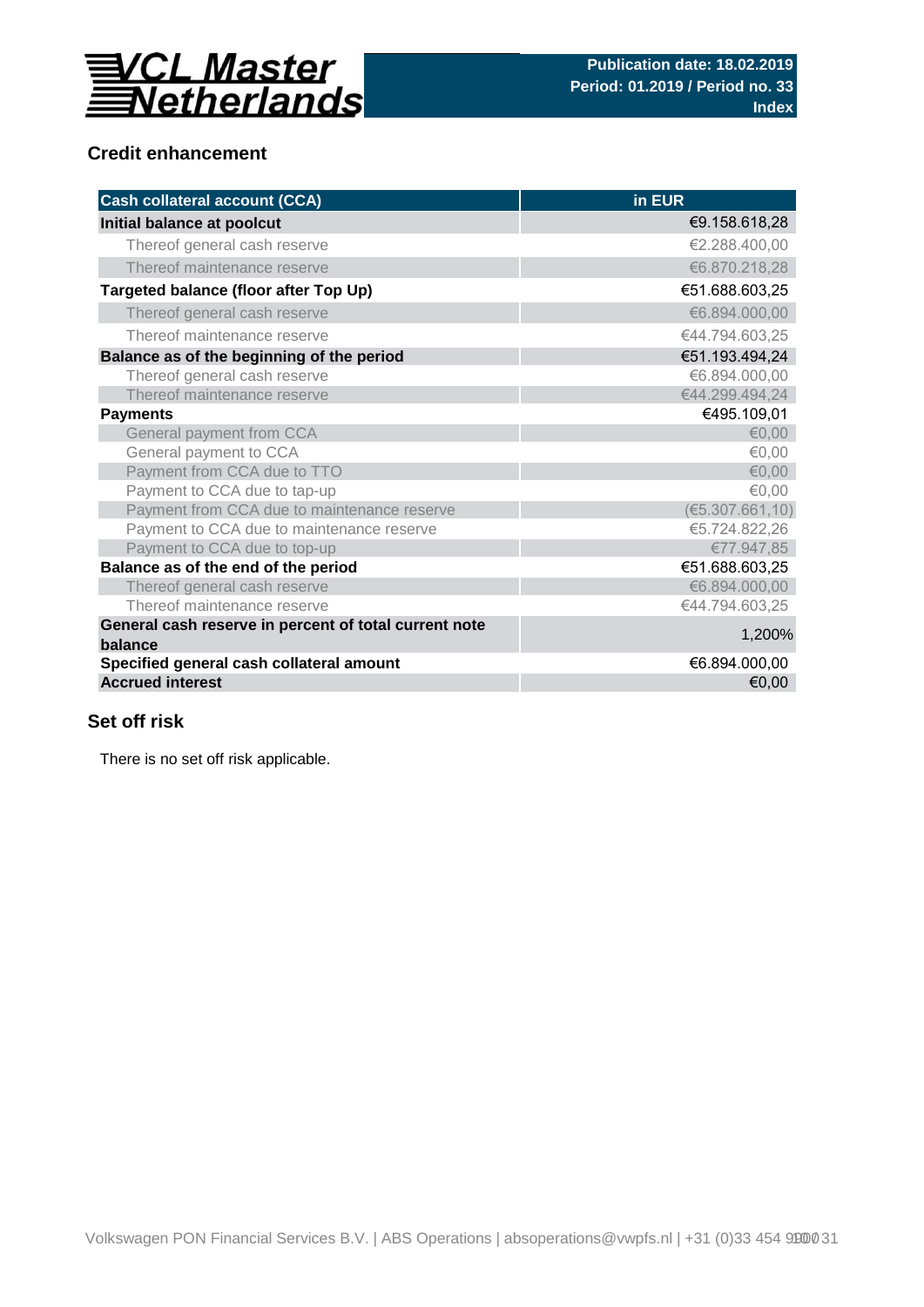**VCL Master Netherlands**

**Publication date: 18.02.2019**
**Period: 01.2019 / Period no. 33**
**Index**

## Credit enhancement

| Cash collateral account (CCA) | in EUR |
|---|---|
| **Initial balance at poolcut** | €9.158.618,28 |
| Thereof general cash reserve | €2.288.400,00 |
| Thereof maintenance reserve | €6.870.218,28 |
| **Targeted balance (floor after Top Up)** | €51.688.603,25 |
| Thereof general cash reserve | €6.894.000,00 |
| Thereof maintenance reserve | €44.794.603,25 |
| **Balance as of the beginning of the period** | €51.193.494,24 |
| Thereof general cash reserve | €6.894.000,00 |
| Thereof maintenance reserve | €44.299.494,24 |
| **Payments** | €495.109,01 |
| General payment from CCA | €0,00 |
| General payment to CCA | €0,00 |
| Payment from CCA due to TTO | €0,00 |
| Payment to CCA due to tap-up | €0,00 |
| Payment from CCA due to maintenance reserve | (€5.307.661,10) |
| Payment to CCA due to maintenance reserve | €5.724.822,26 |
| Payment to CCA due to top-up | €77.947,85 |
| **Balance as of the end of the period** | €51.688.603,25 |
| Thereof general cash reserve | €6.894.000,00 |
| Thereof maintenance reserve | €44.794.603,25 |
| **General cash reserve in percent of total current note balance** | 1,200% |
| **Specified general cash collateral amount** | €6.894.000,00 |
| **Accrued interest** | €0,00 |

## Set off risk

There is no set off risk applicable.

Volkswagen PON Financial Services B.V. | ABS Operations | absoperations@vwpfs.nl | +31 (0)33 454 9900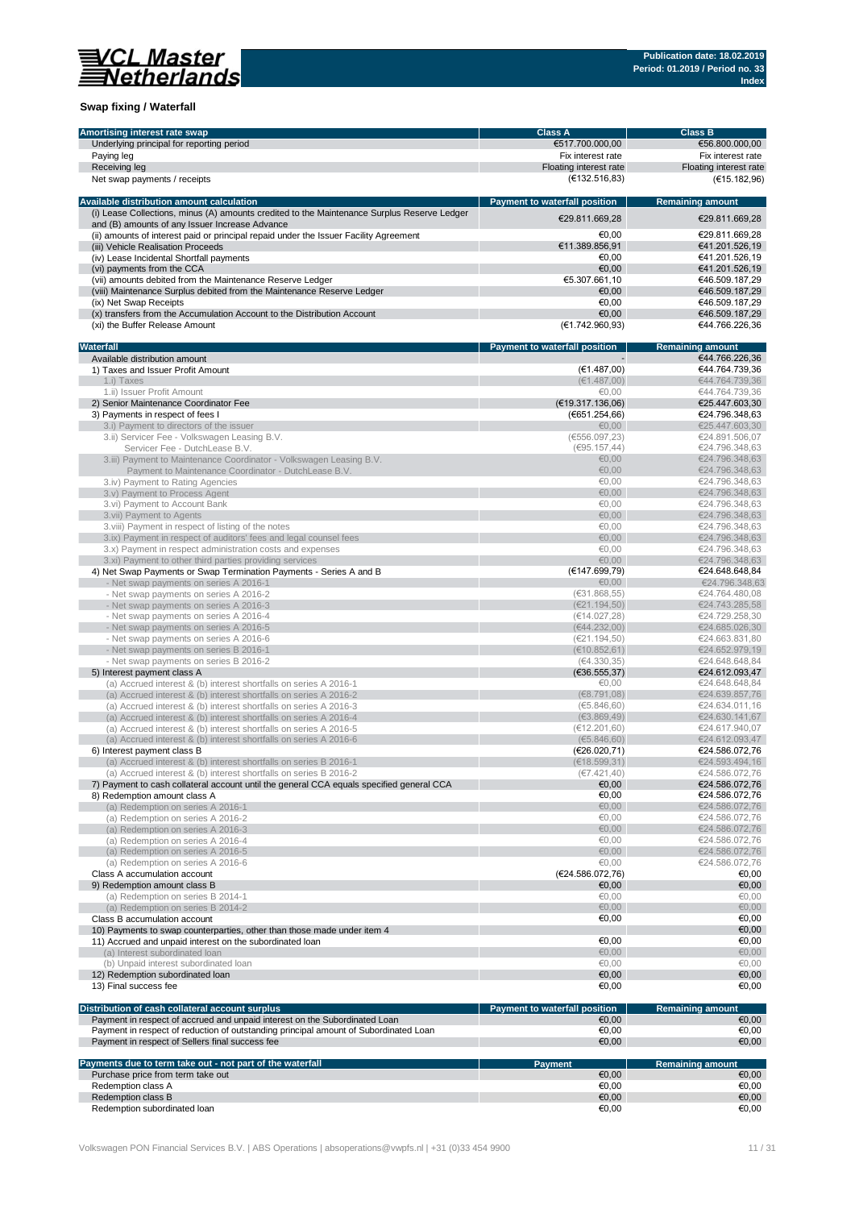## Swap fixing / Waterfall

| Amortising interest rate swap | Class A | Class B |
|---|---|---|
| Underlying principal for reporting period | €517.700.000,00 | €56.800.000,00 |
| Paying leg | Fix interest rate | Fix interest rate |
| Receiving leg | Floating interest rate | Floating interest rate |
| Net swap payments / receipts | (€132.516,83) | (€15.182,96) |

| Available distribution amount calculation | Payment to waterfall position | Remaining amount |
|---|---|---|
| (i) Lease Collections, minus (A) amounts credited to the Maintenance Surplus Reserve Ledger and (B) amounts of any Issuer Increase Advance | €29.811.669,28 | €29.811.669,28 |
| (ii) amounts of interest paid or principal repaid under the Issuer Facility Agreement | €0,00 | €29.811.669,28 |
| (iii) Vehicle Realisation Proceeds | €11.389.856,91 | €41.201.526,19 |
| (iv) Lease Incidental Shortfall payments | €0,00 | €41.201.526,19 |
| (vi) payments from the CCA | €0,00 | €41.201.526,19 |
| (vii) amounts debited from the Maintenance Reserve Ledger | €5.307.661,10 | €46.509.187,29 |
| (viii) Maintenance Surplus debited from the Maintenance Reserve Ledger | €0,00 | €46.509.187,29 |
| (ix) Net Swap Receipts | €0,00 | €46.509.187,29 |
| (x) transfers from the Accumulation Account to the Distribution Account | €0,00 | €46.509.187,29 |
| (xi) the Buffer Release Amount | (€1.742.960,93) | €44.766.226,36 |

| Waterfall | Payment to waterfall position | Remaining amount |
|---|---|---|
| Available distribution amount | - | €44.766.226,36 |
| 1) Taxes and Issuer Profit Amount | (€1.487,00) | €44.764.739,36 |
| 1.i) Taxes | (€1.487,00) | €44.764.739,36 |
| 1.ii) Issuer Profit Amount | €0,00 | €44.764.739,36 |
| 2) Senior Maintenance Coordinator Fee | (€19.317.136,06) | €25.447.603,30 |
| 3) Payments in respect of fees I | (€651.254,66) | €24.796.348,63 |
| 3.i) Payment to directors of the issuer | €0,00 | €25.447.603,30 |
| 3.ii) Servicer Fee - Volkswagen Leasing B.V. | (€556.097,23) | €24.891.506,07 |
| Servicer Fee - DutchLease B.V. | (€95.157,44) | €24.796.348,63 |
| 3.iii) Payment to Maintenance Coordinator - Volkswagen Leasing B.V. | €0,00 | €24.796.348,63 |
| Payment to Maintenance Coordinator - DutchLease B.V. | €0,00 | €24.796.348,63 |
| 3.iv) Payment to Rating Agencies | €0,00 | €24.796.348,63 |
| 3.v) Payment to Process Agent | €0,00 | €24.796.348,63 |
| 3.vi) Payment to Account Bank | €0,00 | €24.796.348,63 |
| 3.vii) Payment to Agents | €0,00 | €24.796.348,63 |
| 3.viii) Payment in respect of listing of the notes | €0,00 | €24.796.348,63 |
| 3.ix) Payment in respect of auditors' fees and legal counsel fees | €0,00 | €24.796.348,63 |
| 3.x) Payment in respect administration costs and expenses | €0,00 | €24.796.348,63 |
| 3.xi) Payment to other third parties providing services | €0,00 | €24.796.348,63 |
| 4) Net Swap Payments or Swap Termination Payments - Series A and B | (€147.699,79) | €24.648.648,84 |
| - Net swap payments on series A 2016-1 | €0,00 | €24.796.348,63 |
| - Net swap payments on series A 2016-2 | (€31.868,55) | €24.764.480,08 |
| - Net swap payments on series A 2016-3 | (€21.194,50) | €24.743.285,58 |
| - Net swap payments on series A 2016-4 | (€14.027,28) | €24.729.258,30 |
| - Net swap payments on series A 2016-5 | (€44.232,00) | €24.685.026,30 |
| - Net swap payments on series A 2016-6 | (€21.194,50) | €24.663.831,80 |
| - Net swap payments on series B 2016-1 | (€10.852,61) | €24.652.979,19 |
| - Net swap payments on series B 2016-2 | (€4.330,35) | €24.648.648,84 |
| 5) Interest payment class A | (€36.555,37) | €24.612.093,47 |
| (a) Accrued interest & (b) interest shortfalls on series A 2016-1 | €0,00 | €24.648.648,84 |
| (a) Accrued interest & (b) interest shortfalls on series A 2016-2 | (€8.791,08) | €24.639.857,76 |
| (a) Accrued interest & (b) interest shortfalls on series A 2016-3 | (€5.846,60) | €24.634.011,16 |
| (a) Accrued interest & (b) interest shortfalls on series A 2016-4 | (€3.869,49) | €24.630.141,67 |
| (a) Accrued interest & (b) interest shortfalls on series A 2016-5 | (€12.201,60) | €24.617.940,07 |
| (a) Accrued interest & (b) interest shortfalls on series A 2016-6 | (€5.846,60) | €24.612.093,47 |
| 6) Interest payment class B | (€26.020,71) | €24.586.072,76 |
| (a) Accrued interest & (b) interest shortfalls on series B 2016-1 | (€18.599,31) | €24.593.494,16 |
| (a) Accrued interest & (b) interest shortfalls on series B 2016-2 | (€7.421,40) | €24.586.072,76 |
| 7) Payment to cash collateral account until the general CCA equals specified general CCA | €0,00 | €24.586.072,76 |
| 8) Redemption amount class A | €0,00 | €24.586.072,76 |
| (a) Redemption on series A 2016-1 | €0,00 | €24.586.072,76 |
| (a) Redemption on series A 2016-2 | €0,00 | €24.586.072,76 |
| (a) Redemption on series A 2016-3 | €0,00 | €24.586.072,76 |
| (a) Redemption on series A 2016-4 | €0,00 | €24.586.072,76 |
| (a) Redemption on series A 2016-5 | €0,00 | €24.586.072,76 |
| (a) Redemption on series A 2016-6 | €0,00 | €24.586.072,76 |
| Class A accumulation account | (€24.586.072,76) | €0,00 |
| 9) Redemption amount class B | €0,00 | €0,00 |
| (a) Redemption on series B 2014-1 | €0,00 | €0,00 |
| (a) Redemption on series B 2014-2 | €0,00 | €0,00 |
| Class B accumulation account | €0,00 | €0,00 |
| 10) Payments to swap counterparties, other than those made under item 4 | | €0,00 |
| 11) Accrued and unpaid interest on the subordinated loan | €0,00 | €0,00 |
| (a) Interest subordinated loan | €0,00 | €0,00 |
| (b) Unpaid interest subordinated loan | €0,00 | €0,00 |
| 12) Redemption subordinated loan | €0,00 | €0,00 |
| 13) Final success fee | €0,00 | €0,00 |

| Distribution of cash collateral account surplus | Payment to waterfall position | Remaining amount |
|---|---|---|
| Payment in respect of accrued and unpaid interest on the Subordinated Loan | €0,00 | €0,00 |
| Payment in respect of reduction of outstanding principal amount of Subordinated Loan | €0,00 | €0,00 |
| Payment in respect of Sellers final success fee | €0,00 | €0,00 |

| Payments due to term take out - not part of the waterfall | Payment | Remaining amount |
|---|---|---|
| Purchase price from term take out | €0,00 | €0,00 |
| Redemption class A | €0,00 | €0,00 |
| Redemption class B | €0,00 | €0,00 |
| Redemption subordinated loan | €0,00 | €0,00 |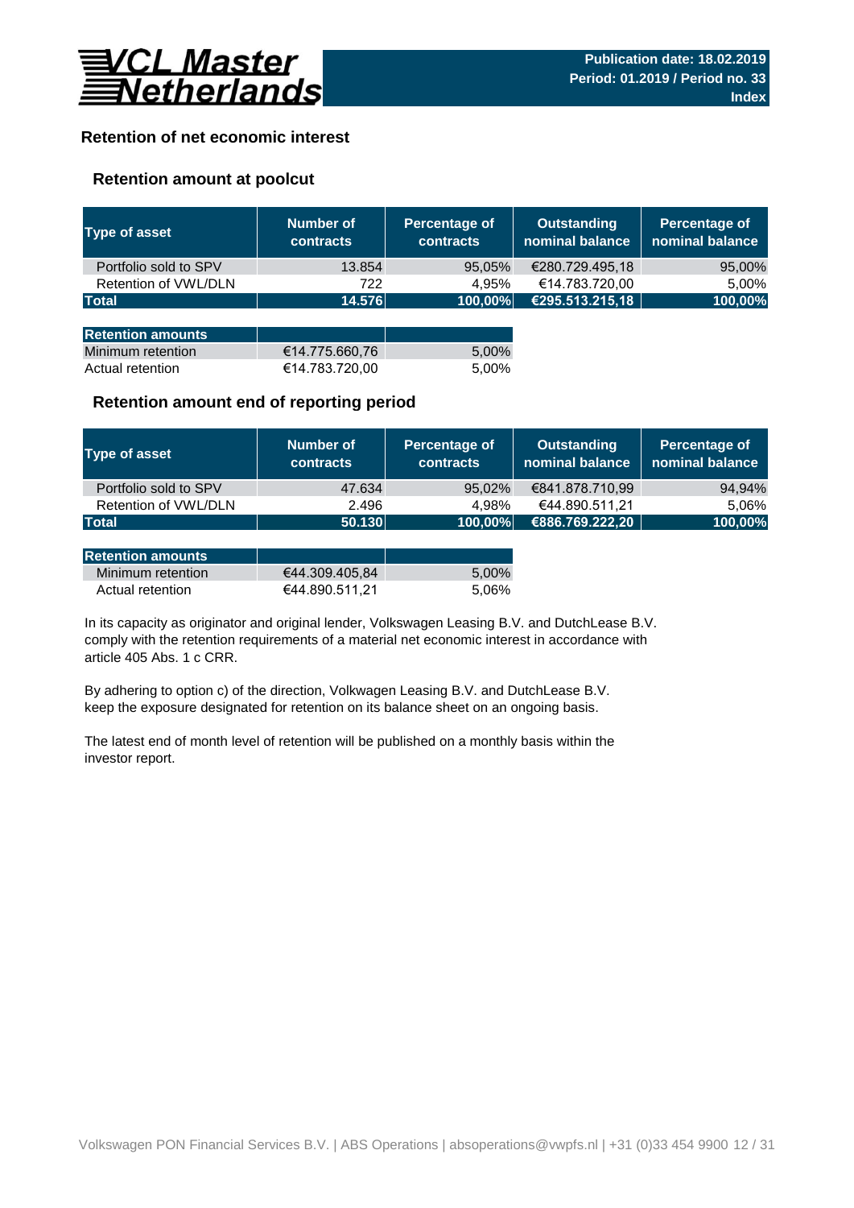VCL Master Netherlands

**Publication date: 18.02.2019**
**Period: 01.2019 / Period no. 33**
**Index**

## Retention of net economic interest

### Retention amount at poolcut

| Type of asset | Number of contracts | Percentage of contracts | Outstanding nominal balance | Percentage of nominal balance |
|---|---|---|---|---|
| Portfolio sold to SPV | 13.854 | 95,05% | €280.729.495,18 | 95,00% |
| Retention of VWL/DLN | 722 | 4,95% | €14.783.720,00 | 5,00% |
| **Total** | **14.576** | **100,00%** | **€295.513.215,18** | **100,00%** |

| Retention amounts | | |
|---|---|---|
| Minimum retention | €14.775.660,76 | 5,00% |
| Actual retention | €14.783.720,00 | 5,00% |

### Retention amount end of reporting period

| Type of asset | Number of contracts | Percentage of contracts | Outstanding nominal balance | Percentage of nominal balance |
|---|---|---|---|---|
| Portfolio sold to SPV | 47.634 | 95,02% | €841.878.710,99 | 94,94% |
| Retention of VWL/DLN | 2.496 | 4,98% | €44.890.511,21 | 5,06% |
| **Total** | **50.130** | **100,00%** | **€886.769.222,20** | **100,00%** |

| Retention amounts | | |
|---|---|---|
| Minimum retention | €44.309.405,84 | 5,00% |
| Actual retention | €44.890.511,21 | 5,06% |

In its capacity as originator and original lender, Volkswagen Leasing B.V. and DutchLease B.V. comply with the retention requirements of a material net economic interest in accordance with article 405 Abs. 1 c CRR.

By adhering to option c) of the direction, Volkswagen Leasing B.V. and DutchLease B.V. keep the exposure designated for retention on its balance sheet on an ongoing basis.

The latest end of month level of retention will be published on a monthly basis within the investor report.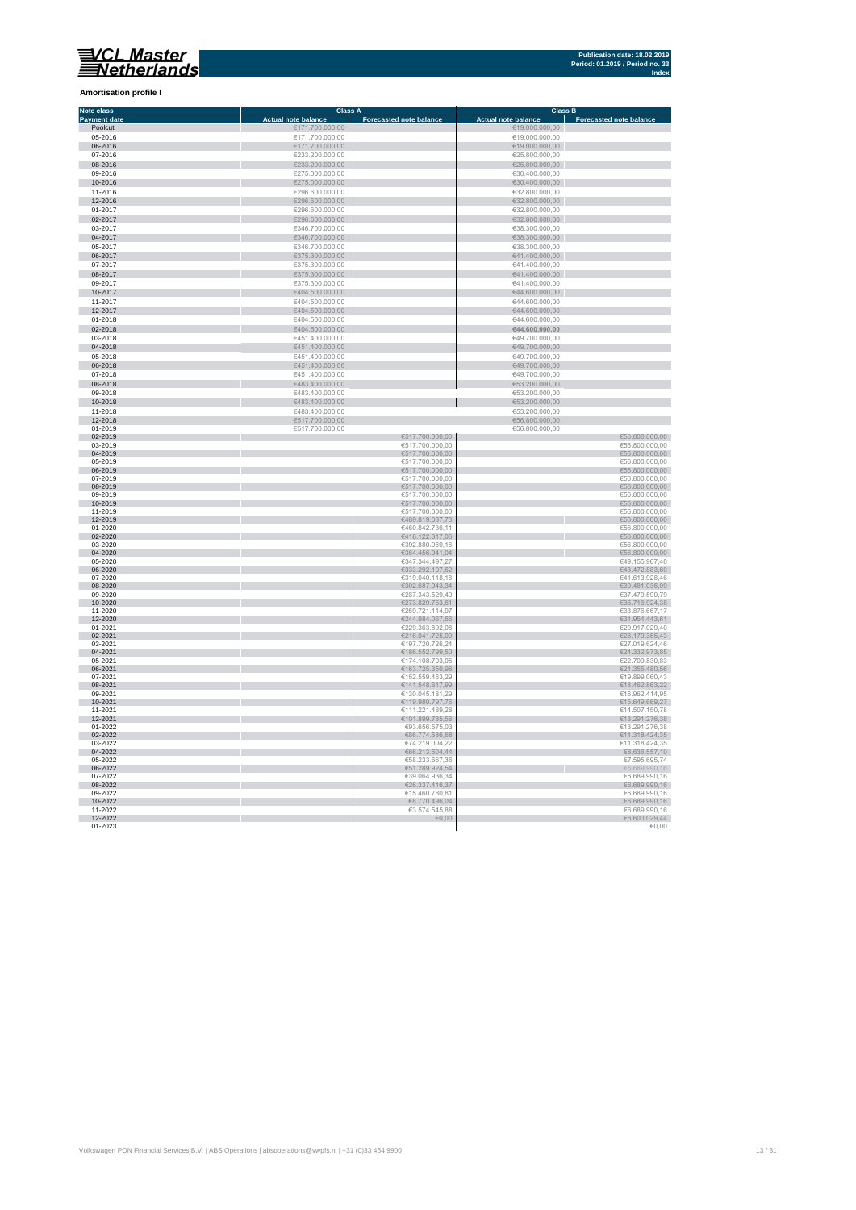**Amortisation profile I**

| Note class | Class A | | Class B | |
|---|---|---|---|---|
| Payment date | Actual note balance | Forecasted note balance | Actual note balance | Forecasted note balance |
| Poolcut | €171.700.000,00 | | €19.000.000,00 | |
| 05-2016 | €171.700.000,00 | | €19.000.000,00 | |
| 06-2016 | €171.700.000,00 | | €19.000.000,00 | |
| 07-2016 | €233.200.000,00 | | €25.800.000,00 | |
| 08-2016 | €233.200.000,00 | | €25.800.000,00 | |
| 09-2016 | €275.000.000,00 | | €30.400.000,00 | |
| 10-2016 | €275.000.000,00 | | €30.400.000,00 | |
| 11-2016 | €296.600.000,00 | | €32.800.000,00 | |
| 12-2016 | €296.600.000,00 | | €32.800.000,00 | |
| 01-2017 | €296.600.000,00 | | €32.800.000,00 | |
| 02-2017 | €296.600.000,00 | | €32.800.000,00 | |
| 03-2017 | €346.700.000,00 | | €38.300.000,00 | |
| 04-2017 | €346.700.000,00 | | €38.300.000,00 | |
| 05-2017 | €346.700.000,00 | | €38.300.000,00 | |
| 06-2017 | €375.300.000,00 | | €41.400.000,00 | |
| 07-2017 | €375.300.000,00 | | €41.400.000,00 | |
| 08-2017 | €375.300.000,00 | | €41.400.000,00 | |
| 09-2017 | €375.300.000,00 | | €41.400.000,00 | |
| 10-2017 | €404.500.000,00 | | €44.600.000,00 | |
| 11-2017 | €404.500.000,00 | | €44.600.000,00 | |
| 12-2017 | €404.500.000,00 | | €44.600.000,00 | |
| 01-2018 | €404.500.000,00 | | €44.600.000,00 | |
| 02-2018 | €404.500.000,00 | | €44.600.000,00 | |
| 03-2018 | €451.400.000,00 | | €49.700.000,00 | |
| 04-2018 | €451.400.000,00 | | €49.700.000,00 | |
| 05-2018 | €451.400.000,00 | | €49.700.000,00 | |
| 06-2018 | €451.400.000,00 | | €49.700.000,00 | |
| 07-2018 | €451.400.000,00 | | €49.700.000,00 | |
| 08-2018 | €483.400.000,00 | | €53.200.000,00 | |
| 09-2018 | €483.400.000,00 | | €53.200.000,00 | |
| 10-2018 | €483.400.000,00 | | €53.200.000,00 | |
| 11-2018 | €483.400.000,00 | | €53.200.000,00 | |
| 12-2018 | €517.700.000,00 | | €56.800.000,00 | |
| 01-2019 | €517.700.000,00 | | €56.800.000,00 | |
| 02-2019 | | €517.700.000,00 | | €56.800.000,00 |
| 03-2019 | | €517.700.000,00 | | €56.800.000,00 |
| 04-2019 | | €517.700.000,00 | | €56.800.000,00 |
| 05-2019 | | €517.700.000,00 | | €56.800.000,00 |
| 06-2019 | | €517.700.000,00 | | €56.800.000,00 |
| 07-2019 | | €517.700.000,00 | | €56.800.000,00 |
| 08-2019 | | €517.700.000,00 | | €56.800.000,00 |
| 09-2019 | | €517.700.000,00 | | €56.800.000,00 |
| 10-2019 | | €517.700.000,00 | | €56.800.000,00 |
| 11-2019 | | €517.700.000,00 | | €56.800.000,00 |
| 12-2019 | | €489.819.087,73 | | €56.800.000,00 |
| 01-2020 | | €460.842.736,11 | | €56.800.000,00 |
| 02-2020 | | €418.122.317,06 | | €56.800.000,00 |
| 03-2020 | | €392.880.069,16 | | €56.800.000,00 |
| 04-2020 | | €364.456.941,04 | | €56.800.000,00 |
| 05-2020 | | €347.344.497,27 | | €49.155.967,40 |
| 06-2020 | | €333.292.107,62 | | €43.472.883,60 |
| 07-2020 | | €319.040.118,18 | | €41.613.928,46 |
| 08-2020 | | €302.687.943,34 | | €39.481.036,09 |
| 09-2020 | | €287.343.529,40 | | €37.479.590,79 |
| 10-2020 | | €273.829.753,61 | | €35.716.924,38 |
| 11-2020 | | €259.721.114,97 | | €33.876.667,17 |
| 12-2020 | | €244.984.067,66 | | €31.954.443,61 |
| 01-2021 | | €229.363.892,08 | | €29.917.029,40 |
| 02-2021 | | €216.041.725,00 | | €28.179.355,43 |
| 03-2021 | | €197.720.726,24 | | €27.019.624,46 |
| 04-2021 | | €186.552.799,50 | | €24.332.973,85 |
| 05-2021 | | €174.108.703,05 | | €22.709.830,83 |
| 06-2021 | | €163.725.350,98 | | €21.355.480,56 |
| 07-2021 | | €152.559.463,29 | | €19.899.060,43 |
| 08-2021 | | €141.548.617,99 | | €18.462.863,22 |
| 09-2021 | | €130.045.181,29 | | €16.962.414,95 |
| 10-2021 | | €119.980.797,76 | | €15.649.669,27 |
| 11-2021 | | €111.221.489,28 | | €14.507.150,78 |
| 12-2021 | | €101.899.785,58 | | €13.291.276,38 |
| 01-2022 | | €93.656.575,03 | | €13.291.276,38 |
| 02-2022 | | €86.774.586,68 | | €11.318.424,35 |
| 03-2022 | | €74.219.004,22 | | €11.318.424,35 |
| 04-2022 | | €66.213.604,44 | | €8.636.557,10 |
| 05-2022 | | €58.233.667,36 | | €7.595.695,74 |
| 06-2022 | | €51.289.924,54 | | €6.689.990,16 |
| 07-2022 | | €39.064.936,34 | | €6.689.990,16 |
| 08-2022 | | €26.337.416,37 | | €6.689.990,16 |
| 09-2022 | | €15.460.780,81 | | €6.689.990,16 |
| 10-2022 | | €8.770.496,04 | | €6.689.990,16 |
| 11-2022 | | €3.574.545,88 | | €6.689.990,16 |
| 12-2022 | | €0,00 | | €6.600.029,44 |
| 01-2023 | | | | €0,00 |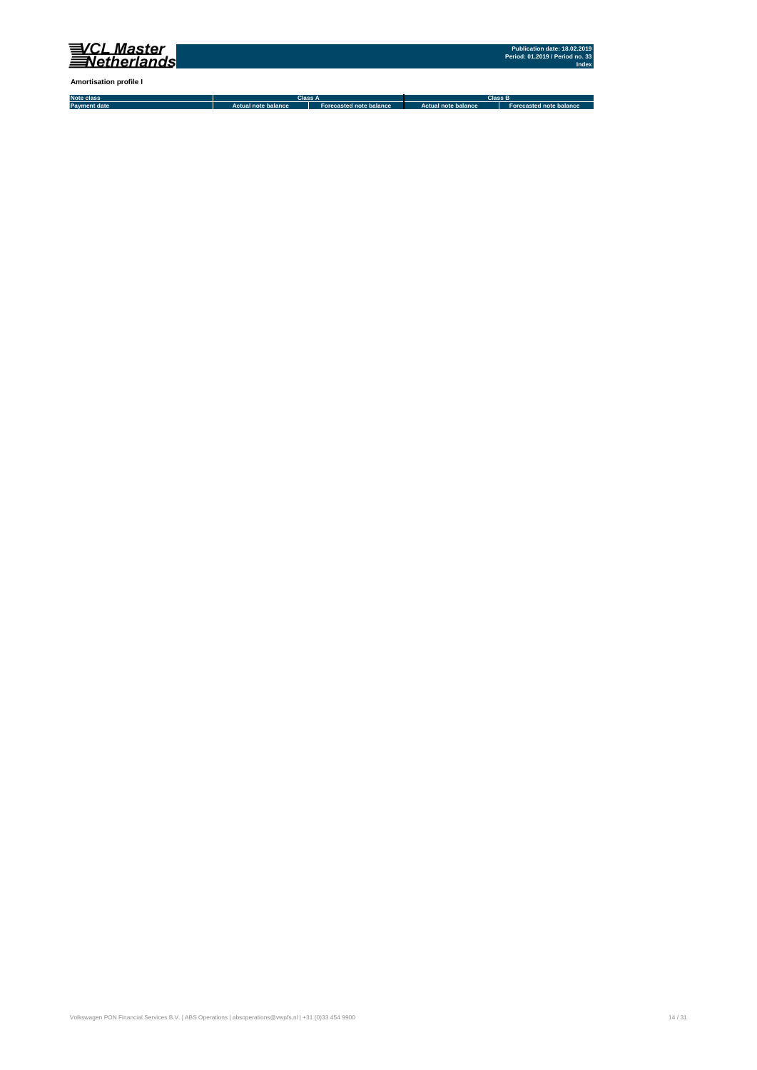**Amortisation profile I**

| Note class | Class A | | Class B | |
|---|---|---|---|---|
| Payment date | Actual note balance | Forecasted note balance | Actual note balance | Forecasted note balance |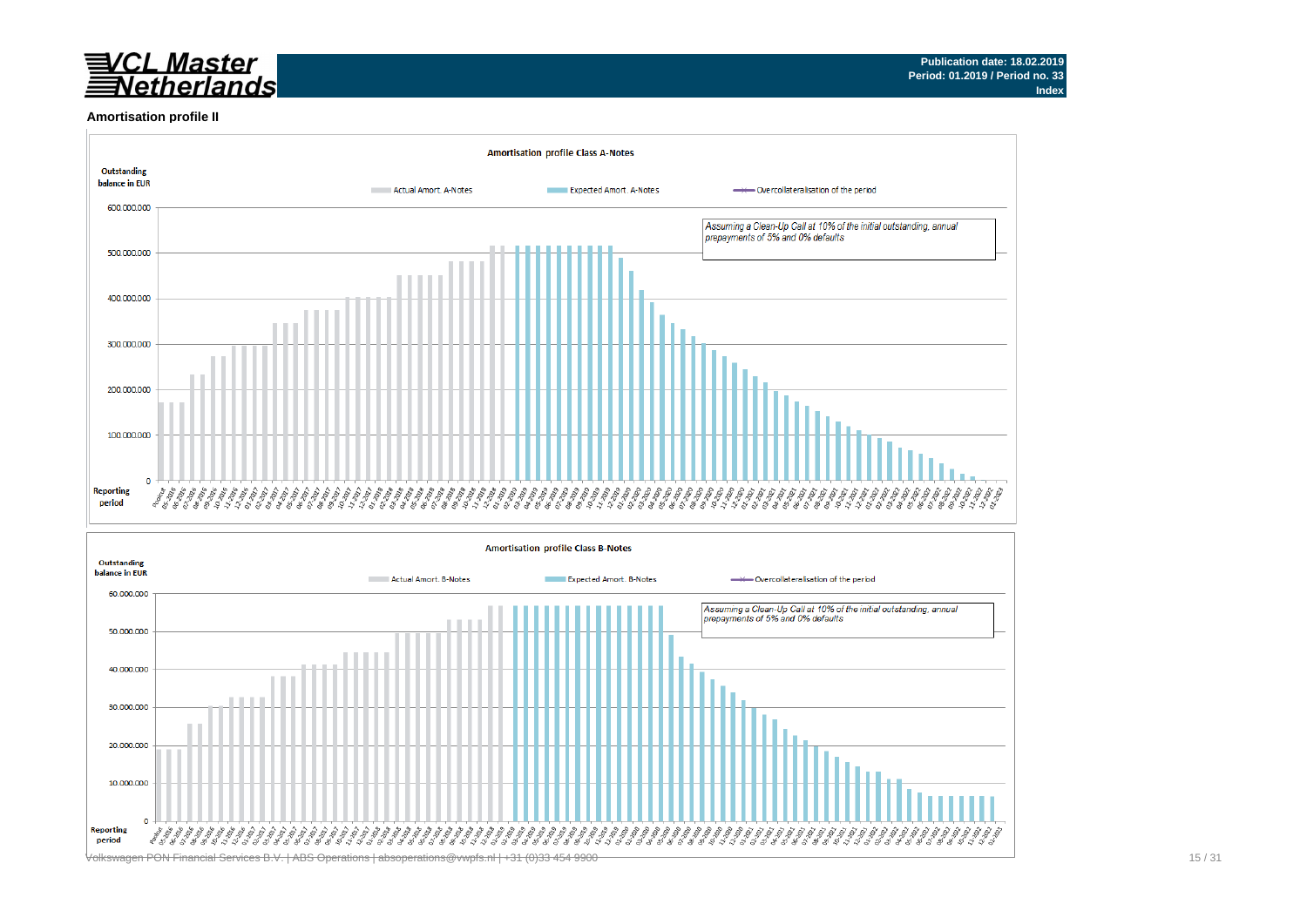**VCL Master Netherlands**

Publication date: 18.02.2019
Period: 01.2019 / Period no. 33
Index

## Amortisation profile II

**Amortisation profile Class A-Notes**

Outstanding balance in EUR

Actual Amort. A-Notes | Expected Amort. A-Notes | Overcollateralisation of the period

*Assuming a Clean-Up Call at 10% of the initial outstanding, annual prepayments of 5% and 0% defaults*

Reporting period

**Amortisation profile Class B-Notes**

Outstanding balance in EUR

Actual Amort. B-Notes | Expected Amort. B-Notes | Overcollateralisation of the period

*Assuming a Clean-Up Call at 10% of the initial outstanding, annual prepayments of 5% and 0% defaults*

Reporting period

Volkswagen PON Financial Services B.V. | ABS Operations | absoperations@vwpfs.nl | +31 (0)33 454 9900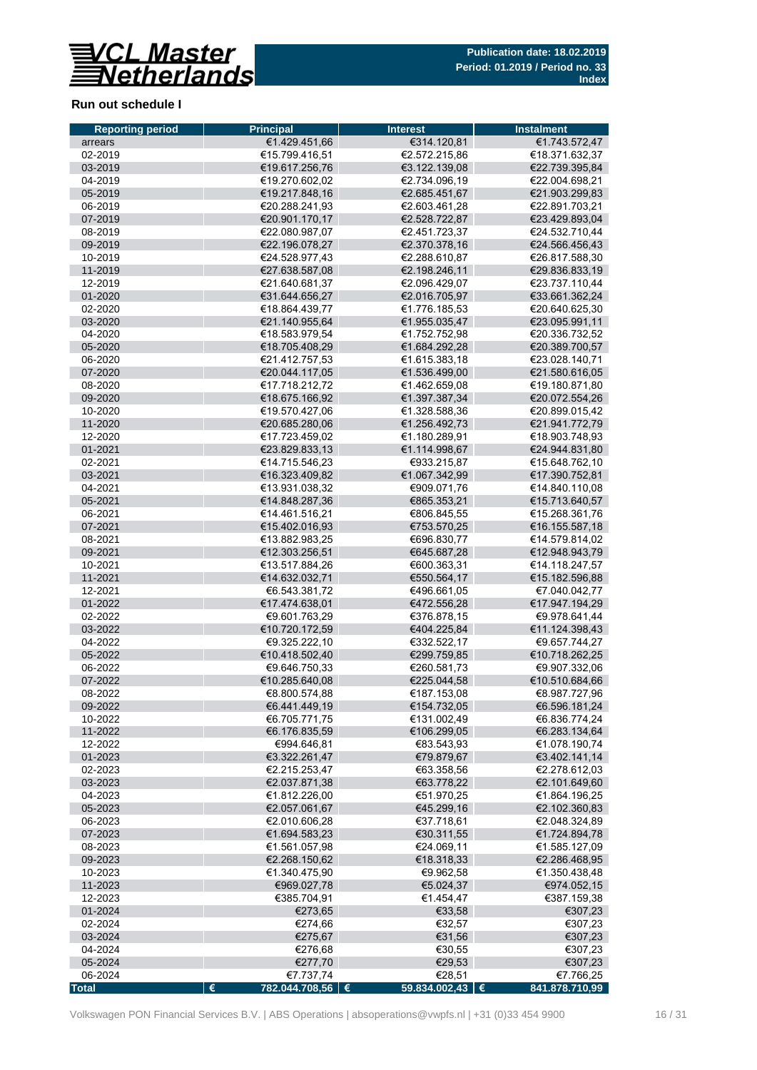**VCL Master Netherlands**

**Publication date: 18.02.2019**
**Period: 01.2019 / Period no. 33**
**Index**

## Run out schedule I

| Reporting period | Principal | Interest | Instalment |
|---|---|---|---|
| arrears | €1.429.451,66 | €314.120,81 | €1.743.572,47 |
| 02-2019 | €15.799.416,51 | €2.572.215,86 | €18.371.632,37 |
| 03-2019 | €19.617.256,76 | €3.122.139,08 | €22.739.395,84 |
| 04-2019 | €19.270.602,02 | €2.734.096,19 | €22.004.698,21 |
| 05-2019 | €19.217.848,16 | €2.685.451,67 | €21.903.299,83 |
| 06-2019 | €20.288.241,93 | €2.603.461,28 | €22.891.703,21 |
| 07-2019 | €20.901.170,17 | €2.528.722,87 | €23.429.893,04 |
| 08-2019 | €22.080.987,07 | €2.451.723,37 | €24.532.710,44 |
| 09-2019 | €22.196.078,27 | €2.370.378,16 | €24.566.456,43 |
| 10-2019 | €24.528.977,43 | €2.288.610,87 | €26.817.588,30 |
| 11-2019 | €27.638.587,08 | €2.198.246,11 | €29.836.833,19 |
| 12-2019 | €21.640.681,37 | €2.096.429,07 | €23.737.110,44 |
| 01-2020 | €31.644.656,27 | €2.016.705,97 | €33.661.362,24 |
| 02-2020 | €18.864.439,77 | €1.776.185,53 | €20.640.625,30 |
| 03-2020 | €21.140.955,64 | €1.955.035,47 | €23.095.991,11 |
| 04-2020 | €18.583.979,54 | €1.752.752,98 | €20.336.732,52 |
| 05-2020 | €18.705.408,29 | €1.684.292,28 | €20.389.700,57 |
| 06-2020 | €21.412.757,53 | €1.615.383,18 | €23.028.140,71 |
| 07-2020 | €20.044.117,05 | €1.536.499,00 | €21.580.616,05 |
| 08-2020 | €17.718.212,72 | €1.462.659,08 | €19.180.871,80 |
| 09-2020 | €18.675.166,92 | €1.397.387,34 | €20.072.554,26 |
| 10-2020 | €19.570.427,06 | €1.328.588,36 | €20.899.015,42 |
| 11-2020 | €20.685.280,06 | €1.256.492,73 | €21.941.772,79 |
| 12-2020 | €17.723.459,02 | €1.180.289,91 | €18.903.748,93 |
| 01-2021 | €23.829.833,13 | €1.114.998,67 | €24.944.831,80 |
| 02-2021 | €14.715.546,23 | €933.215,87 | €15.648.762,10 |
| 03-2021 | €16.323.409,82 | €1.067.342,99 | €17.390.752,81 |
| 04-2021 | €13.931.038,32 | €909.071,76 | €14.840.110,08 |
| 05-2021 | €14.848.287,36 | €865.353,21 | €15.713.640,57 |
| 06-2021 | €14.461.516,21 | €806.845,55 | €15.268.361,76 |
| 07-2021 | €15.402.016,93 | €753.570,25 | €16.155.587,18 |
| 08-2021 | €13.882.983,25 | €696.830,77 | €14.579.814,02 |
| 09-2021 | €12.303.256,51 | €645.687,28 | €12.948.943,79 |
| 10-2021 | €13.517.884,26 | €600.363,31 | €14.118.247,57 |
| 11-2021 | €14.632.032,71 | €550.564,17 | €15.182.596,88 |
| 12-2021 | €6.543.381,72 | €496.661,05 | €7.040.042,77 |
| 01-2022 | €17.474.638,01 | €472.556,28 | €17.947.194,29 |
| 02-2022 | €9.601.763,29 | €376.878,15 | €9.978.641,44 |
| 03-2022 | €10.720.172,59 | €404.225,84 | €11.124.398,43 |
| 04-2022 | €9.325.222,10 | €332.522,17 | €9.657.744,27 |
| 05-2022 | €10.418.502,40 | €299.759,85 | €10.718.262,25 |
| 06-2022 | €9.646.750,33 | €260.581,73 | €9.907.332,06 |
| 07-2022 | €10.285.640,08 | €225.044,58 | €10.510.684,66 |
| 08-2022 | €8.800.574,88 | €187.153,08 | €8.987.727,96 |
| 09-2022 | €6.441.449,19 | €154.732,05 | €6.596.181,24 |
| 10-2022 | €6.705.771,75 | €131.002,49 | €6.836.774,24 |
| 11-2022 | €6.176.835,59 | €106.299,05 | €6.283.134,64 |
| 12-2022 | €994.646,81 | €83.543,93 | €1.078.190,74 |
| 01-2023 | €3.322.261,47 | €79.879,67 | €3.402.141,14 |
| 02-2023 | €2.215.253,47 | €63.358,56 | €2.278.612,03 |
| 03-2023 | €2.037.871,38 | €63.778,22 | €2.101.649,60 |
| 04-2023 | €1.812.226,00 | €51.970,25 | €1.864.196,25 |
| 05-2023 | €2.057.061,67 | €45.299,16 | €2.102.360,83 |
| 06-2023 | €2.010.606,28 | €37.718,61 | €2.048.324,89 |
| 07-2023 | €1.694.583,23 | €30.311,55 | €1.724.894,78 |
| 08-2023 | €1.561.057,98 | €24.069,11 | €1.585.127,09 |
| 09-2023 | €2.268.150,62 | €18.318,33 | €2.286.468,95 |
| 10-2023 | €1.340.475,90 | €9.962,58 | €1.350.438,48 |
| 11-2023 | €969.027,78 | €5.024,37 | €974.052,15 |
| 12-2023 | €385.704,91 | €1.454,47 | €387.159,38 |
| 01-2024 | €273,65 | €33,58 | €307,23 |
| 02-2024 | €274,66 | €32,57 | €307,23 |
| 03-2024 | €275,67 | €31,56 | €307,23 |
| 04-2024 | €276,68 | €30,55 | €307,23 |
| 05-2024 | €277,70 | €29,53 | €307,23 |
| 06-2024 | €7.737,74 | €28,51 | €7.766,25 |
| **Total** | **€ 782.044.708,56** | **€ 59.834.002,43** | **€ 841.878.710,99** |

Volkswagen PON Financial Services B.V. | ABS Operations | absoperations@vwpfs.nl | +31 (0)33 454 9900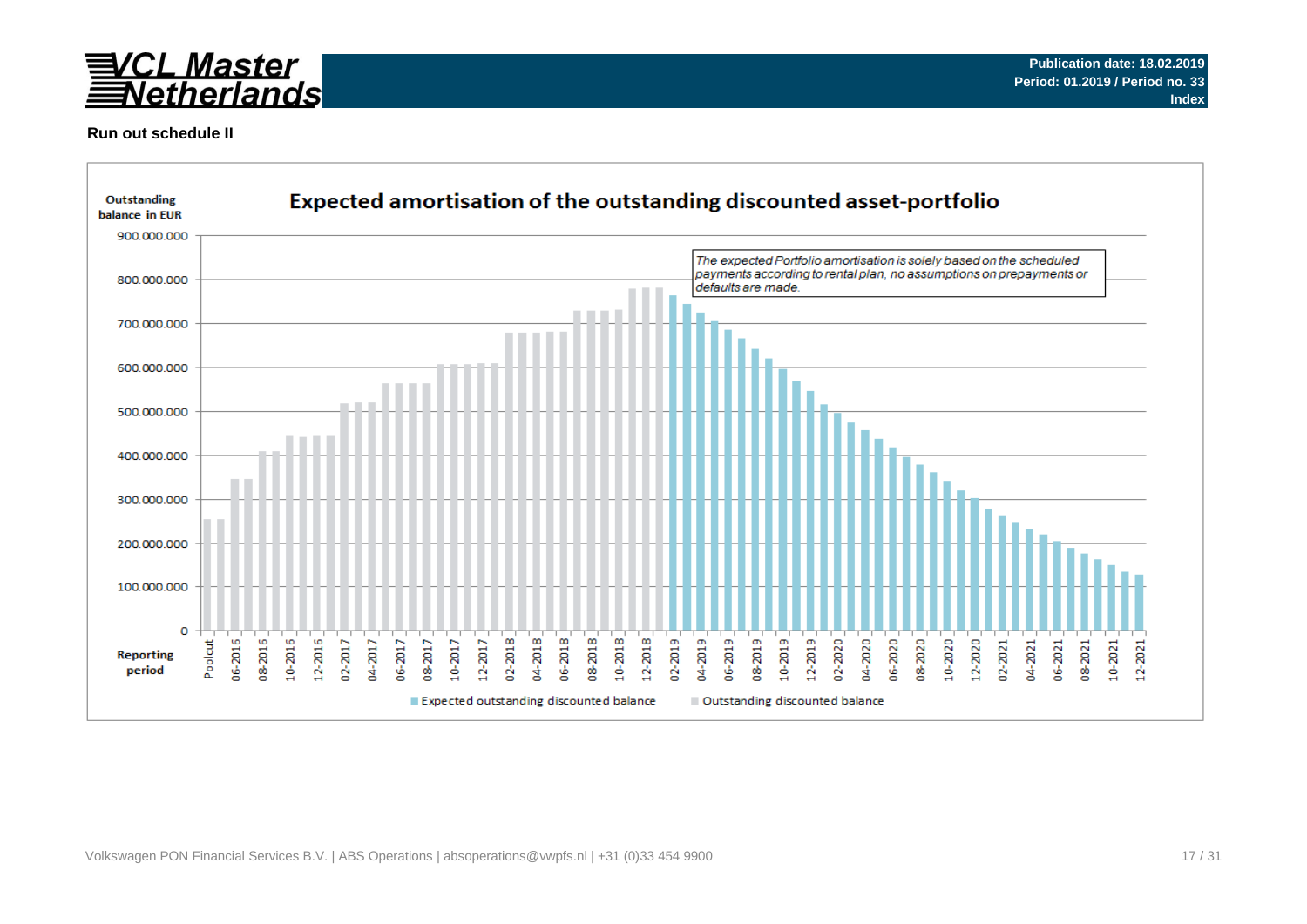**Run out schedule II**

**Expected amortisation of the outstanding discounted asset-portfolio**

*The expected Portfolio amortisation is solely based on the scheduled payments according to rental plan, no assumptions on prepayments or defaults are made.*

Outstanding balance in EUR: 0 – 900.000.000

Reporting period: Poolcut, 06-2016, 08-2016, 10-2016, 12-2016, 02-2017, 04-2017, 06-2017, 08-2017, 10-2017, 12-2017, 02-2018, 04-2018, 06-2018, 08-2018, 10-2018, 12-2018, 02-2019, 04-2019, 06-2019, 08-2019, 10-2019, 12-2019, 02-2020, 04-2020, 06-2020, 08-2020, 10-2020, 12-2020, 02-2021, 04-2021, 06-2021, 08-2021, 10-2021, 12-2021

Legend: Expected outstanding discounted balance; Outstanding discounted balance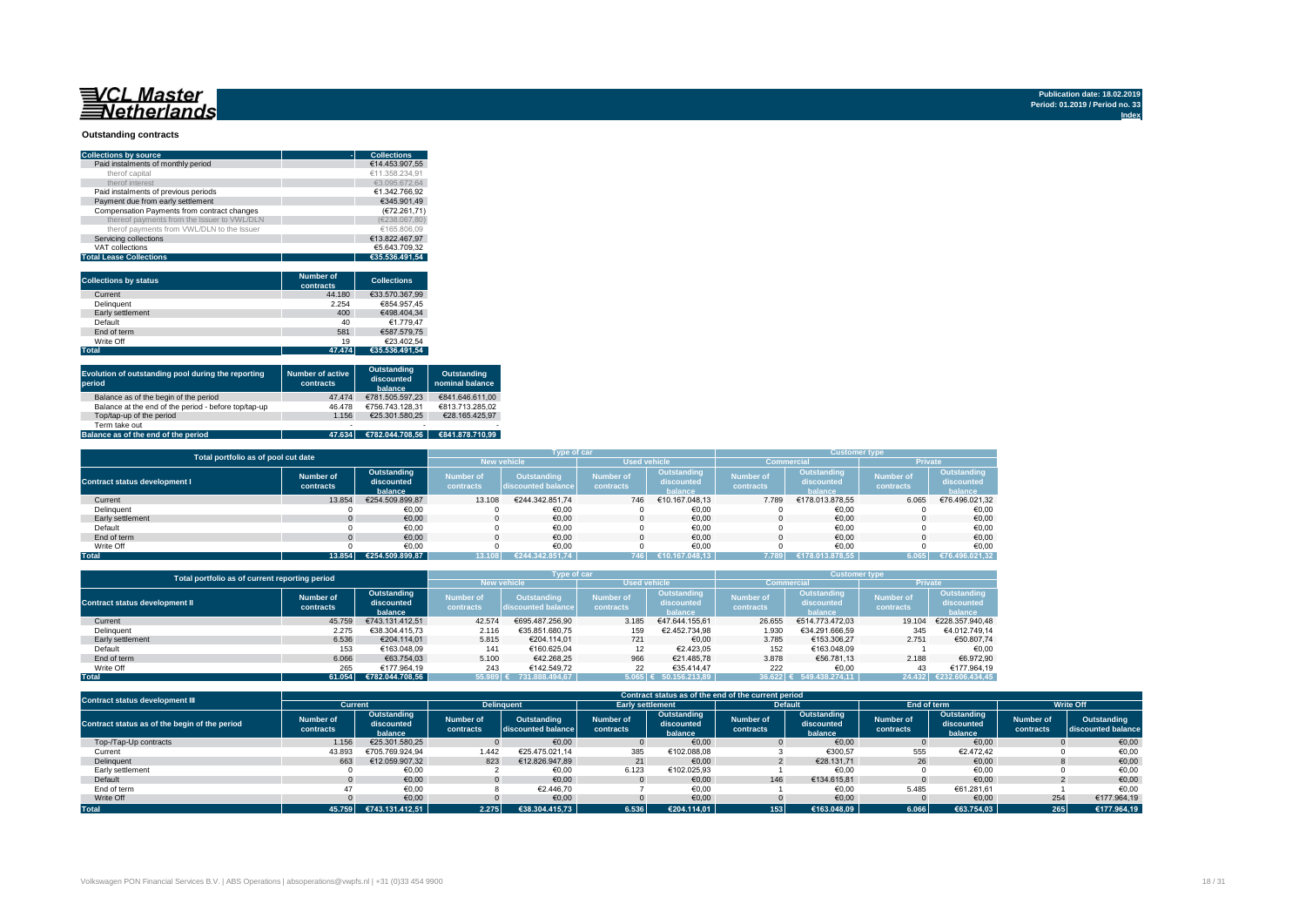VCL Master Netherlands

Publication date: 18.02.2019
Period: 01.2019 / Period no. 33
Index

## Outstanding contracts

| Collections by source | Collections |
|---|---|
| Paid instalments of monthly period | €14.453.907,55 |
| therof capital | €11.358.234,91 |
| therof interest | €3.095.672,64 |
| Paid instalments of previous periods | €1.342.766,92 |
| Payment due from early settlement | €345.901,49 |
| Compensation Payments from contract changes | (€72.261,71) |
| thereof payments from the Issuer to VWL/DLN | (€238.067,80) |
| therof payments from VWL/DLN to the Issuer | €165.806,09 |
| Servicing collections | €13.822.467,97 |
| VAT collections | €5.643.709,32 |
| **Total Lease Collections** | **€35.536.491,54** |

| Collections by status | Number of contracts | Collections |
|---|---|---|
| Current | 44.180 | €33.570.367,99 |
| Delinquent | 2.254 | €854.957,45 |
| Early settlement | 400 | €498.404,34 |
| Default | 40 | €1.779,47 |
| End of term | 581 | €587.579,75 |
| Write Off | 19 | €23.402,54 |
| **Total** | **47.474** | **€35.536.491,54** |

| Evolution of outstanding pool during the reporting period | Number of active contracts | Outstanding discounted balance | Outstanding nominal balance |
|---|---|---|---|
| Balance as of the begin of the period | 47.474 | €781.505.597,23 | €841.646.611,00 |
| Balance at the end of the period - before top/tap-up | 46.478 | €756.743.128,31 | €813.713.285,02 |
| Top/tap-up of the period | 1.156 | €25.301.580,25 | €28.165.425,97 |
| Term take out | - | - | - |
| **Balance as of the end of the period** | **47.634** | **€782.044.708,56** | **€841.878.710,99** |

| Total portfolio as of pool cut date | | | Type of car | | | | Customer type | | | |
|---|---|---|---|---|---|---|---|---|---|---|
| | | | New vehicle | | Used vehicle | | Commercial | | Private | |
| Contract status development I | Number of contracts | Outstanding discounted balance | Number of contracts | Outstanding discounted balance | Number of contracts | Outstanding discounted balance | Number of contracts | Outstanding discounted balance | Number of contracts | Outstanding discounted balance |
| Current | 13.854 | €254.509.899,87 | 13.108 | €244.342.851,74 | 746 | €10.167.048,13 | 7.789 | €178.013.878,55 | 6.065 | €76.496.021,32 |
| Delinquent | 0 | €0,00 | 0 | €0,00 | 0 | €0,00 | 0 | €0,00 | 0 | €0,00 |
| Early settlement | 0 | €0,00 | 0 | €0,00 | 0 | €0,00 | 0 | €0,00 | 0 | €0,00 |
| Default | 0 | €0,00 | 0 | €0,00 | 0 | €0,00 | 0 | €0,00 | 0 | €0,00 |
| End of term | 0 | €0,00 | 0 | €0,00 | 0 | €0,00 | 0 | €0,00 | 0 | €0,00 |
| Write Off | 0 | €0,00 | 0 | €0,00 | 0 | €0,00 | 0 | €0,00 | 0 | €0,00 |
| **Total** | **13.854** | **€254.509.899,87** | **13.108** | **€244.342.851,74** | **746** | **€10.167.048,13** | **7.789** | **€178.013.878,55** | **6.065** | **€76.496.021,32** |

| Total portfolio as of current reporting period | | | Type of car | | | | Customer type | | | |
|---|---|---|---|---|---|---|---|---|---|---|
| | | | New vehicle | | Used vehicle | | Commercial | | Private | |
| Contract status development II | Number of contracts | Outstanding discounted balance | Number of contracts | Outstanding discounted balance | Number of contracts | Outstanding discounted balance | Number of contracts | Outstanding discounted balance | Number of contracts | Outstanding discounted balance |
| Current | 45.759 | €743.131.412,51 | 42.574 | €695.487.256,90 | 3.185 | €47.644.155,61 | 26.655 | €514.773.472,03 | 19.104 | €228.357.940,48 |
| Delinquent | 2.275 | €38.304.415,73 | 2.116 | €35.851.680,75 | 159 | €2.452.734,98 | 1.930 | €34.291.666,59 | 345 | €4.012.749,14 |
| Early settlement | 6.536 | €204.114,01 | 5.815 | €204.114,01 | 721 | €0,00 | 3.785 | €153.306,27 | 2.751 | €50.807,74 |
| Default | 153 | €163.048,09 | 141 | €160.625,04 | 12 | €2.423,05 | 152 | €163.048,09 | 1 | €0,00 |
| End of term | 6.066 | €63.754,03 | 5.100 | €42.268,25 | 966 | €21.485,78 | 3.878 | €56.781,13 | 2.188 | €6.972,90 |
| Write Off | 265 | €177.964,19 | 243 | €142.549,72 | 22 | €35.414,47 | 222 | €0,00 | 43 | €177.964,19 |
| **Total** | **61.054** | **€782.044.708,56** | **55.989** | **€ 731.888.494,67** | **5.065** | **€ 50.156.213,89** | **36.622** | **€ 549.438.274,11** | **24.432** | **€232.606.434,45** |

| Contract status development III | Contract status as of the end of the current period | | | | | | | | | | | |
|---|---|---|---|---|---|---|---|---|---|---|---|---|
| | Current | | Delinquent | | Early settlement | | Default | | End of term | | Write Off | |
| Contract status as of the begin of the period | Number of contracts | Outstanding discounted balance | Number of contracts | Outstanding discounted balance | Number of contracts | Outstanding discounted balance | Number of contracts | Outstanding discounted balance | Number of contracts | Outstanding discounted balance | Number of contracts | Outstanding discounted balance |
| Top-/Tap-Up contracts | 1.156 | €25.301.580,25 | 0 | €0,00 | 0 | €0,00 | 0 | €0,00 | 0 | €0,00 | 0 | €0,00 |
| Current | 43.893 | €705.769.924,94 | 1.442 | €25.475.021,14 | 385 | €102.088,08 | 3 | €300,57 | 555 | €2.472,42 | 0 | €0,00 |
| Delinquent | 663 | €12.059.907,32 | 823 | €12.826.947,89 | 21 | €0,00 | 2 | €28.131,71 | 26 | €0,00 | 8 | €0,00 |
| Early settlement | 0 | €0,00 | 2 | €0,00 | 6.123 | €102.025,93 | 1 | €0,00 | 0 | €0,00 | 0 | €0,00 |
| Default | 0 | €0,00 | 0 | €0,00 | 0 | €0,00 | 146 | €134.615,81 | 0 | €0,00 | 2 | €0,00 |
| End of term | 47 | €0,00 | 8 | €2.446,70 | 7 | €0,00 | 1 | €0,00 | 5.485 | €61.281,61 | 1 | €0,00 |
| Write Off | 0 | €0,00 | 0 | €0,00 | 0 | €0,00 | 0 | €0,00 | 0 | €0,00 | 254 | €177.964,19 |
| **Total** | **45.759** | **€743.131.412,51** | **2.275** | **€38.304.415,73** | **6.536** | **€204.114,01** | **153** | **€163.048,09** | **6.066** | **€63.754,03** | **265** | **€177.964,19** |

Volkswagen PON Financial Services B.V. | ABS Operations | absoperations@vwpfs.nl | +31 (0)33 454 9900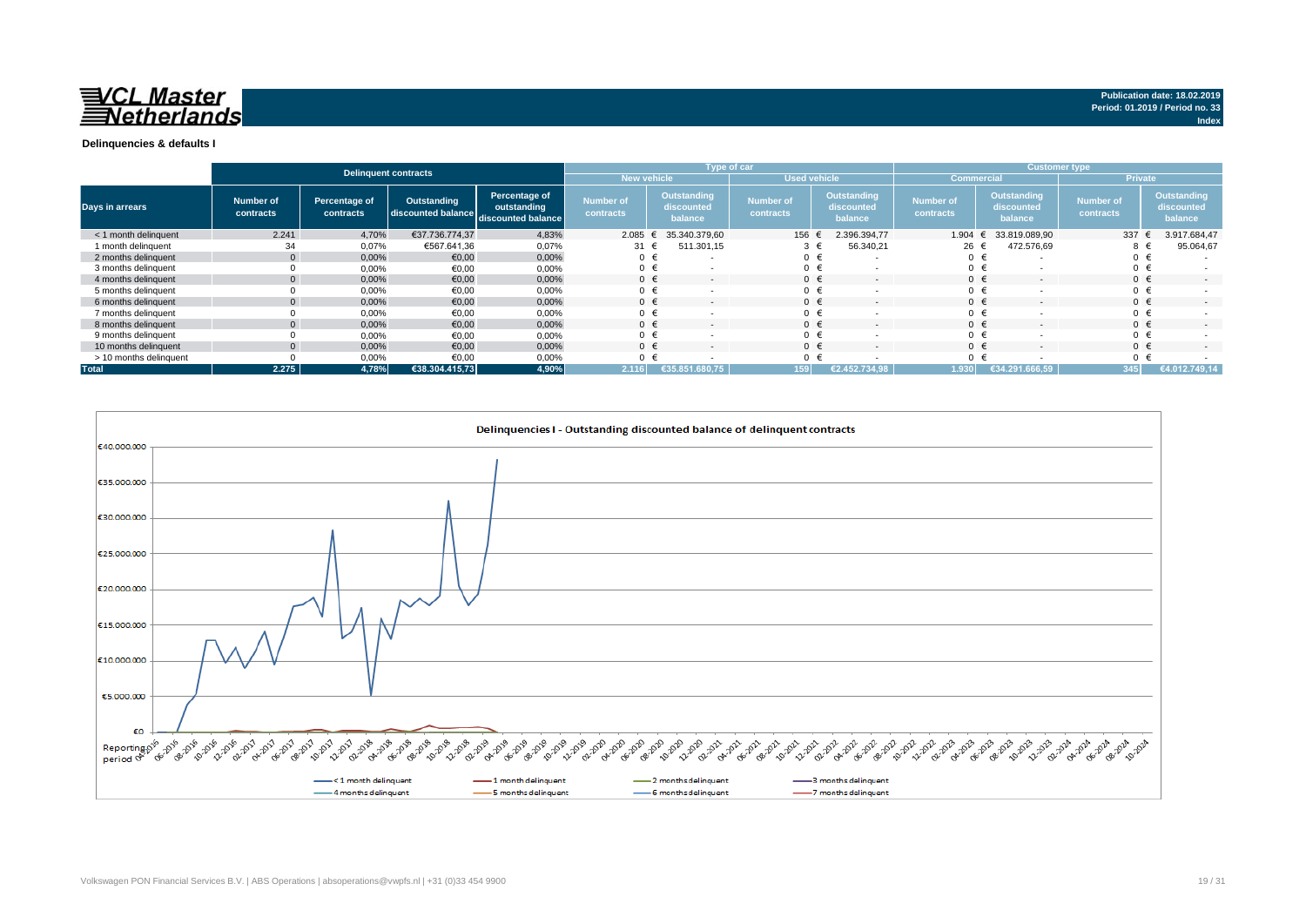**VCL Master Netherlands**

**Publication date: 18.02.2019**
**Period: 01.2019 / Period no. 33**
**Index**

**Delinquencies & defaults I**

| Days in arrears | Delinquent contracts | | | | Type of car | | | | Customer type | | | |
|---|---|---|---|---|---|---|---|---|---|---|---|---|
| | | | | | New vehicle | | Used vehicle | | Commercial | | Private | |
| | Number of contracts | Percentage of contracts | Outstanding discounted balance | Percentage of outstanding discounted balance | Number of contracts | Outstanding discounted balance | Number of contracts | Outstanding discounted balance | Number of contracts | Outstanding discounted balance | Number of contracts | Outstanding discounted balance |
| < 1 month delinquent | 2.241 | 4,70% | €37.736.774,37 | 4,83% | 2.085 | € 35.340.379,60 | 156 | € 2.396.394,77 | 1.904 | € 33.819.089,90 | 337 | € 3.917.684,47 |
| 1 month delinquent | 34 | 0,07% | €567.641,36 | 0,07% | 31 | € 511.301,15 | 3 | € 56.340,21 | 26 | € 472.576,69 | 8 | € 95.064,67 |
| 2 months delinquent | 0 | 0,00% | €0,00 | 0,00% | 0 | € - | 0 | € - | 0 | € - | 0 | € - |
| 3 months delinquent | 0 | 0,00% | €0,00 | 0,00% | 0 | € - | 0 | € - | 0 | € - | 0 | € - |
| 4 months delinquent | 0 | 0,00% | €0,00 | 0,00% | 0 | € - | 0 | € - | 0 | € - | 0 | € - |
| 5 months delinquent | 0 | 0,00% | €0,00 | 0,00% | 0 | € - | 0 | € - | 0 | € - | 0 | € - |
| 6 months delinquent | 0 | 0,00% | €0,00 | 0,00% | 0 | € - | 0 | € - | 0 | € - | 0 | € - |
| 7 months delinquent | 0 | 0,00% | €0,00 | 0,00% | 0 | € - | 0 | € - | 0 | € - | 0 | € - |
| 8 months delinquent | 0 | 0,00% | €0,00 | 0,00% | 0 | € - | 0 | € - | 0 | € - | 0 | € - |
| 9 months delinquent | 0 | 0,00% | €0,00 | 0,00% | 0 | € - | 0 | € - | 0 | € - | 0 | € - |
| 10 months delinquent | 0 | 0,00% | €0,00 | 0,00% | 0 | € - | 0 | € - | 0 | € - | 0 | € - |
| > 10 months delinquent | 0 | 0,00% | €0,00 | 0,00% | 0 | € - | 0 | € - | 0 | € - | 0 | € - |
| **Total** | **2.275** | **4,78%** | **€38.304.415,73** | **4,90%** | **2.116** | **€35.851.680,75** | **159** | **€2.452.734,98** | **1.930** | **€34.291.666,59** | **345** | **€4.012.749,14** |

**Delinquencies I - Outstanding discounted balance of delinquent contracts**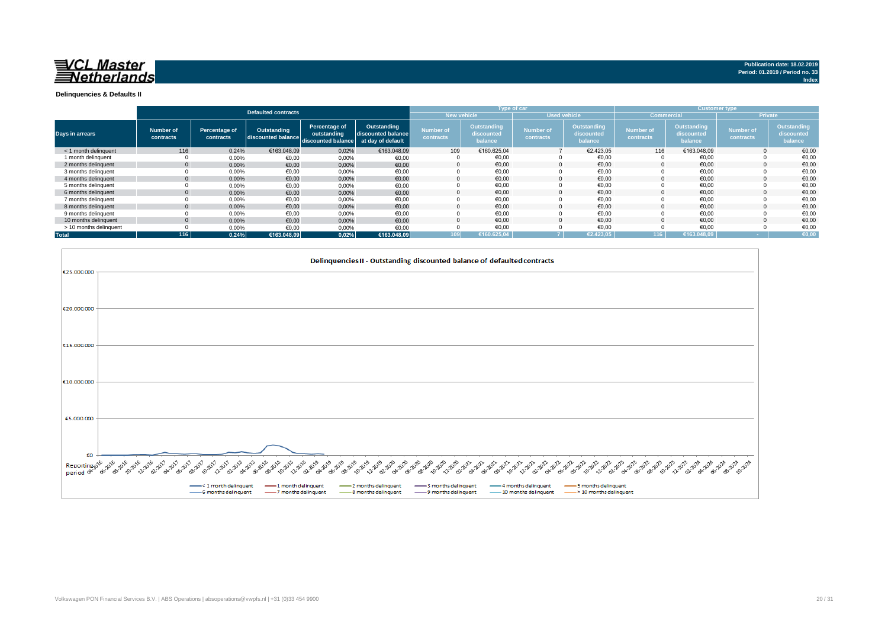**VCL Master Netherlands**

Publication date: 18.02.2019
Period: 01.2019 / Period no. 33
Index

## Delinquencies & Defaults II

| Days in arrears | Defaulted contracts | | | | | Type of car | | | | Customer type | | | |
|---|---|---|---|---|---|---|---|---|---|---|---|---|---|
| | | | | | | New vehicle | | Used vehicle | | Commercial | | Private | |
| | Number of contracts | Percentage of contracts | Outstanding discounted balance | Percentage of outstanding discounted balance | Outstanding discounted balance at day of default | Number of contracts | Outstanding discounted balance | Number of contracts | Outstanding discounted balance | Number of contracts | Outstanding discounted balance | Number of contracts | Outstanding discounted balance |
| < 1 month delinquent | 116 | 0,24% | €163.048,09 | 0,02% | €163.048,09 | 109 | €160.625,04 | 7 | €2.423,05 | 116 | €163.048,09 | 0 | €0,00 |
| 1 month delinquent | 0 | 0,00% | €0,00 | 0,00% | €0,00 | 0 | €0,00 | 0 | €0,00 | 0 | €0,00 | 0 | €0,00 |
| 2 months delinquent | 0 | 0,00% | €0,00 | 0,00% | €0,00 | 0 | €0,00 | 0 | €0,00 | 0 | €0,00 | 0 | €0,00 |
| 3 months delinquent | 0 | 0,00% | €0,00 | 0,00% | €0,00 | 0 | €0,00 | 0 | €0,00 | 0 | €0,00 | 0 | €0,00 |
| 4 months delinquent | 0 | 0,00% | €0,00 | 0,00% | €0,00 | 0 | €0,00 | 0 | €0,00 | 0 | €0,00 | 0 | €0,00 |
| 5 months delinquent | 0 | 0,00% | €0,00 | 0,00% | €0,00 | 0 | €0,00 | 0 | €0,00 | 0 | €0,00 | 0 | €0,00 |
| 6 months delinquent | 0 | 0,00% | €0,00 | 0,00% | €0,00 | 0 | €0,00 | 0 | €0,00 | 0 | €0,00 | 0 | €0,00 |
| 7 months delinquent | 0 | 0,00% | €0,00 | 0,00% | €0,00 | 0 | €0,00 | 0 | €0,00 | 0 | €0,00 | 0 | €0,00 |
| 8 months delinquent | 0 | 0,00% | €0,00 | 0,00% | €0,00 | 0 | €0,00 | 0 | €0,00 | 0 | €0,00 | 0 | €0,00 |
| 9 months delinquent | 0 | 0,00% | €0,00 | 0,00% | €0,00 | 0 | €0,00 | 0 | €0,00 | 0 | €0,00 | 0 | €0,00 |
| 10 months delinquent | 0 | 0,00% | €0,00 | 0,00% | €0,00 | 0 | €0,00 | 0 | €0,00 | 0 | €0,00 | 0 | €0,00 |
| > 10 months delinquent | 0 | 0,00% | €0,00 | 0,00% | €0,00 | 0 | €0,00 | 0 | €0,00 | 0 | €0,00 | 0 | €0,00 |
| **Total** | **116** | **0,24%** | **€163.048,09** | **0,02%** | **€163.048,09** | **109** | **€160.625,04** | **7** | **€2.423,05** | **116** | **€163.048,09** | **-** | **€0,00** |

**Delinquencies II - Outstanding discounted balance of defaulted contracts**

Legend: < 1 month delinquent, 1 month delinquent, 2 months delinquent, 3 months delinquent, 4 months delinquent, 5 months delinquent, 6 months delinquent, 7 months delinquent, 8 months delinquent, 9 months delinquent, 10 months delinquent, > 10 months delinquent

Volkswagen PON Financial Services B.V. | ABS Operations | absoperations@vwpfs.nl | +31 (0)33 454 9900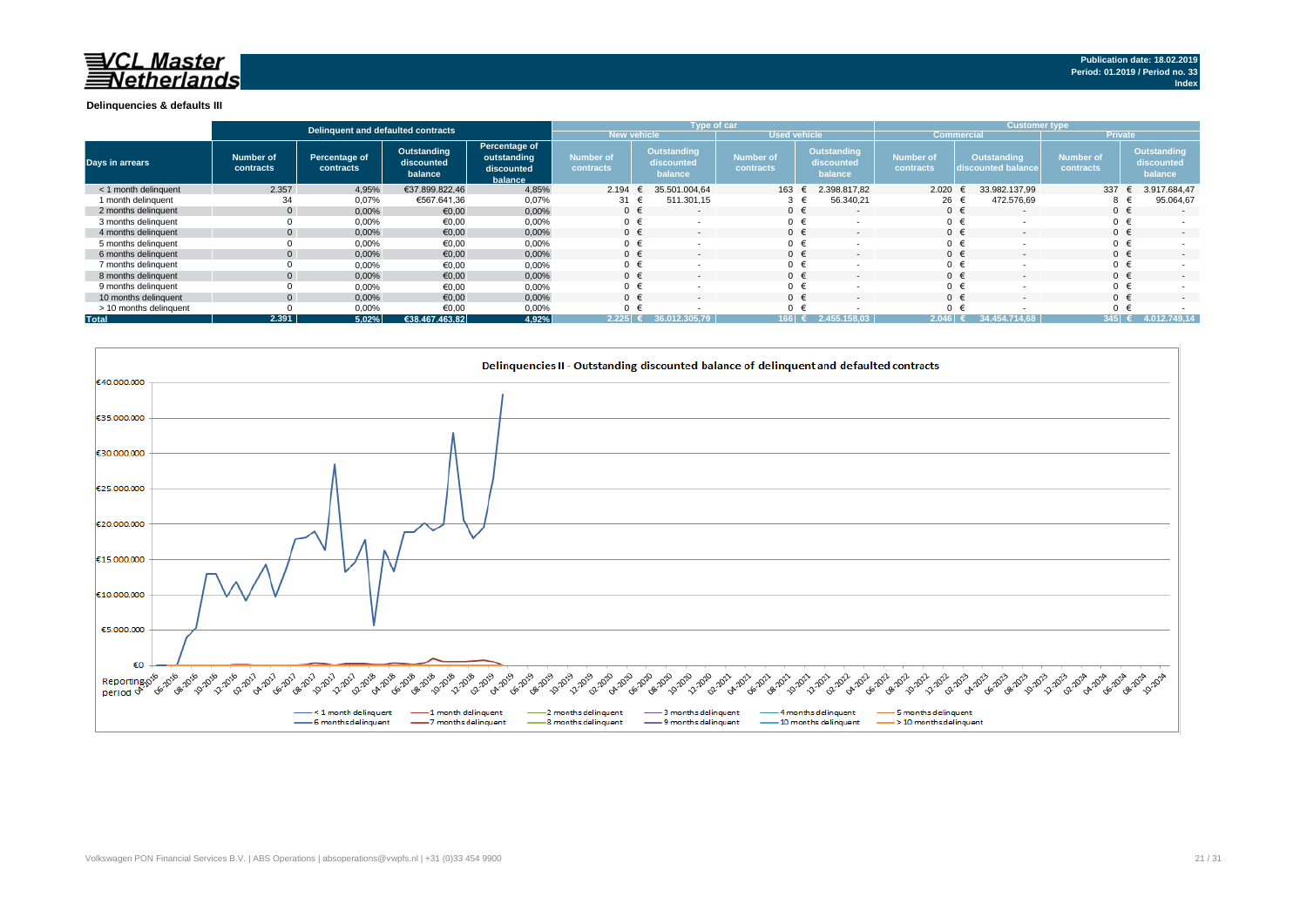**Publication date: 18.02.2019**
**Period: 01.2019 / Period no. 33**
**Index**

## Delinquencies & defaults III

| Days in arrears | Delinquent and defaulted contracts | | | | Type of car | | | | Customer type | | | |
|---|---|---|---|---|---|---|---|---|---|---|---|---|
| | | | | | New vehicle | | Used vehicle | | Commercial | | Private | |
| | Number of contracts | Percentage of contracts | Outstanding discounted balance | Percentage of outstanding discounted balance | Number of contracts | Outstanding discounted balance | Number of contracts | Outstanding discounted balance | Number of contracts | Outstanding discounted balance | Number of contracts | Outstanding discounted balance |
| < 1 month delinquent | 2.357 | 4,95% | €37.899.822,46 | 4,85% | 2.194 | € 35.501.004,64 | 163 | € 2.398.817,82 | 2.020 | € 33.982.137,99 | 337 | € 3.917.684,47 |
| 1 month delinquent | 34 | 0,07% | €567.641,36 | 0,07% | 31 | € 511.301,15 | 3 | € 56.340,21 | 26 | € 472.576,69 | 8 | € 95.064,67 |
| 2 months delinquent | 0 | 0,00% | €0,00 | 0,00% | 0 | € - | 0 | € - | 0 | € - | 0 | € - |
| 3 months delinquent | 0 | 0,00% | €0,00 | 0,00% | 0 | € - | 0 | € - | 0 | € - | 0 | € - |
| 4 months delinquent | 0 | 0,00% | €0,00 | 0,00% | 0 | € - | 0 | € - | 0 | € - | 0 | € - |
| 5 months delinquent | 0 | 0,00% | €0,00 | 0,00% | 0 | € - | 0 | € - | 0 | € - | 0 | € - |
| 6 months delinquent | 0 | 0,00% | €0,00 | 0,00% | 0 | € - | 0 | € - | 0 | € - | 0 | € - |
| 7 months delinquent | 0 | 0,00% | €0,00 | 0,00% | 0 | € - | 0 | € - | 0 | € - | 0 | € - |
| 8 months delinquent | 0 | 0,00% | €0,00 | 0,00% | 0 | € - | 0 | € - | 0 | € - | 0 | € - |
| 9 months delinquent | 0 | 0,00% | €0,00 | 0,00% | 0 | € - | 0 | € - | 0 | € - | 0 | € - |
| 10 months delinquent | 0 | 0,00% | €0,00 | 0,00% | 0 | € - | 0 | € - | 0 | € - | 0 | € - |
| > 10 months delinquent | 0 | 0,00% | €0,00 | 0,00% | 0 | € - | 0 | € - | 0 | € - | 0 | € - |
| **Total** | **2.391** | **5,02%** | **€38.467.463,82** | **4,92%** | **2.225** | **€ 36.012.305,79** | **166** | **€ 2.455.158,03** | **2.046** | **€ 34.454.714,68** | **345** | **€ 4.012.749,14** |

### Delinquencies II - Outstanding discounted balance of delinquent and defaulted contracts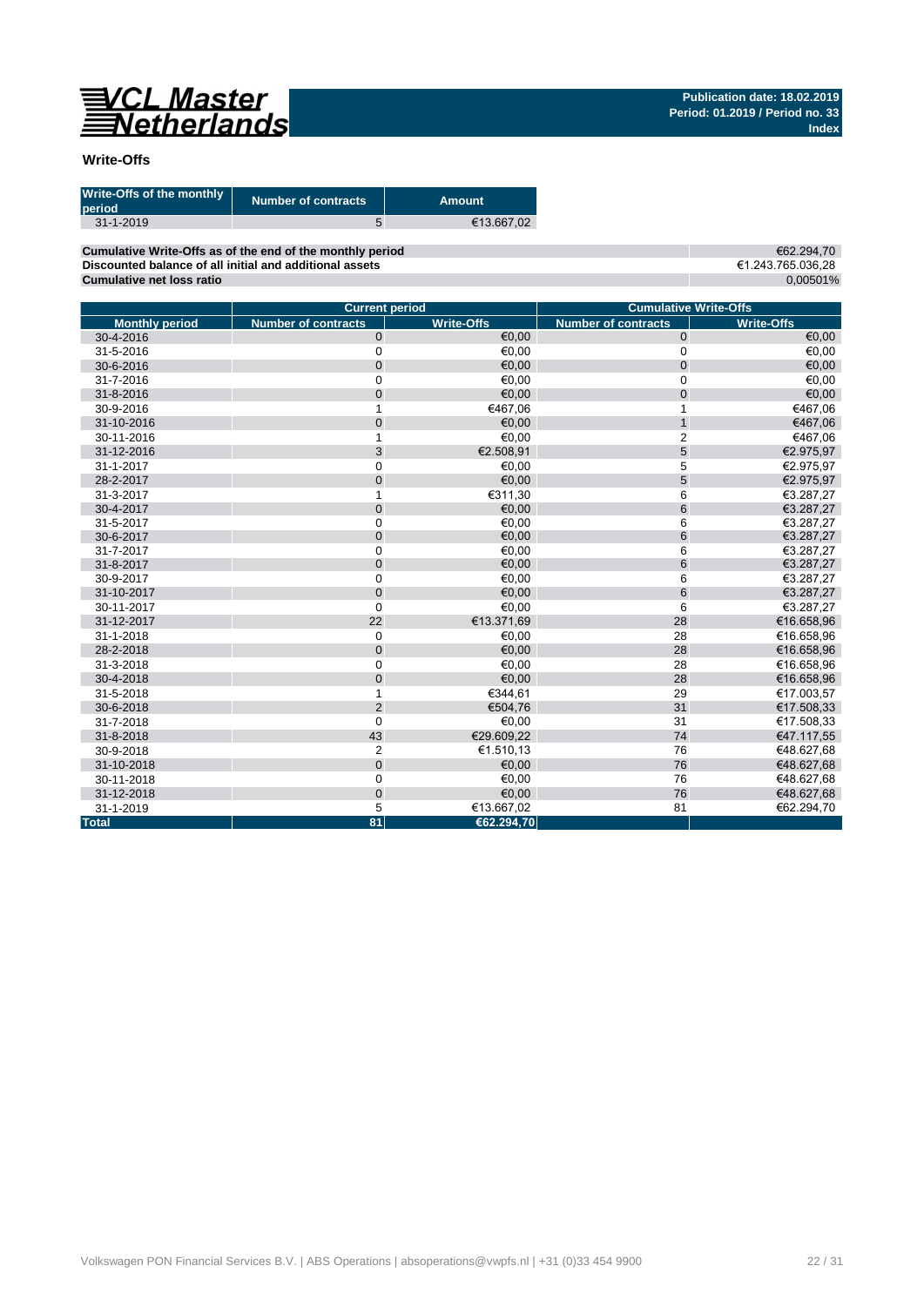# VCL Master Netherlands

**Publication date: 18.02.2019**
**Period: 01.2019 / Period no. 33**
**Index**

## Write-Offs

| Write-Offs of the monthly period | Number of contracts | Amount |
|---|---|---|
| 31-1-2019 | 5 | €13.667,02 |

| | |
|---|---|
| **Cumulative Write-Offs as of the end of the monthly period** | €62.294,70 |
| **Discounted balance of all initial and additional assets** | €1.243.765.036,28 |
| **Cumulative net loss ratio** | 0,00501% |

| | Current period | | Cumulative Write-Offs | |
|---|---|---|---|---|
| **Monthly period** | **Number of contracts** | **Write-Offs** | **Number of contracts** | **Write-Offs** |
| 30-4-2016 | 0 | €0,00 | 0 | €0,00 |
| 31-5-2016 | 0 | €0,00 | 0 | €0,00 |
| 30-6-2016 | 0 | €0,00 | 0 | €0,00 |
| 31-7-2016 | 0 | €0,00 | 0 | €0,00 |
| 31-8-2016 | 0 | €0,00 | 0 | €0,00 |
| 30-9-2016 | 1 | €467,06 | 1 | €467,06 |
| 31-10-2016 | 0 | €0,00 | 1 | €467,06 |
| 30-11-2016 | 1 | €0,00 | 2 | €467,06 |
| 31-12-2016 | 3 | €2.508,91 | 5 | €2.975,97 |
| 31-1-2017 | 0 | €0,00 | 5 | €2.975,97 |
| 28-2-2017 | 0 | €0,00 | 5 | €2.975,97 |
| 31-3-2017 | 1 | €311,30 | 6 | €3.287,27 |
| 30-4-2017 | 0 | €0,00 | 6 | €3.287,27 |
| 31-5-2017 | 0 | €0,00 | 6 | €3.287,27 |
| 30-6-2017 | 0 | €0,00 | 6 | €3.287,27 |
| 31-7-2017 | 0 | €0,00 | 6 | €3.287,27 |
| 31-8-2017 | 0 | €0,00 | 6 | €3.287,27 |
| 30-9-2017 | 0 | €0,00 | 6 | €3.287,27 |
| 31-10-2017 | 0 | €0,00 | 6 | €3.287,27 |
| 30-11-2017 | 0 | €0,00 | 6 | €3.287,27 |
| 31-12-2017 | 22 | €13.371,69 | 28 | €16.658,96 |
| 31-1-2018 | 0 | €0,00 | 28 | €16.658,96 |
| 28-2-2018 | 0 | €0,00 | 28 | €16.658,96 |
| 31-3-2018 | 0 | €0,00 | 28 | €16.658,96 |
| 30-4-2018 | 0 | €0,00 | 28 | €16.658,96 |
| 31-5-2018 | 1 | €344,61 | 29 | €17.003,57 |
| 30-6-2018 | 2 | €504,76 | 31 | €17.508,33 |
| 31-7-2018 | 0 | €0,00 | 31 | €17.508,33 |
| 31-8-2018 | 43 | €29.609,22 | 74 | €47.117,55 |
| 30-9-2018 | 2 | €1.510,13 | 76 | €48.627,68 |
| 31-10-2018 | 0 | €0,00 | 76 | €48.627,68 |
| 30-11-2018 | 0 | €0,00 | 76 | €48.627,68 |
| 31-12-2018 | 0 | €0,00 | 76 | €48.627,68 |
| 31-1-2019 | 5 | €13.667,02 | 81 | €62.294,70 |
| **Total** | **81** | **€62.294,70** | | |

Volkswagen PON Financial Services B.V. | ABS Operations | absoperations@vwpfs.nl | +31 (0)33 454 9900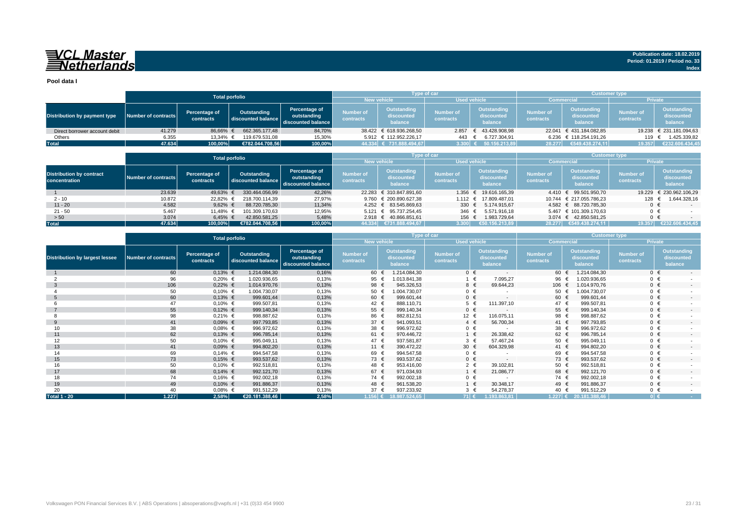# VCL Master Netherlands

**Publication date: 18.02.2019**
**Period: 01.2019 / Period no. 33**
**Index**

## Pool data I

| Distribution by payment type | Total porfolio | | | | Type of car | | | | Customer type | | | |
|---|---|---|---|---|---|---|---|---|---|---|---|---|
| | | | | | New vehicle | | Used vehicle | | Commercial | | Private | |
| | Number of contracts | Percentage of contracts | Outstanding discounted balance | Percentage of outstanding discounted balance | Number of contracts | Outstanding discounted balance | Number of contracts | Outstanding discounted balance | Number of contracts | Outstanding discounted balance | Number of contracts | Outstanding discounted balance |
| Direct borrower account debit | 41.279 | 86,66% | € 662.365.177,48 | 84,70% | 38.422 | € 618.936.268,50 | 2.857 | € 43.428.908,98 | 22.041 | € 431.184.082,85 | 19.238 | € 231.181.094,63 |
| Others | 6.355 | 13,34% | € 119.679.531,08 | 15,30% | 5.912 | € 112.952.226,17 | 443 | € 6.727.304,91 | 6.236 | € 118.254.191,26 | 119 | € 1.425.339,82 |
| **Total** | **47.634** | **100,00%** | **€782.044.708,56** | **100,00%** | **44.334** | **€ 731.888.494,67** | **3.300** | **€ 50.156.213,89** | **28.277** | **€549.438.274,11** | **19.357** | **€232.606.434,45** |

| Distribution by contract concentration | Total porfolio | | | | Type of car | | | | Customer type | | | |
|---|---|---|---|---|---|---|---|---|---|---|---|---|
| | | | | | New vehicle | | Used vehicle | | Commercial | | Private | |
| | Number of contracts | Percentage of contracts | Outstanding discounted balance | Percentage of outstanding discounted balance | Number of contracts | Outstanding discounted balance | Number of contracts | Outstanding discounted balance | Number of contracts | Outstanding discounted balance | Number of contracts | Outstanding discounted balance |
| 1 | 23.639 | 49,63% | € 330.464.056,99 | 42,26% | 22.283 | € 310.847.891,60 | 1.356 | € 19.616.165,39 | 4.410 | € 99.501.950,70 | 19.229 | € 230.962.106,29 |
| 2 - 10 | 10.872 | 22,82% | € 218.700.114,39 | 27,97% | 9.760 | € 200.890.627,38 | 1.112 | € 17.809.487,01 | 10.744 | € 217.055.786,23 | 128 | € 1.644.328,16 |
| 11 - 20 | 4.582 | 9,62% | € 88.720.785,30 | 11,34% | 4.252 | € 83.545.869,63 | 330 | € 5.174.915,67 | 4.582 | € 88.720.785,30 | 0 | € - |
| 21 - 50 | 5.467 | 11,48% | € 101.309.170,63 | 12,95% | 5.121 | € 95.737.254,45 | 346 | € 5.571.916,18 | 5.467 | € 101.309.170,63 | 0 | € - |
| > 50 | 3.074 | 6,45% | € 42.850.581,25 | 5,48% | 2.918 | € 40.866.851,61 | 156 | € 1.983.729,64 | 3.074 | € 42.850.581,25 | 0 | € - |
| **Total** | **47.634** | **100,00%** | **€782.044.708,56** | **100,00%** | **44.334** | **€731.888.494,67** | **3.300** | **€50.156.213,89** | **28.277** | **€549.438.274,11** | **19.357** | **€232.606.434,45** |

| Distribution by largest lessee | Total porfolio | | | | Type of car | | | | Customer type | | | |
|---|---|---|---|---|---|---|---|---|---|---|---|---|
| | | | | | New vehicle | | Used vehicle | | Commercial | | Private | |
| | Number of contracts | Percentage of contracts | Outstanding discounted balance | Percentage of outstanding discounted balance | Number of contracts | Outstanding discounted balance | Number of contracts | Outstanding discounted balance | Number of contracts | Outstanding discounted balance | Number of contracts | Outstanding discounted balance |
| 1 | 60 | 0,13% | € 1.214.084,30 | 0,16% | 60 | € 1.214.084,30 | 0 | € - | 60 | € 1.214.084,30 | 0 | € - |
| 2 | 96 | 0,20% | € 1.020.936,65 | 0,13% | 95 | € 1.013.841,38 | 1 | € 7.095,27 | 96 | € 1.020.936,65 | 0 | € - |
| 3 | 106 | 0,22% | € 1.014.970,76 | 0,13% | 98 | € 945.326,53 | 8 | € 69.644,23 | 106 | € 1.014.970,76 | 0 | € - |
| 4 | 50 | 0,10% | € 1.004.730,07 | 0,13% | 50 | € 1.004.730,07 | 0 | € - | 50 | € 1.004.730,07 | 0 | € - |
| 5 | 60 | 0,13% | € 999.601,44 | 0,13% | 60 | € 999.601,44 | 0 | € - | 60 | € 999.601,44 | 0 | € - |
| 6 | 47 | 0,10% | € 999.507,81 | 0,13% | 42 | € 888.110,71 | 5 | € 111.397,10 | 47 | € 999.507,81 | 0 | € - |
| 7 | 55 | 0,12% | € 999.140,34 | 0,13% | 55 | € 999.140,34 | 0 | € - | 55 | € 999.140,34 | 0 | € - |
| 8 | 98 | 0,21% | € 998.887,62 | 0,13% | 86 | € 882.812,51 | 12 | € 116.075,11 | 98 | € 998.887,62 | 0 | € - |
| 9 | 41 | 0,09% | € 997.793,85 | 0,13% | 37 | € 941.093,51 | 4 | € 56.700,34 | 41 | € 997.793,85 | 0 | € - |
| 10 | 38 | 0,08% | € 996.972,62 | 0,13% | 38 | € 996.972,62 | 0 | € - | 38 | € 996.972,62 | 0 | € - |
| 11 | 62 | 0,13% | € 996.785,14 | 0,13% | 61 | € 970.446,72 | 1 | € 26.338,42 | 62 | € 996.785,14 | 0 | € - |
| 12 | 50 | 0,10% | € 995.049,11 | 0,13% | 47 | € 937.581,87 | 3 | € 57.467,24 | 50 | € 995.049,11 | 0 | € - |
| 13 | 41 | 0,09% | € 994.802,20 | 0,13% | 11 | € 390.472,22 | 30 | € 604.329,98 | 41 | € 994.802,20 | 0 | € - |
| 14 | 69 | 0,14% | € 994.547,58 | 0,13% | 69 | € 994.547,58 | 0 | € - | 69 | € 994.547,58 | 0 | € - |
| 15 | 73 | 0,15% | € 993.537,62 | 0,13% | 73 | € 993.537,62 | 0 | € - | 73 | € 993.537,62 | 0 | € - |
| 16 | 50 | 0,10% | € 992.518,81 | 0,13% | 48 | € 953.416,00 | 2 | € 39.102,81 | 50 | € 992.518,81 | 0 | € - |
| 17 | 68 | 0,14% | € 992.121,70 | 0,13% | 67 | € 971.034,93 | 1 | € 21.086,77 | 68 | € 992.121,70 | 0 | € - |
| 18 | 74 | 0,16% | € 992.002,18 | 0,13% | 74 | € 992.002,18 | 0 | € - | 74 | € 992.002,18 | 0 | € - |
| 19 | 49 | 0,10% | € 991.886,37 | 0,13% | 48 | € 961.538,20 | 1 | € 30.348,17 | 49 | € 991.886,37 | 0 | € - |
| 20 | 40 | 0,08% | € 991.512,29 | 0,13% | 37 | € 937.233,92 | 3 | € 54.278,37 | 40 | € 991.512,29 | 0 | € - |
| **Total 1 - 20** | **1.227** | **2,58%** | **€20.181.388,46** | **2,58%** | **1.156** | **€ 18.987.524,65** | **71** | **€ 1.193.863,81** | **1.227** | **€ 20.181.388,46** | **0** | **€ -** |

Volkswagen PON Financial Services B.V. | ABS Operations | absoperations@vwpfs.nl | +31 (0)33 454 9900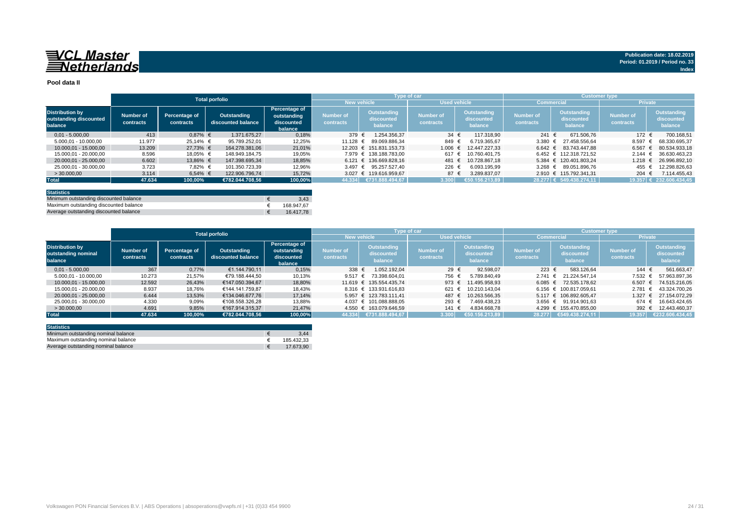**VCL Master Netherlands**

Publication date: 18.02.2019
Period: 01.2019 / Period no. 33
Index

## Pool data II

| Distribution by outstanding discounted balance | Total porfolio | | | | Type of car | | | | Customer type | | | |
|---|---|---|---|---|---|---|---|---|---|---|---|---|
| | | | | | New vehicle | | Used vehicle | | Commercial | | Private | |
| | Number of contracts | Percentage of contracts | Outstanding discounted balance | Percentage of outstanding discounted balance | Number of contracts | Outstanding discounted balance | Number of contracts | Outstanding discounted balance | Number of contracts | Outstanding discounted balance | Number of contracts | Outstanding discounted balance |
| 0,01 - 5.000,00 | 413 | 0,87% | € 1.371.675,27 | 0,18% | 379 | € 1.254.356,37 | 34 | € 117.318,90 | 241 | € 671.506,76 | 172 | € 700.168,51 |
| 5.000,01 - 10.000,00 | 11.977 | 25,14% | € 95.789.252,01 | 12,25% | 11.128 | € 89.069.886,34 | 849 | € 6.719.365,67 | 3.380 | € 27.458.556,64 | 8.597 | € 68.330.695,37 |
| 10.000,01 - 15.000,00 | 13.209 | 27,73% | € 164.278.381,06 | 21,01% | 12.203 | € 151.831.153,73 | 1.006 | € 12.447.227,33 | 6.642 | € 83.743.447,88 | 6.567 | € 80.534.933,18 |
| 15.000,01 - 20.000,00 | 8.596 | 18,05% | € 148.949.184,75 | 19,05% | 7.979 | € 138.188.783,00 | 617 | € 10.760.401,75 | 6.452 | € 112.318.721,52 | 2.144 | € 36.630.463,23 |
| 20.000,01 - 25.000,00 | 6.602 | 13,86% | € 147.398.695,34 | 18,85% | 6.121 | € 136.669.828,16 | 481 | € 10.728.867,18 | 5.384 | € 120.401.803,24 | 1.218 | € 26.996.892,10 |
| 25.000,01 - 30.000,00 | 3.723 | 7,82% | € 101.350.723,39 | 12,96% | 3.497 | € 95.257.527,40 | 226 | € 6.093.195,99 | 3.268 | € 89.051.896,76 | 455 | € 12.298.826,63 |
| > 30.000,00 | 3.114 | 6,54% | € 122.906.796,74 | 15,72% | 3.027 | € 119.616.959,67 | 87 | € 3.289.837,07 | 2.910 | € 115.792.341,31 | 204 | € 7.114.455,43 |
| **Total** | **47.634** | **100,00%** | **€782.044.708,56** | **100,00%** | **44.334** | **€731.888.494,67** | **3.300** | **€50.156.213,89** | **28.277** | **€ 549.438.274,11** | **19.357** | **€ 232.606.434,45** |

| Statistics | |
|---|---|
| Minimum outstanding discounted balance | € 3,43 |
| Maximum outstanding discounted balance | € 168.947,67 |
| Average outstanding discounted balance | € 16.417,78 |

| Distribution by outstanding nominal balance | Total porfolio | | | | Type of car | | | | Customer type | | | |
|---|---|---|---|---|---|---|---|---|---|---|---|---|
| | | | | | New vehicle | | Used vehicle | | Commercial | | Private | |
| | Number of contracts | Percentage of contracts | Outstanding discounted balance | Percentage of outstanding discounted balance | Number of contracts | Outstanding discounted balance | Number of contracts | Outstanding discounted balance | Number of contracts | Outstanding discounted balance | Number of contracts | Outstanding discounted balance |
| 0,01 - 5.000,00 | 367 | 0,77% | €1.144.790,11 | 0,15% | 338 | € 1.052.192,04 | 29 | € 92.598,07 | 223 | € 583.126,64 | 144 | € 561.663,47 |
| 5.000,01 - 10.000,00 | 10.273 | 21,57% | €79.188.444,50 | 10,13% | 9.517 | € 73.398.604,01 | 756 | € 5.789.840,49 | 2.741 | € 21.224.547,14 | 7.532 | € 57.963.897,36 |
| 10.000,01 - 15.000,00 | 12.592 | 26,43% | €147.050.394,67 | 18,80% | 11.619 | € 135.554.435,74 | 973 | € 11.495.958,93 | 6.085 | € 72.535.178,62 | 6.507 | € 74.515.216,05 |
| 15.000,01 - 20.000,00 | 8.937 | 18,76% | €144.141.759,87 | 18,43% | 8.316 | € 133.931.616,83 | 621 | € 10.210.143,04 | 6.156 | € 100.817.059,61 | 2.781 | € 43.324.700,26 |
| 20.000,01 - 25.000,00 | 6.444 | 13,53% | €134.046.677,76 | 17,14% | 5.957 | € 123.783.111,41 | 487 | € 10.263.566,35 | 5.117 | € 106.892.605,47 | 1.327 | € 27.154.072,29 |
| 25.000,01 - 30.000,00 | 4.330 | 9,09% | €108.558.326,28 | 13,88% | 4.037 | € 101.088.888,05 | 293 | € 7.469.438,23 | 3.656 | € 91.914.901,63 | 674 | € 16.643.424,65 |
| > 30.000,00 | 4.691 | 9,85% | €167.914.315,37 | 21,47% | 4.550 | € 163.079.646,59 | 141 | € 4.834.668,78 | 4.299 | € 155.470.855,00 | 392 | € 12.443.460,37 |
| **Total** | **47.634** | **100,00%** | **€782.044.708,56** | **100,00%** | **44.334** | **€731.888.494,67** | **3.300** | **€50.156.213,89** | **28.277** | **€549.438.274,11** | **19.357** | **€232.606.434,45** |

| Statistics | |
|---|---|
| Minimum outstanding nominal balance | € 3,44 |
| Maximum outstanding nominal balance | € 185.432,33 |
| Average outstanding nominal balance | € 17.673,90 |

Volkswagen PON Financial Services B.V. | ABS Operations | absoperations@vwpfs.nl | +31 (0)33 454 9900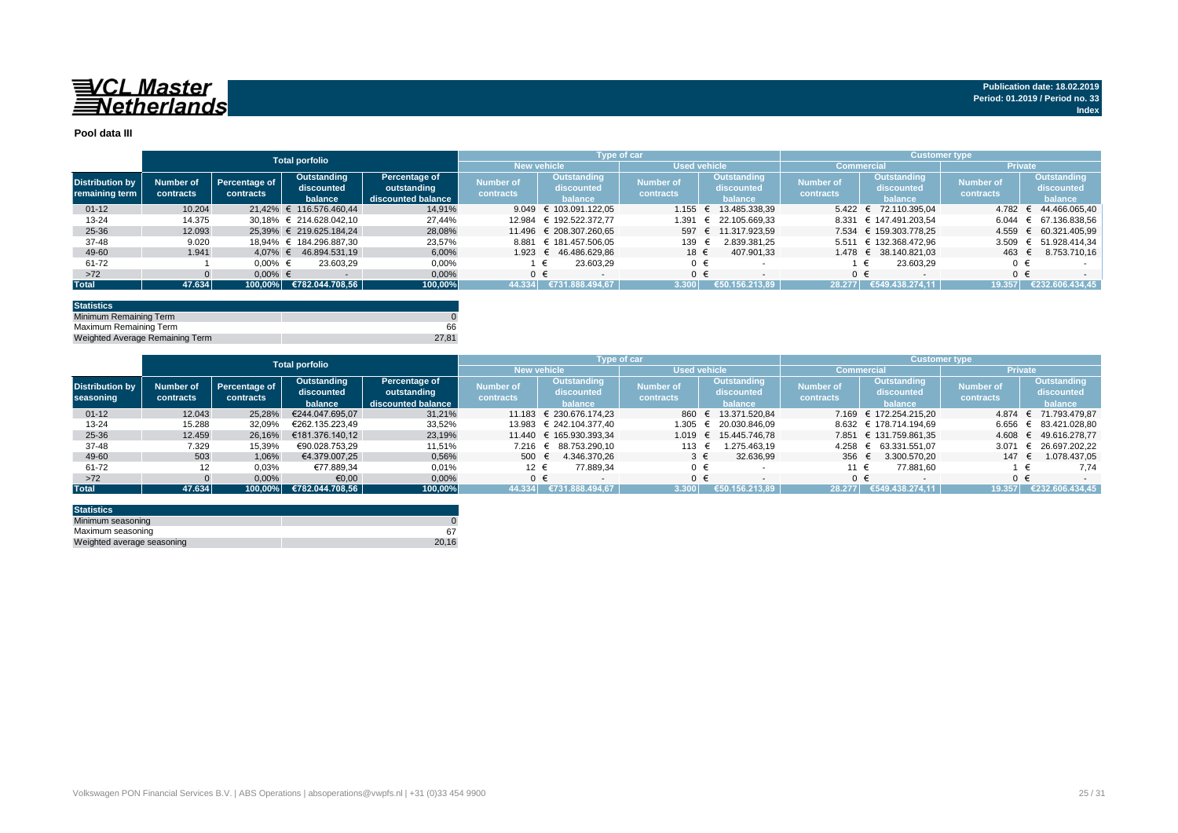**Publication date: 18.02.2019**
**Period: 01.2019 / Period no. 33**
**Index**

## Pool data III

| Distribution by remaining term | Total porfolio | | | | Type of car | | | | Customer type | | | |
|---|---|---|---|---|---|---|---|---|---|---|---|---|
| | | | | | New vehicle | | Used vehicle | | Commercial | | Private | |
| | Number of contracts | Percentage of contracts | Outstanding discounted balance | Percentage of outstanding discounted balance | Number of contracts | Outstanding discounted balance | Number of contracts | Outstanding discounted balance | Number of contracts | Outstanding discounted balance | Number of contracts | Outstanding discounted balance |
| 01-12 | 10.204 | 21,42% | € 116.576.460,44 | 14,91% | 9.049 | € 103.091.122,05 | 1.155 | € 13.485.338,39 | 5.422 | € 72.110.395,04 | 4.782 | € 44.466.065,40 |
| 13-24 | 14.375 | 30,18% | € 214.628.042,10 | 27,44% | 12.984 | € 192.522.372,77 | 1.391 | € 22.105.669,33 | 8.331 | € 147.491.203,54 | 6.044 | € 67.136.838,56 |
| 25-36 | 12.093 | 25,39% | € 219.625.184,24 | 28,08% | 11.496 | € 208.307.260,65 | 597 | € 11.317.923,59 | 7.534 | € 159.303.778,25 | 4.559 | € 60.321.405,99 |
| 37-48 | 9.020 | 18,94% | € 184.296.887,30 | 23,57% | 8.881 | € 181.457.506,05 | 139 | € 2.839.381,25 | 5.511 | € 132.368.472,96 | 3.509 | € 51.928.414,34 |
| 49-60 | 1.941 | 4,07% | € 46.894.531,19 | 6,00% | 1.923 | € 46.486.629,86 | 18 | € 407.901,33 | 1.478 | € 38.140.821,03 | 463 | € 8.753.710,16 |
| 61-72 | 1 | 0,00% | € 23.603,29 | 0,00% | 1 | € 23.603,29 | 0 | € - | 1 | € 23.603,29 | 0 | € - |
| >72 | 0 | 0,00% | € - | 0,00% | 0 | € - | 0 | € - | 0 | € - | 0 | € - |
| **Total** | **47.634** | **100,00%** | **€782.044.708,56** | **100,00%** | **44.334** | **€731.888.494,67** | **3.300** | **€50.156.213,89** | **28.277** | **€549.438.274,11** | **19.357** | **€232.606.434,45** |

| Statistics | |
|---|---|
| Minimum Remaining Term | 0 |
| Maximum Remaining Term | 66 |
| Weighted Average Remaining Term | 27,81 |

| Distribution by seasoning | Total porfolio | | | | Type of car | | | | Customer type | | | |
|---|---|---|---|---|---|---|---|---|---|---|---|---|
| | | | | | New vehicle | | Used vehicle | | Commercial | | Private | |
| | Number of contracts | Percentage of contracts | Outstanding discounted balance | Percentage of outstanding discounted balance | Number of contracts | Outstanding discounted balance | Number of contracts | Outstanding discounted balance | Number of contracts | Outstanding discounted balance | Number of contracts | Outstanding discounted balance |
| 01-12 | 12.043 | 25,28% | €244.047.695,07 | 31,21% | 11.183 | € 230.676.174,23 | 860 | € 13.371.520,84 | 7.169 | € 172.254.215,20 | 4.874 | € 71.793.479,87 |
| 13-24 | 15.288 | 32,09% | €262.135.223,49 | 33,52% | 13.983 | € 242.104.377,40 | 1.305 | € 20.030.846,09 | 8.632 | € 178.714.194,69 | 6.656 | € 83.421.028,80 |
| 25-36 | 12.459 | 26,16% | €181.376.140,12 | 23,19% | 11.440 | € 165.930.393,34 | 1.019 | € 15.445.746,78 | 7.851 | € 131.759.861,35 | 4.608 | € 49.616.278,77 |
| 37-48 | 7.329 | 15,39% | €90.028.753,29 | 11,51% | 7.216 | € 88.753.290,10 | 113 | € 1.275.463,19 | 4.258 | € 63.331.551,07 | 3.071 | € 26.697.202,22 |
| 49-60 | 503 | 1,06% | €4.379.007,25 | 0,56% | 500 | € 4.346.370,26 | 3 | € 32.636,99 | 356 | € 3.300.570,20 | 147 | € 1.078.437,05 |
| 61-72 | 12 | 0,03% | €77.889,34 | 0,01% | 12 | € 77.889,34 | 0 | € - | 11 | € 77.881,60 | 1 | € 7,74 |
| >72 | 0 | 0,00% | €0,00 | 0,00% | 0 | € - | 0 | € - | 0 | € - | 0 | € - |
| **Total** | **47.634** | **100,00%** | **€782.044.708,56** | **100,00%** | **44.334** | **€731.888.494,67** | **3.300** | **€50.156.213,89** | **28.277** | **€549.438.274,11** | **19.357** | **€232.606.434,45** |

| Statistics | |
|---|---|
| Minimum seasoning | 0 |
| Maximum seasoning | 67 |
| Weighted average seasoning | 20,16 |

Volkswagen PON Financial Services B.V. | ABS Operations | absoperations@vwpfs.nl | +31 (0)33 454 9900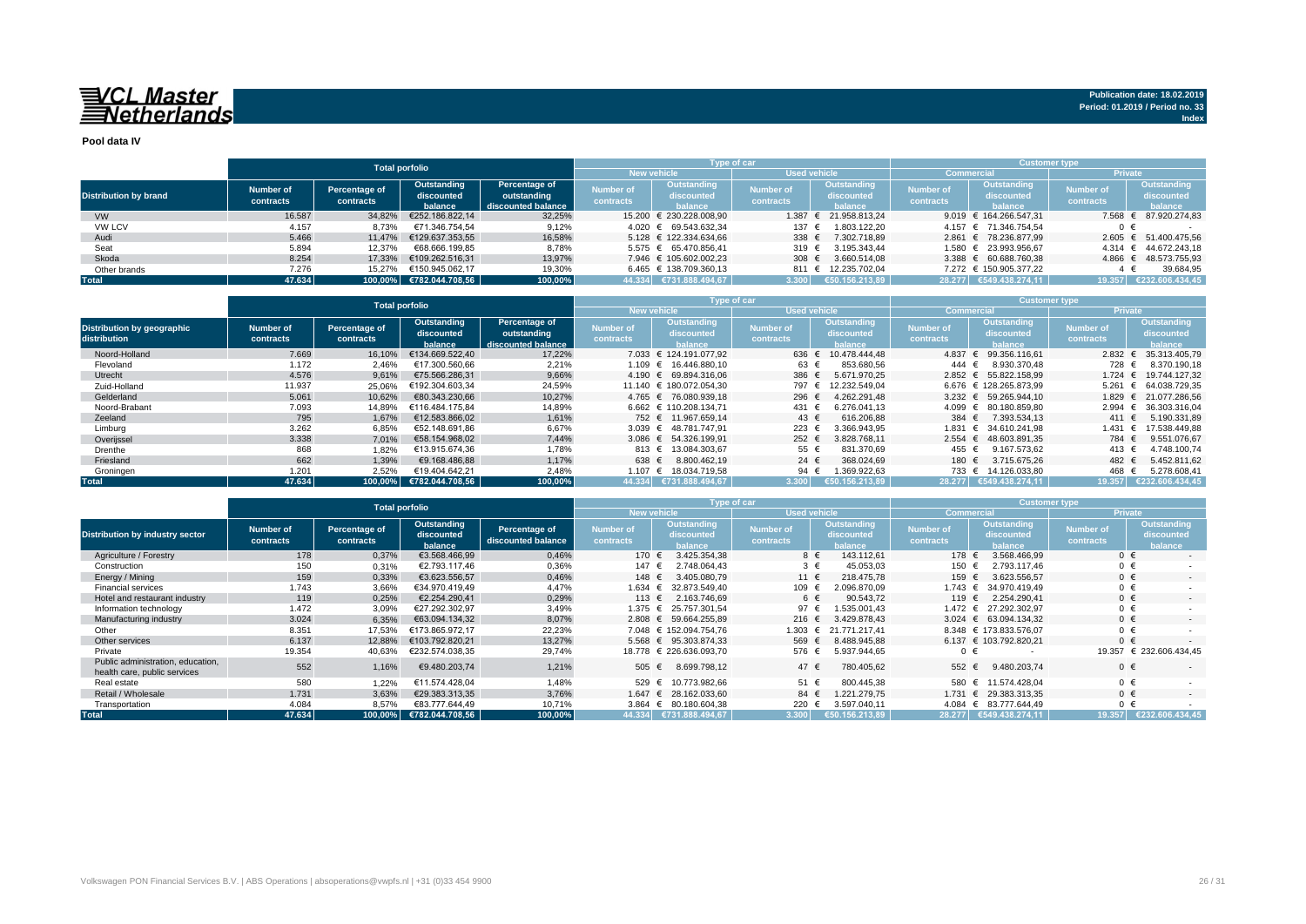**VCL Master Netherlands**

Publication date: 18.02.2019
Period: 01.2019 / Period no. 33
Index

## Pool data IV

| Distribution by brand | Total porfolio | | | | Type of car | | | | Customer type | | | |
|---|---|---|---|---|---|---|---|---|---|---|---|---|
| | | | | | New vehicle | | Used vehicle | | Commercial | | Private | |
| | Number of contracts | Percentage of contracts | Outstanding discounted balance | Percentage of outstanding discounted balance | Number of contracts | Outstanding discounted balance | Number of contracts | Outstanding discounted balance | Number of contracts | Outstanding discounted balance | Number of contracts | Outstanding discounted balance |
| VW | 16.587 | 34,82% | €252.186.822,14 | 32,25% | 15.200 | € 230.228.008,90 | 1.387 | € 21.958.813,24 | 9.019 | € 164.266.547,31 | 7.568 | € 87.920.274,83 |
| VW LCV | 4.157 | 8,73% | €71.346.754,54 | 9,12% | 4.020 | € 69.543.632,34 | 137 | € 1.803.122,20 | 4.157 | € 71.346.754,54 | 0 | € - |
| Audi | 5.466 | 11,47% | €129.637.353,55 | 16,58% | 5.128 | € 122.334.634,66 | 338 | € 7.302.718,89 | 2.861 | € 78.236.877,99 | 2.605 | € 51.400.475,56 |
| Seat | 5.894 | 12,37% | €68.666.199,85 | 8,78% | 5.575 | € 65.470.856,41 | 319 | € 3.195.343,44 | 1.580 | € 23.993.956,67 | 4.314 | € 44.672.243,18 |
| Skoda | 8.254 | 17,33% | €109.262.516,31 | 13,97% | 7.946 | € 105.602.002,23 | 308 | € 3.660.514,08 | 3.388 | € 60.688.760,38 | 4.866 | € 48.573.755,93 |
| Other brands | 7.276 | 15,27% | €150.945.062,17 | 19,30% | 6.465 | € 138.709.360,13 | 811 | € 12.235.702,04 | 7.272 | € 150.905.377,22 | 4 | € 39.684,95 |
| **Total** | **47.634** | **100,00%** | **€782.044.708,56** | **100,00%** | **44.334** | **€731.888.494,67** | **3.300** | **€50.156.213,89** | **28.277** | **€549.438.274,11** | **19.357** | **€232.606.434,45** |

| Distribution by geographic distribution | Total porfolio | | | | Type of car | | | | Customer type | | | |
|---|---|---|---|---|---|---|---|---|---|---|---|---|
| | | | | | New vehicle | | Used vehicle | | Commercial | | Private | |
| | Number of contracts | Percentage of contracts | Outstanding discounted balance | Percentage of outstanding discounted balance | Number of contracts | Outstanding discounted balance | Number of contracts | Outstanding discounted balance | Number of contracts | Outstanding discounted balance | Number of contracts | Outstanding discounted balance |
| Noord-Holland | 7.669 | 16,10% | €134.669.522,40 | 17,22% | 7.033 | € 124.191.077,92 | 636 | € 10.478.444,48 | 4.837 | € 99.356.116,61 | 2.832 | € 35.313.405,79 |
| Flevoland | 1.172 | 2,46% | €17.300.560,66 | 2,21% | 1.109 | € 16.446.880,10 | 63 | € 853.680,56 | 444 | € 8.930.370,48 | 728 | € 8.370.190,18 |
| Utrecht | 4.576 | 9,61% | €75.566.286,31 | 9,66% | 4.190 | € 69.894.316,06 | 386 | € 5.671.970,25 | 2.852 | € 55.822.158,99 | 1.724 | € 19.744.127,32 |
| Zuid-Holland | 11.937 | 25,06% | €192.304.603,34 | 24,59% | 11.140 | € 180.072.054,30 | 797 | € 12.232.549,04 | 6.676 | € 128.265.873,99 | 5.261 | € 64.038.729,35 |
| Gelderland | 5.061 | 10,62% | €80.343.230,66 | 10,27% | 4.765 | € 76.080.939,18 | 296 | € 4.262.291,48 | 3.232 | € 59.265.944,10 | 1.829 | € 21.077.286,56 |
| Noord-Brabant | 7.093 | 14,89% | €116.484.175,84 | 14,89% | 6.662 | € 110.208.134,71 | 431 | € 6.276.041,13 | 4.099 | € 80.180.859,80 | 2.994 | € 36.303.316,04 |
| Zeeland | 795 | 1,67% | €12.583.866,02 | 1,61% | 752 | € 11.967.659,14 | 43 | € 616.206,88 | 384 | € 7.393.534,13 | 411 | € 5.190.331,89 |
| Limburg | 3.262 | 6,85% | €52.148.691,86 | 6,67% | 3.039 | € 48.781.747,91 | 223 | € 3.366.943,95 | 1.831 | € 34.610.241,98 | 1.431 | € 17.538.449,88 |
| Overijssel | 3.338 | 7,01% | €58.154.968,02 | 7,44% | 3.086 | € 54.326.199,91 | 252 | € 3.828.768,11 | 2.554 | € 48.603.891,35 | 784 | € 9.551.076,67 |
| Drenthe | 868 | 1,82% | €13.915.674,36 | 1,78% | 813 | € 13.084.303,67 | 55 | € 831.370,69 | 455 | € 9.167.573,62 | 413 | € 4.748.100,74 |
| Friesland | 662 | 1,39% | €9.168.486,88 | 1,17% | 638 | € 8.800.462,19 | 24 | € 368.024,69 | 180 | € 3.715.675,26 | 482 | € 5.452.811,62 |
| Groningen | 1.201 | 2,52% | €19.404.642,21 | 2,48% | 1.107 | € 18.034.719,58 | 94 | € 1.369.922,63 | 733 | € 14.126.033,80 | 468 | € 5.278.608,41 |
| **Total** | **47.634** | **100,00%** | **€782.044.708,56** | **100,00%** | **44.334** | **€731.888.494,67** | **3.300** | **€50.156.213,89** | **28.277** | **€549.438.274,11** | **19.357** | **€232.606.434,45** |

| Distribution by industry sector | Total porfolio | | | | Type of car | | | | Customer type | | | |
|---|---|---|---|---|---|---|---|---|---|---|---|---|
| | | | | | New vehicle | | Used vehicle | | Commercial | | Private | |
| | Number of contracts | Percentage of contracts | Outstanding discounted balance | Percentage of discounted balance | Number of contracts | Outstanding discounted balance | Number of contracts | Outstanding discounted balance | Number of contracts | Outstanding discounted balance | Number of contracts | Outstanding discounted balance |
| Agriculture / Forestry | 178 | 0,37% | €3.568.466,99 | 0,46% | 170 | € 3.425.354,38 | 8 | € 143.112,61 | 178 | € 3.568.466,99 | 0 | € - |
| Construction | 150 | 0,31% | €2.793.117,46 | 0,36% | 147 | € 2.748.064,43 | 3 | € 45.053,03 | 150 | € 2.793.117,46 | 0 | € - |
| Energy / Mining | 159 | 0,33% | €3.623.556,57 | 0,46% | 148 | € 3.405.080,79 | 11 | € 218.475,78 | 159 | € 3.623.556,57 | 0 | € - |
| Financial services | 1.743 | 3,66% | €34.970.419,49 | 4,47% | 1.634 | € 32.873.549,40 | 109 | € 2.096.870,09 | 1.743 | € 34.970.419,49 | 0 | € - |
| Hotel and restaurant industry | 119 | 0,25% | €2.254.290,41 | 0,29% | 113 | € 2.163.746,69 | 6 | € 90.543,72 | 119 | € 2.254.290,41 | 0 | € - |
| Manufacturing industry | 3.024 | 6,35% | €63.094.134,32 | 8,07% | 2.808 | € 59.664.255,89 | 216 | € 3.429.878,43 | 3.024 | € 63.094.134,32 | 0 | € - |
| Information technology | 1.472 | 3,09% | €27.292.302,97 | 3,49% | 1.375 | € 25.757.301,54 | 97 | € 1.535.001,43 | 1.472 | € 27.292.302,97 | 0 | € - |
| Other | 8.351 | 17,53% | €173.865.972,17 | 22,23% | 7.048 | € 152.094.754,76 | 1.303 | € 21.771.217,41 | 8.348 | € 173.833.576,07 | 0 | € - |
| Other services | 6.137 | 12,88% | €103.792.820,21 | 13,27% | 5.568 | € 95.303.874,33 | 569 | € 8.488.945,88 | 6.137 | € 103.792.820,21 | 0 | € - |
| Private | 19.354 | 40,63% | €232.574.038,35 | 29,74% | 18.778 | € 226.636.093,70 | 576 | € 5.937.944,65 | 0 | € - | 19.357 | € 232.606.434,45 |
| Public administration, education, health care, public services | 552 | 1,16% | €9.480.203,74 | 1,21% | 505 | € 8.699.798,12 | 47 | € 780.405,62 | 552 | € 9.480.203,74 | 0 | € - |
| Real estate | 580 | 1,22% | €11.574.428,04 | 1,48% | 529 | € 10.773.982,66 | 51 | € 800.445,38 | 580 | € 11.574.428,04 | 0 | € - |
| Retail / Wholesale | 1.731 | 3,63% | €29.383.313,35 | 3,76% | 1.647 | € 28.162.033,60 | 84 | € 1.221.279,75 | 1.731 | € 29.383.313,35 | 0 | € - |
| Transportation | 4.084 | 8,57% | €83.777.644,49 | 10,71% | 3.864 | € 80.180.604,38 | 220 | € 3.597.040,11 | 4.084 | € 83.777.644,49 | 0 | € - |
| **Total** | **47.634** | **100,00%** | **€782.044.708,56** | **100,00%** | **44.334** | **€731.888.494,67** | **3.300** | **€50.156.213,89** | **28.277** | **€549.438.274,11** | **19.357** | **€232.606.434,45** |

Volkswagen PON Financial Services B.V. | ABS Operations | absoperations@vwpfs.nl | +31 (0)33 454 9900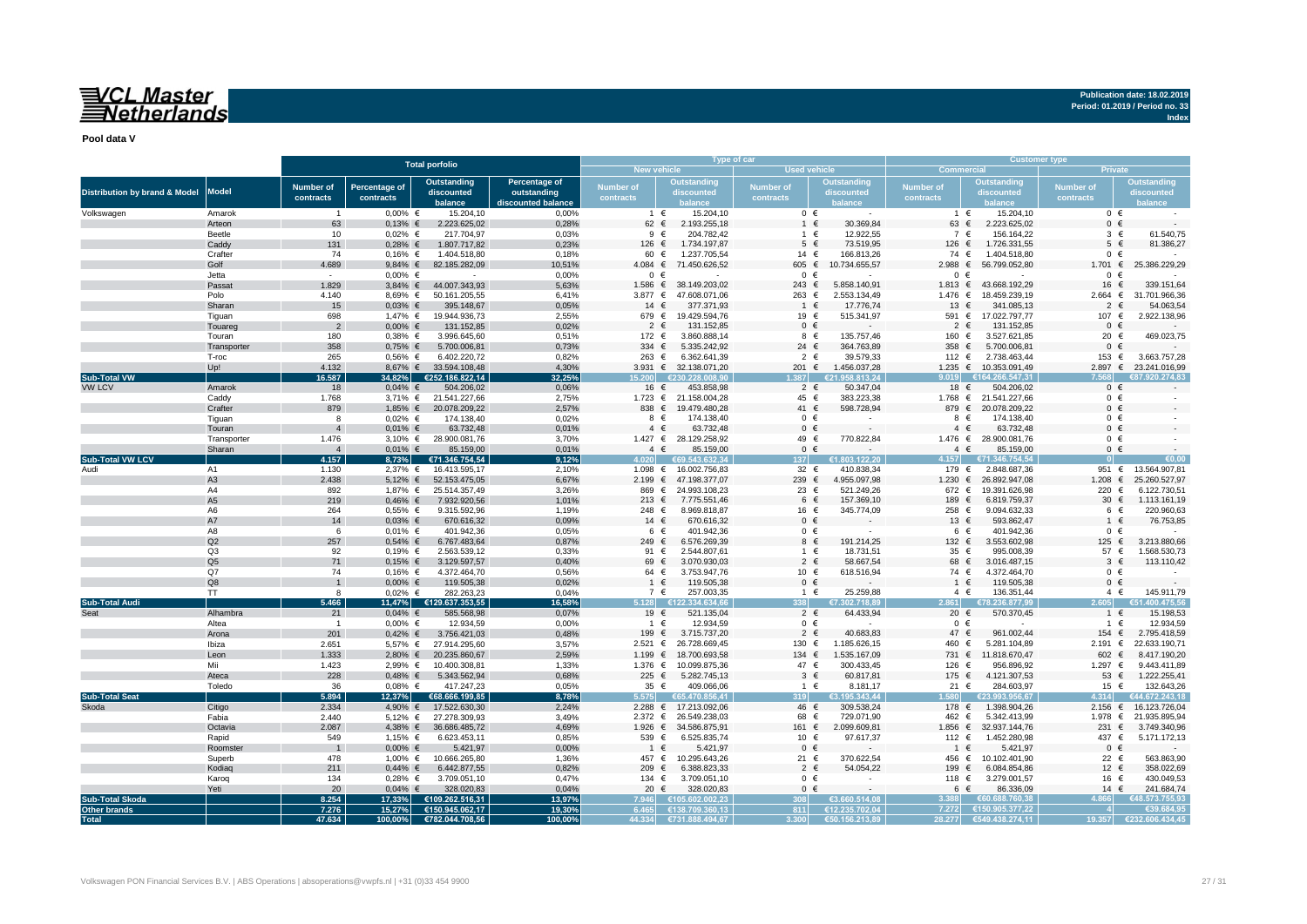**VCL Master Netherlands**

Publication date: 18.02.2019
Period: 01.2019 / Period no. 33
Index

**Pool data V**

| Distribution by brand & Model | Model | Total porfolio | | | | Type of car | | | | Customer type | | | |
|---|---|---|---|---|---|---|---|---|---|---|---|---|---|
| | | | | | | New vehicle | | Used vehicle | | Commercial | | Private | |
| | | Number of contracts | Percentage of contracts | Outstanding discounted balance | Percentage of outstanding discounted balance | Number of contracts | Outstanding discounted balance | Number of contracts | Outstanding discounted balance | Number of contracts | Outstanding discounted balance | Number of contracts | Outstanding discounted balance |
| Volkswagen | Amarok | 1 | 0,00% | € 15.204,10 | 0,00% | 1 | € 15.204,10 | 0 | € - | 1 | € 15.204,10 | 0 | € - |
| | Arteon | 63 | 0,13% | € 2.223.625,02 | 0,28% | 62 | € 2.193.255,18 | 1 | € 30.369,84 | 63 | € 2.223.625,02 | 0 | € - |
| | Beetle | 10 | 0,02% | € 217.704,97 | 0,03% | 9 | € 204.782,42 | 1 | € 12.922,55 | 7 | € 156.164,22 | 3 | € 61.540,75 |
| | Caddy | 131 | 0,28% | € 1.807.717,82 | 0,23% | 126 | € 1.734.197,87 | 5 | € 73.519,95 | 126 | € 1.726.331,55 | 5 | € 81.386,27 |
| | Crafter | 74 | 0,16% | € 1.404.518,80 | 0,18% | 60 | € 1.237.705,54 | 14 | € 166.813,26 | 74 | € 1.404.518,80 | 0 | € - |
| | Golf | 4.689 | 9,84% | € 82.185.282,09 | 10,51% | 4.084 | € 71.450.626,52 | 605 | € 10.734.655,57 | 2.988 | € 56.799.052,80 | 1.701 | € 25.386.229,29 |
| | Jetta | - | 0,00% | € - | 0,00% | 0 | € - | 0 | € - | 0 | € - | 0 | € - |
| | Passat | 1.829 | 3,84% | € 44.007.343,93 | 5,63% | 1.586 | € 38.149.203,02 | 243 | € 5.858.140,91 | 1.813 | € 43.668.192,29 | 16 | € 339.151,64 |
| | Polo | 4.140 | 8,69% | € 50.161.205,55 | 6,41% | 3.877 | € 47.608.071,06 | 263 | € 2.553.134,49 | 1.476 | € 18.459.239,19 | 2.664 | € 31.701.966,36 |
| | Sharan | 15 | 0,03% | € 395.148,67 | 0,05% | 14 | € 377.371,93 | 1 | € 17.776,74 | 13 | € 341.085,13 | 2 | € 54.063,54 |
| | Tiguan | 698 | 1,47% | € 19.944.936,73 | 2,55% | 679 | € 19.429.594,76 | 19 | € 515.341,97 | 591 | € 17.022.797,77 | 107 | € 2.922.138,96 |
| | Touareg | 2 | 0,00% | € 131.152,85 | 0,02% | 2 | € 131.152,85 | 0 | € - | 2 | € 131.152,85 | 0 | € - |
| | Touran | 180 | 0,38% | € 3.996.645,60 | 0,51% | 172 | € 3.860.888,14 | 8 | € 135.757,46 | 160 | € 3.527.621,85 | 20 | € 469.023,75 |
| | Transporter | 358 | 0,75% | € 5.700.006,81 | 0,73% | 334 | € 5.335.242,92 | 24 | € 364.763,89 | 358 | € 5.700.006,81 | 0 | € - |
| | T-roc | 265 | 0,56% | € 6.402.220,72 | 0,82% | 263 | € 6.362.641,39 | 2 | € 39.579,33 | 112 | € 2.738.463,44 | 153 | € 3.663.757,28 |
| | Up! | 4.132 | 8,67% | € 33.594.108,48 | 4,30% | 3.931 | € 32.138.071,20 | 201 | € 1.456.037,28 | 1.235 | € 10.353.091,49 | 2.897 | € 23.241.016,99 |
| **Sub-Total VW** | | **16.587** | **34,82%** | **€252.186.822,14** | **32,25%** | **15.200** | **€230.228.008,90** | **1.387** | **€21.958.813,24** | **9.019** | **€164.266.547,31** | **7.568** | **€87.920.274,83** |
| VW LCV | Amarok | 18 | 0,04% | € 504.206,02 | 0,06% | 16 | € 453.858,98 | 2 | € 50.347,04 | 18 | € 504.206,02 | 0 | € - |
| | Caddy | 1.768 | 3,71% | € 21.541.227,66 | 2,75% | 1.723 | € 21.158.004,28 | 45 | € 383.223,38 | 1.768 | € 21.541.227,66 | 0 | € - |
| | Crafter | 879 | 1,85% | € 20.078.209,22 | 2,57% | 838 | € 19.479.480,28 | 41 | € 598.728,94 | 879 | € 20.078.209,22 | 0 | € - |
| | Tiguan | 8 | 0,02% | € 174.138,40 | 0,02% | 8 | € 174.138,40 | 0 | € - | 8 | € 174.138,40 | 0 | € - |
| | Touran | 4 | 0,01% | € 63.732,48 | 0,01% | 4 | € 63.732,48 | 0 | € - | 4 | € 63.732,48 | 0 | € - |
| | Transporter | 1.476 | 3,10% | € 28.900.081,76 | 3,70% | 1.427 | € 28.129.258,92 | 49 | € 770.822,84 | 1.476 | € 28.900.081,76 | 0 | € - |
| | Sharan | 4 | 0,01% | € 85.159,00 | 0,01% | 4 | € 85.159,00 | 0 | € - | 4 | € 85.159,00 | 0 | € - |
| **Sub-Total VW LCV** | | **4.157** | **8,73%** | **€71.346.754,54** | **9,12%** | **4.020** | **€69.543.632,34** | **137** | **€1.803.122,20** | **4.157** | **€71.346.754,54** | **0** | **€0,00** |
| Audi | A1 | 1.130 | 2,37% | € 16.413.595,17 | 2,10% | 1.098 | € 16.002.756,83 | 32 | € 410.838,34 | 179 | € 2.848.687,36 | 951 | € 13.564.907,81 |
| | A3 | 2.438 | 5,12% | € 52.153.475,05 | 6,67% | 2.199 | € 47.198.377,07 | 239 | € 4.955.097,98 | 1.230 | € 26.892.947,08 | 1.208 | € 25.260.527,97 |
| | A4 | 892 | 1,87% | € 25.514.357,49 | 3,26% | 869 | € 24.993.108,23 | 23 | € 521.249,26 | 672 | € 19.391.626,98 | 220 | € 6.122.730,51 |
| | A5 | 219 | 0,46% | € 7.932.920,56 | 1,01% | 213 | € 7.775.551,46 | 6 | € 157.369,10 | 189 | € 6.819.759,37 | 30 | € 1.113.161,19 |
| | A6 | 264 | 0,55% | € 9.315.592,96 | 1,19% | 248 | € 8.969.818,87 | 16 | € 345.774,09 | 258 | € 9.094.632,33 | 6 | € 220.960,63 |
| | A7 | 14 | 0,03% | € 670.616,32 | 0,09% | 14 | € 670.616,32 | 0 | € - | 13 | € 593.862,47 | 1 | € 76.753,85 |
| | A8 | 6 | 0,01% | € 401.942,36 | 0,05% | 6 | € 401.942,36 | 0 | € - | 6 | € 401.942,36 | 0 | € - |
| | Q2 | 257 | 0,54% | € 6.767.483,64 | 0,87% | 249 | € 6.576.269,39 | 8 | € 191.214,25 | 132 | € 3.553.602,98 | 125 | € 3.213.880,66 |
| | Q3 | 92 | 0,19% | € 2.563.539,12 | 0,33% | 91 | € 2.544.807,61 | 1 | € 18.731,51 | 35 | € 995.008,39 | 57 | € 1.568.530,73 |
| | Q5 | 71 | 0,15% | € 3.129.597,57 | 0,40% | 69 | € 3.070.930,03 | 2 | € 58.667,54 | 68 | € 3.016.487,15 | 3 | € 113.110,42 |
| | Q7 | 74 | 0,16% | € 4.372.464,70 | 0,56% | 64 | € 3.753.947,76 | 10 | € 618.516,94 | 74 | € 4.372.464,70 | 0 | € - |
| | Q8 | 1 | 0,00% | € 119.505,38 | 0,02% | 1 | € 119.505,38 | 0 | € - | 1 | € 119.505,38 | 0 | € - |
| | TT | 8 | 0,02% | € 282.263,23 | 0,04% | 7 | € 257.003,35 | 1 | € 25.259,88 | 4 | € 136.351,44 | 4 | € 145.911,79 |
| **Sub-Total Audi** | | **5.466** | **11,47%** | **€129.637.353,55** | **16,58%** | **5.128** | **€122.334.634,66** | **338** | **€7.302.718,89** | **2.861** | **€78.236.877,99** | **2.605** | **€51.400.475,56** |
| Seat | Alhambra | 21 | 0,04% | € 585.568,98 | 0,07% | 19 | € 521.135,04 | 2 | € 64.433,94 | 20 | € 570.370,45 | 1 | € 15.198,53 |
| | Altea | 1 | 0,00% | € 12.934,59 | 0,00% | 1 | € 12.934,59 | 0 | € - | 0 | € - | 1 | € 12.934,59 |
| | Arona | 201 | 0,42% | € 3.756.421,03 | 0,48% | 199 | € 3.715.737,20 | 2 | € 40.683,83 | 47 | € 961.002,44 | 154 | € 2.795.418,59 |
| | Ibiza | 2.651 | 5,57% | € 27.914.295,60 | 3,57% | 2.521 | € 26.728.669,45 | 130 | € 1.185.626,15 | 460 | € 5.281.104,89 | 2.191 | € 22.633.190,71 |
| | Leon | 1.333 | 2,80% | € 20.235.860,67 | 2,59% | 1.199 | € 18.700.693,58 | 134 | € 1.535.167,09 | 731 | € 11.818.670,47 | 602 | € 8.417.190,20 |
| | Mii | 1.423 | 2,99% | € 10.400.308,81 | 1,33% | 1.376 | € 10.099.875,36 | 47 | € 300.433,45 | 126 | € 956.896,92 | 1.297 | € 9.443.411,89 |
| | Ateca | 228 | 0,48% | € 5.343.562,94 | 0,68% | 225 | € 5.282.745,13 | 3 | € 60.817,81 | 175 | € 4.121.307,53 | 53 | € 1.222.255,41 |
| | Toledo | 36 | 0,08% | € 417.247,23 | 0,05% | 35 | € 409.066,06 | 1 | € 8.181,17 | 21 | € 284.603,97 | 15 | € 132.643,26 |
| **Sub-Total Seat** | | **5.894** | **12,37%** | **€68.666.199,85** | **8,78%** | **5.575** | **€65.470.856,41** | **319** | **€3.195.343,44** | **1.580** | **€23.993.956,67** | **4.314** | **€44.672.243,18** |
| Skoda | Citigo | 2.334 | 4,90% | € 17.522.630,30 | 2,24% | 2.288 | € 17.213.092,06 | 46 | € 309.538,24 | 178 | € 1.398.904,26 | 2.156 | € 16.123.726,04 |
| | Fabia | 2.440 | 5,12% | € 27.278.309,93 | 3,49% | 2.372 | € 26.549.238,03 | 68 | € 729.071,90 | 462 | € 5.342.413,99 | 1.978 | € 21.935.895,94 |
| | Octavia | 2.087 | 4,38% | € 36.686.485,72 | 4,69% | 1.926 | € 34.586.875,91 | 161 | € 2.099.609,81 | 1.856 | € 32.937.144,76 | 231 | € 3.749.340,96 |
| | Rapid | 549 | 1,15% | € 6.623.453,11 | 0,85% | 539 | € 6.525.835,74 | 10 | € 97.617,37 | 112 | € 1.452.280,98 | 437 | € 5.171.172,13 |
| | Roomster | 1 | 0,00% | € 5.421,97 | 0,00% | 1 | € 5.421,97 | 0 | € - | 1 | € 5.421,97 | 0 | € - |
| | Superb | 478 | 1,00% | € 10.666.265,80 | 1,36% | 457 | € 10.295.643,26 | 21 | € 370.622,54 | 456 | € 10.102.401,90 | 22 | € 563.863,90 |
| | Kodiaq | 211 | 0,44% | € 6.442.877,55 | 0,82% | 209 | € 6.388.823,33 | 2 | € 54.054,22 | 199 | € 6.084.854,86 | 12 | € 358.022,69 |
| | Karoq | 134 | 0,28% | € 3.709.051,10 | 0,47% | 134 | € 3.709.051,10 | 0 | € - | 118 | € 3.279.001,57 | 16 | € 430.049,53 |
| | Yeti | 20 | 0,04% | € 328.020,83 | 0,04% | 20 | € 328.020,83 | 0 | € - | 6 | € 86.336,09 | 14 | € 241.684,74 |
| **Sub-Total Skoda** | | **8.254** | **17,33%** | **€109.262.516,31** | **13,97%** | **7.946** | **€105.602.002,23** | **308** | **€3.660.514,08** | **3.388** | **€60.688.760,38** | **4.866** | **€48.573.755,93** |
| **Other brands** | | **7.276** | **15,27%** | **€150.945.062,17** | **19,30%** | **6.465** | **€138.709.360,13** | **811** | **€12.235.702,04** | **7.272** | **€150.905.377,22** | **4** | **€39.684,95** |
| **Total** | | **47.634** | **100,00%** | **€782.044.708,56** | **100,00%** | **44.334** | **€731.888.494,67** | **3.300** | **€50.156.213,89** | **28.277** | **€549.438.274,11** | **19.357** | **€232.606.434,45** |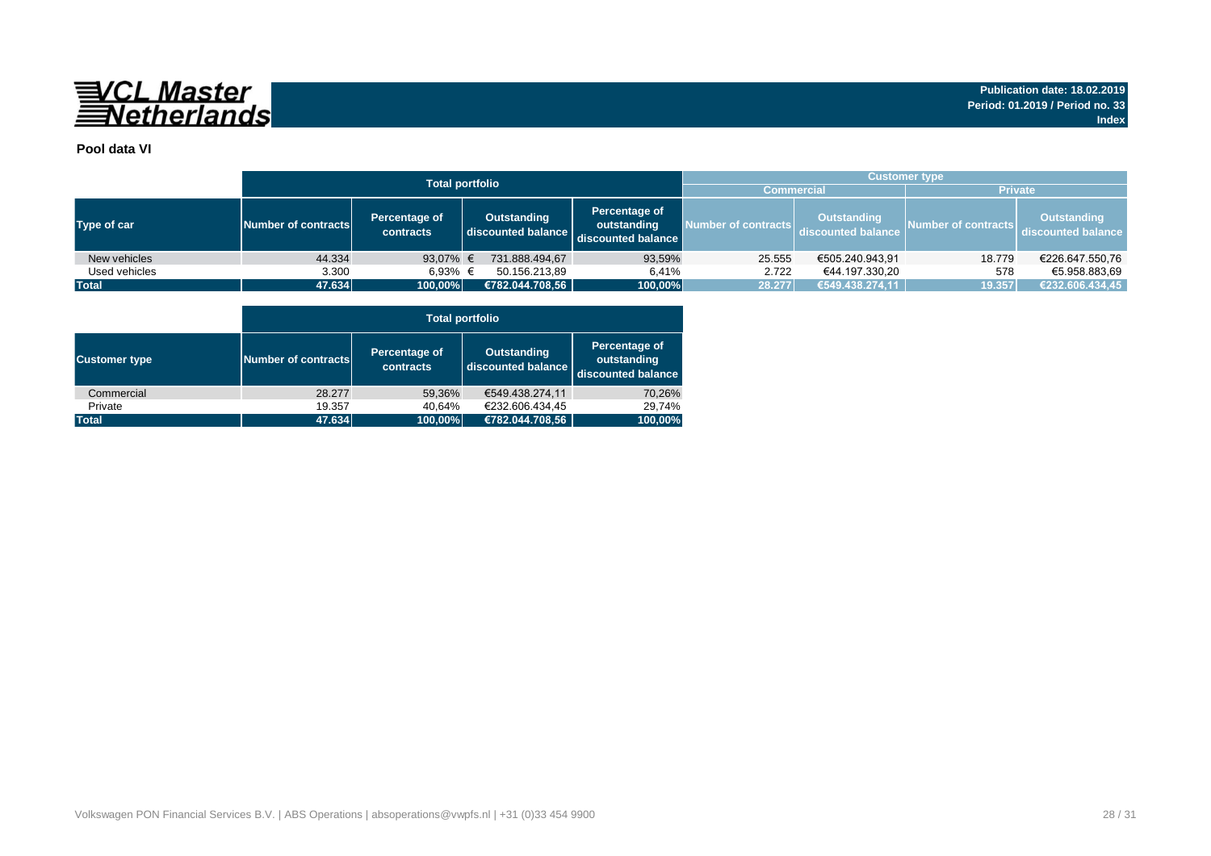**VCL Master Netherlands**

**Publication date: 18.02.2019**
**Period: 01.2019 / Period no. 33**
**Index**

## Pool data VI

| | Total portfolio | | | | Customer type | | | |
|---|---|---|---|---|---|---|---|---|
| | | | | | Commercial | | Private | |
| **Type of car** | **Number of contracts** | **Percentage of contracts** | **Outstanding discounted balance** | **Percentage of outstanding discounted balance** | **Number of contracts** | **Outstanding discounted balance** | **Number of contracts** | **Outstanding discounted balance** |
| New vehicles | 44.334 | 93,07% | € 731.888.494,67 | 93,59% | 25.555 | €505.240.943,91 | 18.779 | €226.647.550,76 |
| Used vehicles | 3.300 | 6,93% | € 50.156.213,89 | 6,41% | 2.722 | €44.197.330,20 | 578 | €5.958.883,69 |
| **Total** | **47.634** | **100,00%** | **€782.044.708,56** | **100,00%** | **28.277** | **€549.438.274,11** | **19.357** | **€232.606.434,45** |

| | Total portfolio | | | |
|---|---|---|---|---|
| **Customer type** | **Number of contracts** | **Percentage of contracts** | **Outstanding discounted balance** | **Percentage of outstanding discounted balance** |
| Commercial | 28.277 | 59,36% | €549.438.274,11 | 70,26% |
| Private | 19.357 | 40,64% | €232.606.434,45 | 29,74% |
| **Total** | **47.634** | **100,00%** | **€782.044.708,56** | **100,00%** |

Volkswagen PON Financial Services B.V. | ABS Operations | absoperations@vwpfs.nl | +31 (0)33 454 9900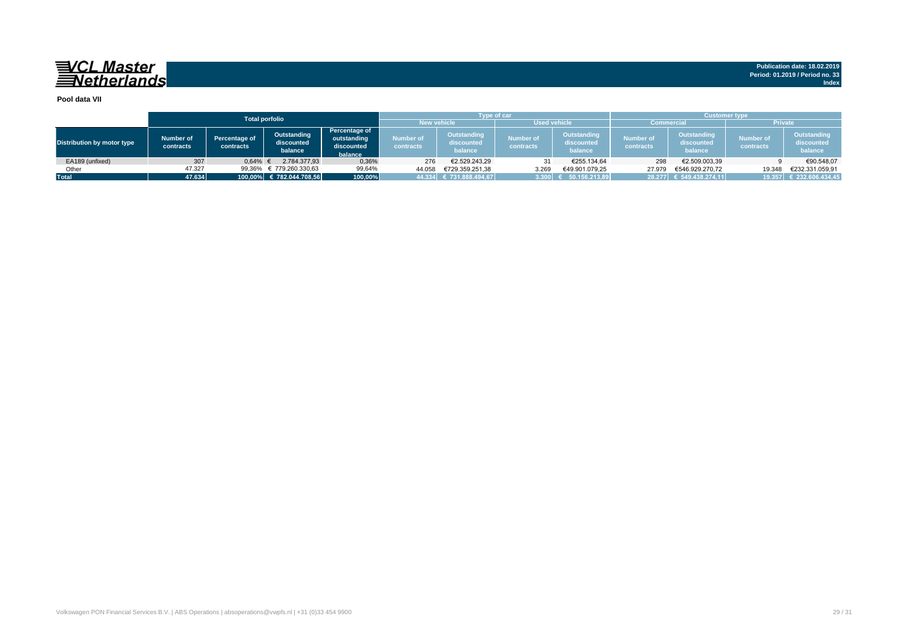**VCL Master Netherlands**

**Publication date: 18.02.2019**
**Period: 01.2019 / Period no. 33**
**Index**

**Pool data VII**

| Distribution by motor type | Total porfolio | | | | Type of car | | | | Customer type | | | |
|---|---|---|---|---|---|---|---|---|---|---|---|---|
| | | | | | New vehicle | | Used vehicle | | Commercial | | Private | |
| | Number of contracts | Percentage of contracts | Outstanding discounted balance | Percentage of outstanding discounted balance | Number of contracts | Outstanding discounted balance | Number of contracts | Outstanding discounted balance | Number of contracts | Outstanding discounted balance | Number of contracts | Outstanding discounted balance |
| EA189 (unfixed) | 307 | 0,64% | € 2.784.377,93 | 0,36% | 276 | €2.529.243,29 | 31 | €255.134,64 | 298 | €2.509.003,39 | 9 | €90.548,07 |
| Other | 47.327 | 99,36% | € 779.260.330,63 | 99,64% | 44.058 | €729.359.251,38 | 3.269 | €49.901.079,25 | 27.979 | €546.929.270,72 | 19.348 | €232.331.059,91 |
| **Total** | **47.634** | **100,00%** | **€ 782.044.708,56** | **100,00%** | **44.334** | **€ 731.888.494,67** | **3.300** | **€ 50.156.213,89** | **28.277** | **€ 549.438.274,11** | **19.357** | **€ 232.606.434,45** |

Volkswagen PON Financial Services B.V. | ABS Operations | absoperations@vwpfs.nl | +31 (0)33 454 9900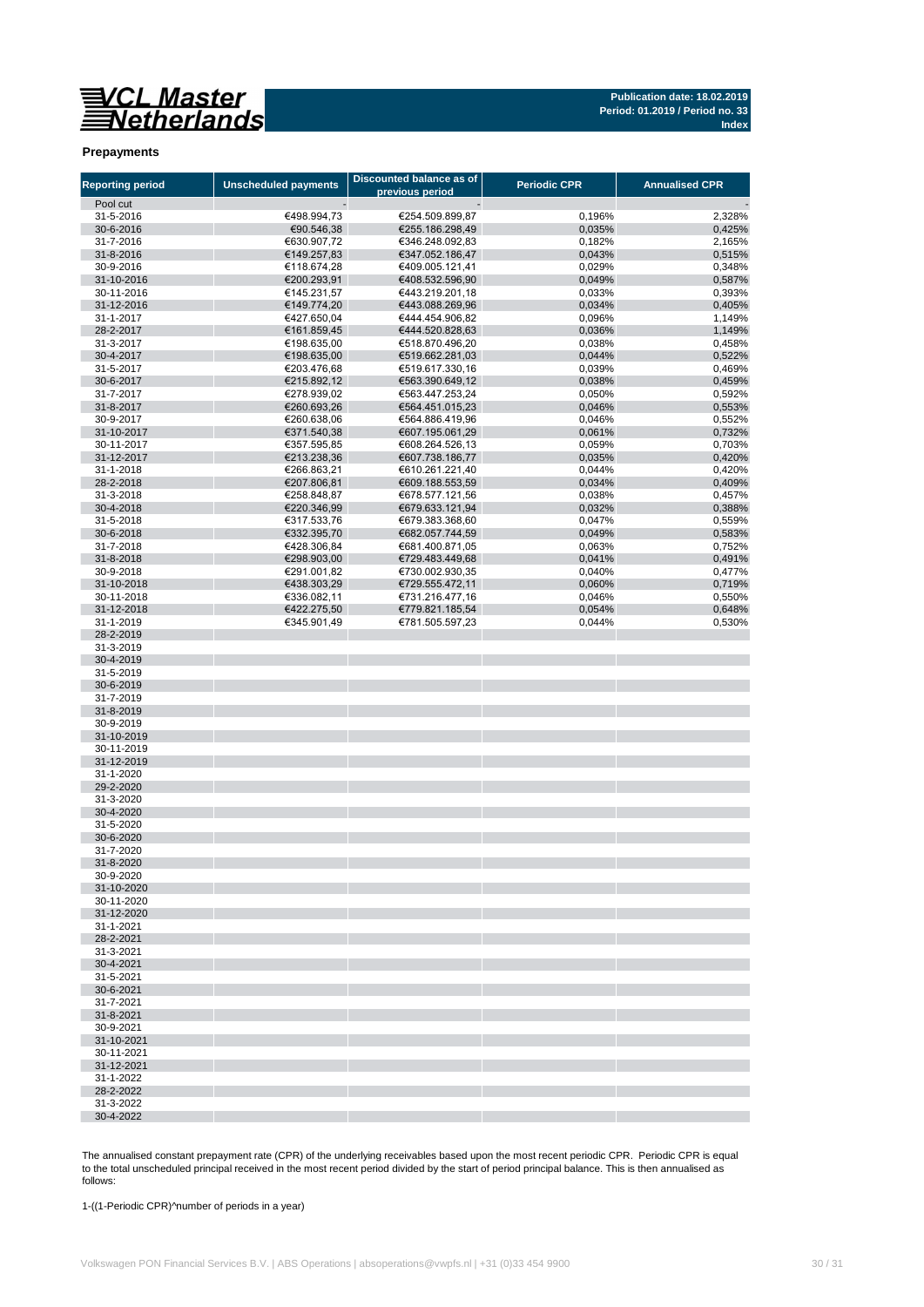**VCL Master Netherlands**

**Publication date: 18.02.2019**
**Period: 01.2019 / Period no. 33**
**Index**

**Prepayments**

| Reporting period | Unscheduled payments | Discounted balance as of previous period | Periodic CPR | Annualised CPR |
|---|---|---|---|---|
| Pool cut | - | - | | - |
| 31-5-2016 | €498.994,73 | €254.509.899,87 | 0,196% | 2,328% |
| 30-6-2016 | €90.546,38 | €255.186.298,49 | 0,035% | 0,425% |
| 31-7-2016 | €630.907,72 | €346.248.092,83 | 0,182% | 2,165% |
| 31-8-2016 | €149.257,83 | €347.052.186,47 | 0,043% | 0,515% |
| 30-9-2016 | €118.674,28 | €409.005.121,41 | 0,029% | 0,348% |
| 31-10-2016 | €200.293,91 | €408.532.596,90 | 0,049% | 0,587% |
| 30-11-2016 | €145.231,57 | €443.219.201,18 | 0,033% | 0,393% |
| 31-12-2016 | €149.774,20 | €443.088.269,96 | 0,034% | 0,405% |
| 31-1-2017 | €427.650,04 | €444.454.906,82 | 0,096% | 1,149% |
| 28-2-2017 | €161.859,45 | €444.520.828,63 | 0,036% | 1,149% |
| 31-3-2017 | €198.635,00 | €518.870.496,20 | 0,038% | 0,458% |
| 30-4-2017 | €198.635,00 | €519.662.281,03 | 0,044% | 0,522% |
| 31-5-2017 | €203.476,68 | €519.617.330,16 | 0,039% | 0,469% |
| 30-6-2017 | €215.892,12 | €563.390.649,12 | 0,038% | 0,459% |
| 31-7-2017 | €278.939,02 | €563.447.253,24 | 0,050% | 0,592% |
| 31-8-2017 | €260.693,26 | €564.451.015,23 | 0,046% | 0,553% |
| 30-9-2017 | €260.638,06 | €564.886.419,96 | 0,046% | 0,552% |
| 31-10-2017 | €371.540,38 | €607.195.061,29 | 0,061% | 0,732% |
| 30-11-2017 | €357.595,85 | €608.264.526,13 | 0,059% | 0,703% |
| 31-12-2017 | €213.238,36 | €607.738.186,77 | 0,035% | 0,420% |
| 31-1-2018 | €266.863,21 | €610.261.221,40 | 0,044% | 0,420% |
| 28-2-2018 | €207.806,81 | €609.188.553,59 | 0,034% | 0,409% |
| 31-3-2018 | €258.848,87 | €678.577.121,56 | 0,038% | 0,457% |
| 30-4-2018 | €220.346,99 | €679.633.121,94 | 0,032% | 0,388% |
| 31-5-2018 | €317.533,76 | €679.383.368,60 | 0,047% | 0,559% |
| 30-6-2018 | €332.395,70 | €682.057.744,59 | 0,049% | 0,583% |
| 31-7-2018 | €428.306,84 | €681.400.871,05 | 0,063% | 0,752% |
| 31-8-2018 | €298.903,00 | €729.483.449,68 | 0,041% | 0,491% |
| 30-9-2018 | €291.001,82 | €730.002.930,35 | 0,040% | 0,477% |
| 31-10-2018 | €438.303,29 | €729.555.472,11 | 0,060% | 0,719% |
| 30-11-2018 | €336.082,11 | €731.216.477,16 | 0,046% | 0,550% |
| 31-12-2018 | €422.275,50 | €779.821.185,54 | 0,054% | 0,648% |
| 31-1-2019 | €345.901,49 | €781.505.597,23 | 0,044% | 0,530% |
| 28-2-2019 | | | | |
| 31-3-2019 | | | | |
| 30-4-2019 | | | | |
| 31-5-2019 | | | | |
| 30-6-2019 | | | | |
| 31-7-2019 | | | | |
| 31-8-2019 | | | | |
| 30-9-2019 | | | | |
| 31-10-2019 | | | | |
| 30-11-2019 | | | | |
| 31-12-2019 | | | | |
| 31-1-2020 | | | | |
| 29-2-2020 | | | | |
| 31-3-2020 | | | | |
| 30-4-2020 | | | | |
| 31-5-2020 | | | | |
| 30-6-2020 | | | | |
| 31-7-2020 | | | | |
| 31-8-2020 | | | | |
| 30-9-2020 | | | | |
| 31-10-2020 | | | | |
| 30-11-2020 | | | | |
| 31-12-2020 | | | | |
| 31-1-2021 | | | | |
| 28-2-2021 | | | | |
| 31-3-2021 | | | | |
| 30-4-2021 | | | | |
| 31-5-2021 | | | | |
| 30-6-2021 | | | | |
| 31-7-2021 | | | | |
| 31-8-2021 | | | | |
| 30-9-2021 | | | | |
| 31-10-2021 | | | | |
| 30-11-2021 | | | | |
| 31-12-2021 | | | | |
| 31-1-2022 | | | | |
| 28-2-2022 | | | | |
| 31-3-2022 | | | | |
| 30-4-2022 | | | | |

The annualised constant prepayment rate (CPR) of the underlying receivables based upon the most recent periodic CPR. Periodic CPR is equal to the total unscheduled principal received in the most recent period divided by the start of period principal balance. This is then annualised as follows:

1-((1-Periodic CPR)^number of periods in a year)

Volkswagen PON Financial Services B.V. | ABS Operations | absoperations@vwpfs.nl | +31 (0)33 454 9900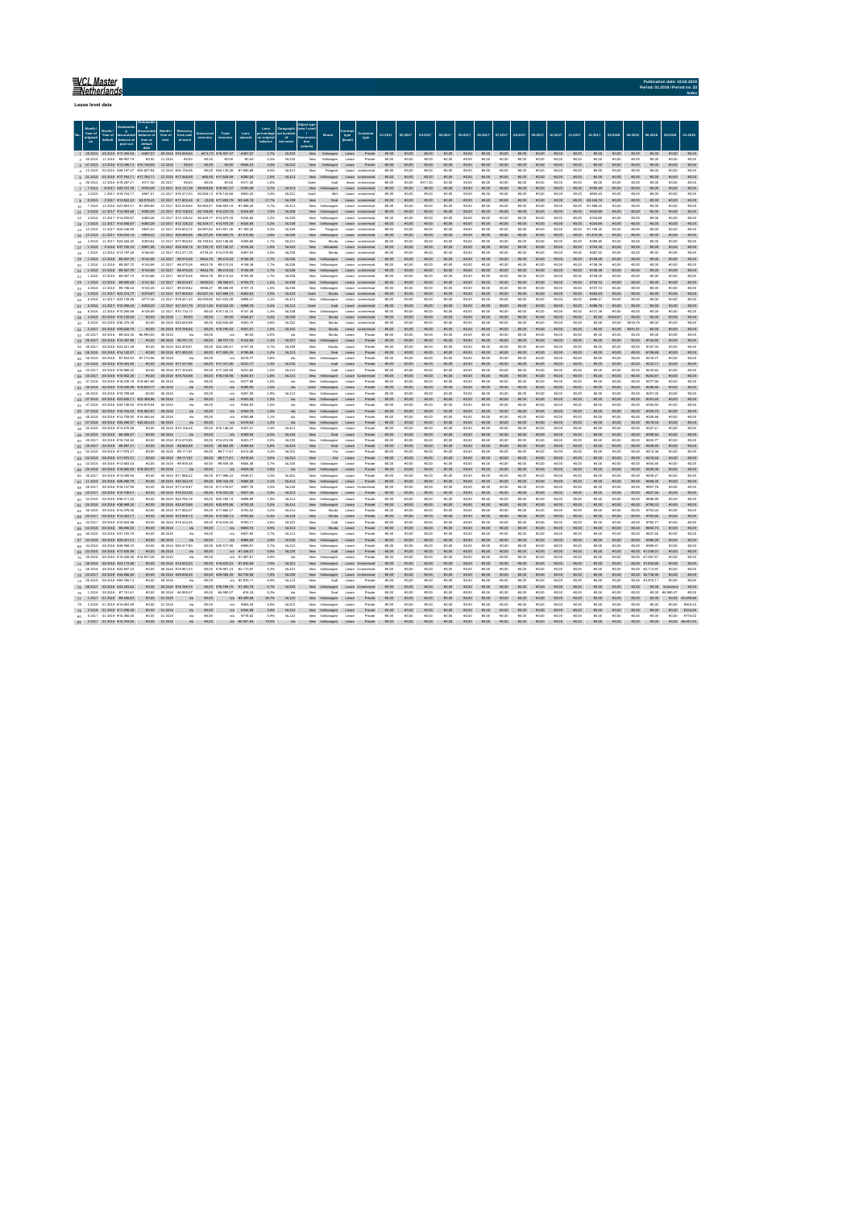# VCL Master Netherlands

Publication date: 18.02.2019
Period: 01.2019 / Period no. 32
Index

## Lease level data

| No. | Month / Year of origination | Month / Year of default | Outstanding discounted balance at pool cut | Outstanding discounted balance of loan at default date | Month / Year of loss | Recovery from sale of asset | Unsecured recovery | Total recovery | Loss amount | Loss percentage of original balance | Geographic location of borrower | Object type (new / used) | Brand | Contract type (lease) | Customer type | 01-2017 | 02-2017 | 03-2017 | 04-2017 | 05-2017 | 06-2017 | 07-2017 | 08-2017 | 09-2017 | 10-2017 | 11-2017 | 12-2017 | 01-2018 | 06-2018 | 08-2018 | 09-2018 | 01-2019 |
|---|---|---|---|---|---|---|---|---|---|---|---|---|---|---|---|---|---|---|---|---|---|---|---|---|---|---|---|---|---|---|---|---|